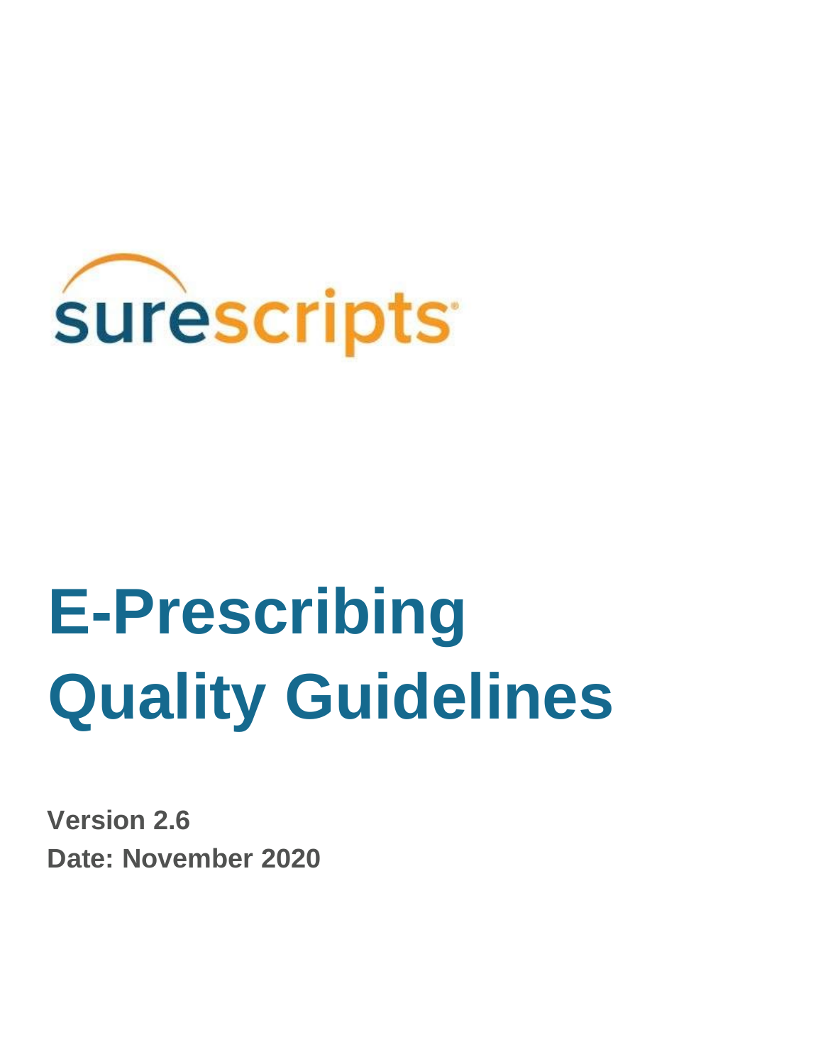surescripts

# E-Prescribing Quality Guidelines

**Version 2.6**

**Date: November 2020**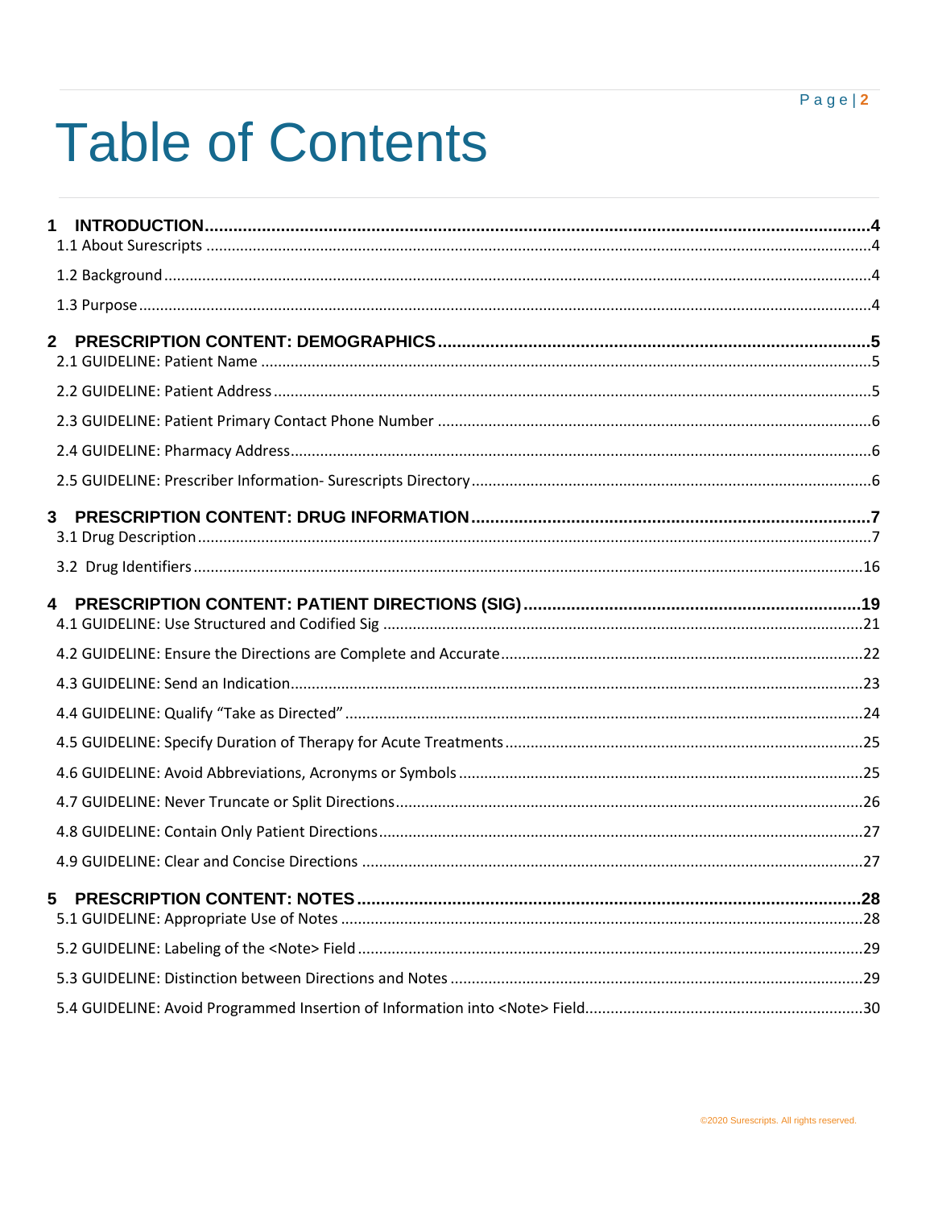# Table of Contents

**1 INTRODUCTION** ..... **4**

1.1 About Surescripts ..... 4

1.2 Background ..... 4

1.3 Purpose ..... 4

**2 PRESCRIPTION CONTENT: DEMOGRAPHICS** ..... **5**

2.1 GUIDELINE: Patient Name ..... 5

2.2 GUIDELINE: Patient Address ..... 5

2.3 GUIDELINE: Patient Primary Contact Phone Number ..... 6

2.4 GUIDELINE: Pharmacy Address ..... 6

2.5 GUIDELINE: Prescriber Information- Surescripts Directory ..... 6

**3 PRESCRIPTION CONTENT: DRUG INFORMATION** ..... **7**

3.1 Drug Description ..... 7

3.2 Drug Identifiers ..... 16

**4 PRESCRIPTION CONTENT: PATIENT DIRECTIONS (SIG)** ..... **19**

4.1 GUIDELINE: Use Structured and Codified Sig ..... 21

4.2 GUIDELINE: Ensure the Directions are Complete and Accurate ..... 22

4.3 GUIDELINE: Send an Indication ..... 23

4.4 GUIDELINE: Qualify "Take as Directed" ..... 24

4.5 GUIDELINE: Specify Duration of Therapy for Acute Treatments ..... 25

4.6 GUIDELINE: Avoid Abbreviations, Acronyms or Symbols ..... 25

4.7 GUIDELINE: Never Truncate or Split Directions ..... 26

4.8 GUIDELINE: Contain Only Patient Directions ..... 27

4.9 GUIDELINE: Clear and Concise Directions ..... 27

**5 PRESCRIPTION CONTENT: NOTES** ..... **28**

5.1 GUIDELINE: Appropriate Use of Notes ..... 28

5.2 GUIDELINE: Labeling of the <Note> Field ..... 29

5.3 GUIDELINE: Distinction between Directions and Notes ..... 29

5.4 GUIDELINE: Avoid Programmed Insertion of Information into <Note> Field ..... 30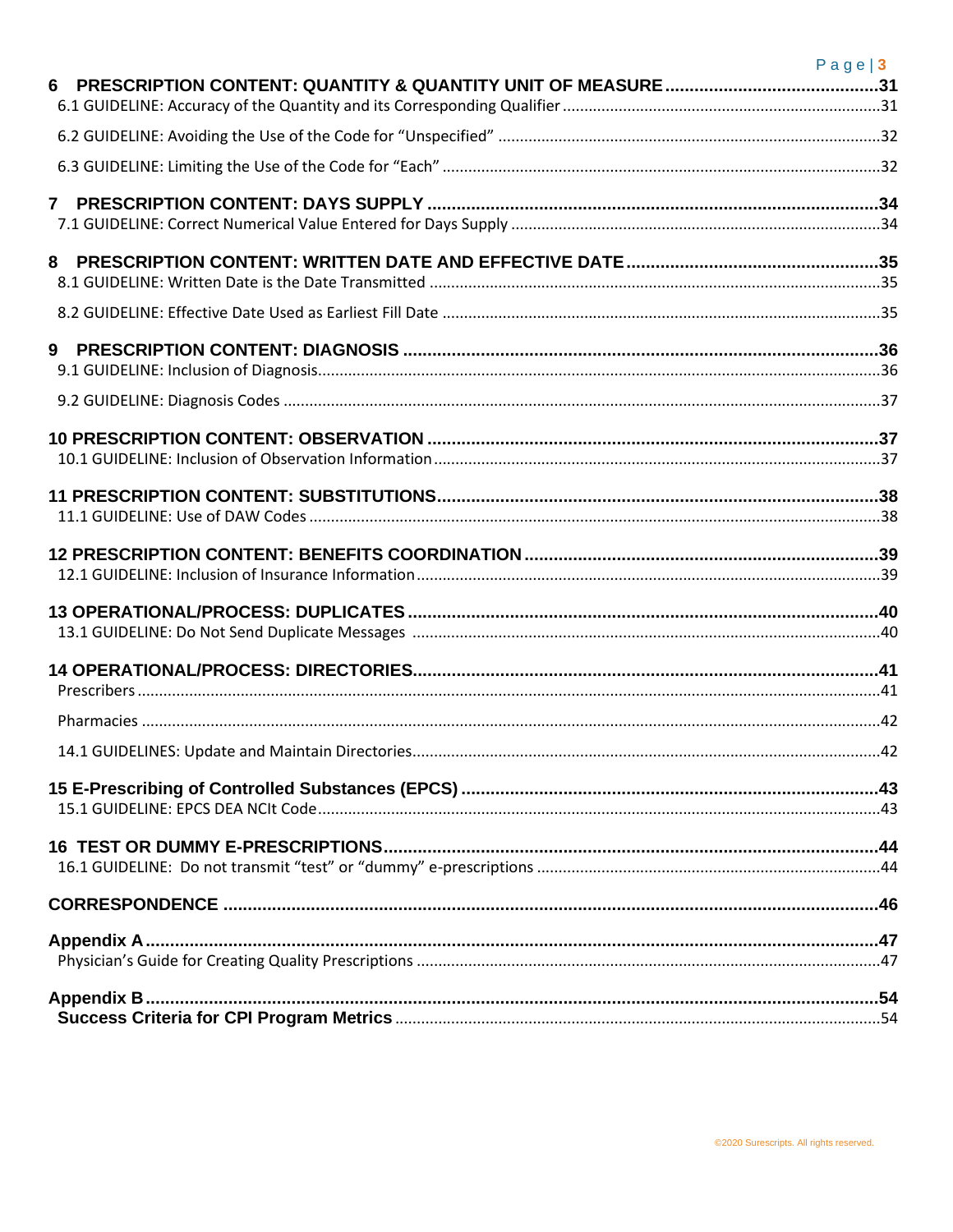**6 PRESCRIPTION CONTENT: QUANTITY & QUANTITY UNIT OF MEASURE ....31**

6.1 GUIDELINE: Accuracy of the Quantity and its Corresponding Qualifier ....31

6.2 GUIDELINE: Avoiding the Use of the Code for "Unspecified" ....32

6.3 GUIDELINE: Limiting the Use of the Code for "Each" ....32

**7 PRESCRIPTION CONTENT: DAYS SUPPLY ....34**

7.1 GUIDELINE: Correct Numerical Value Entered for Days Supply ....34

**8 PRESCRIPTION CONTENT: WRITTEN DATE AND EFFECTIVE DATE ....35**

8.1 GUIDELINE: Written Date is the Date Transmitted ....35

8.2 GUIDELINE: Effective Date Used as Earliest Fill Date ....35

**9 PRESCRIPTION CONTENT: DIAGNOSIS ....36**

9.1 GUIDELINE: Inclusion of Diagnosis ....36

9.2 GUIDELINE: Diagnosis Codes ....37

**10 PRESCRIPTION CONTENT: OBSERVATION ....37**

10.1 GUIDELINE: Inclusion of Observation Information ....37

**11 PRESCRIPTION CONTENT: SUBSTITUTIONS ....38**

11.1 GUIDELINE: Use of DAW Codes ....38

**12 PRESCRIPTION CONTENT: BENEFITS COORDINATION ....39**

12.1 GUIDELINE: Inclusion of Insurance Information ....39

**13 OPERATIONAL/PROCESS: DUPLICATES ....40**

13.1 GUIDELINE: Do Not Send Duplicate Messages ....40

**14 OPERATIONAL/PROCESS: DIRECTORIES ....41**

Prescribers ....41

Pharmacies ....42

14.1 GUIDELINES: Update and Maintain Directories ....42

**15 E-Prescribing of Controlled Substances (EPCS) ....43**

15.1 GUIDELINE: EPCS DEA NCIt Code ....43

**16 TEST OR DUMMY E-PRESCRIPTIONS ....44**

16.1 GUIDELINE: Do not transmit "test" or "dummy" e-prescriptions ....44

**CORRESPONDENCE ....46**

**Appendix A ....47**

Physician's Guide for Creating Quality Prescriptions ....47

**Appendix B ....54**

**Success Criteria for CPI Program Metrics ....54**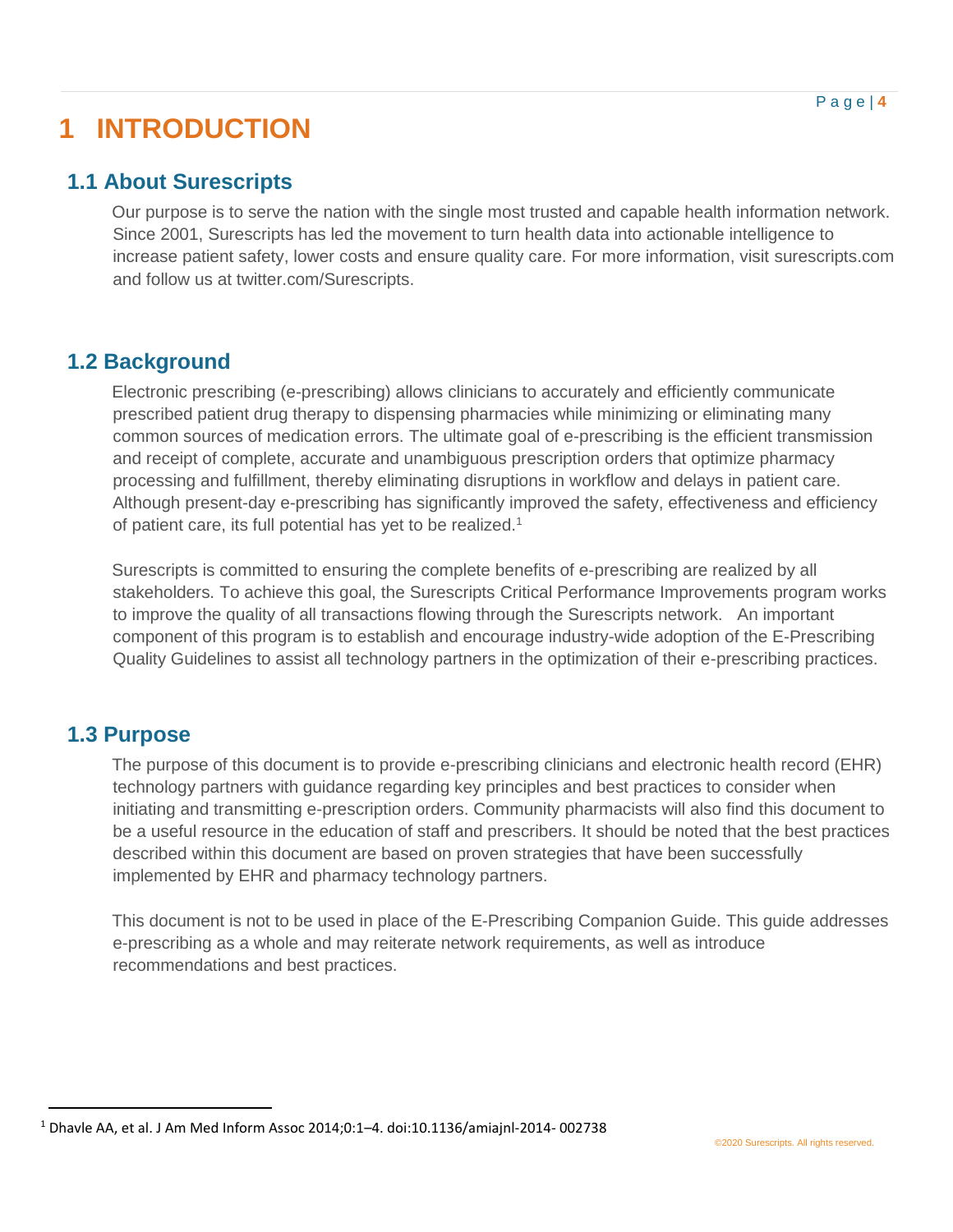# 1 INTRODUCTION

## 1.1 About Surescripts

Our purpose is to serve the nation with the single most trusted and capable health information network. Since 2001, Surescripts has led the movement to turn health data into actionable intelligence to increase patient safety, lower costs and ensure quality care. For more information, visit surescripts.com and follow us at twitter.com/Surescripts.

## 1.2 Background

Electronic prescribing (e-prescribing) allows clinicians to accurately and efficiently communicate prescribed patient drug therapy to dispensing pharmacies while minimizing or eliminating many common sources of medication errors. The ultimate goal of e-prescribing is the efficient transmission and receipt of complete, accurate and unambiguous prescription orders that optimize pharmacy processing and fulfillment, thereby eliminating disruptions in workflow and delays in patient care. Although present-day e-prescribing has significantly improved the safety, effectiveness and efficiency of patient care, its full potential has yet to be realized.[1]

Surescripts is committed to ensuring the complete benefits of e-prescribing are realized by all stakeholders. To achieve this goal, the Surescripts Critical Performance Improvements program works to improve the quality of all transactions flowing through the Surescripts network. An important component of this program is to establish and encourage industry-wide adoption of the E-Prescribing Quality Guidelines to assist all technology partners in the optimization of their e-prescribing practices.

## 1.3 Purpose

The purpose of this document is to provide e-prescribing clinicians and electronic health record (EHR) technology partners with guidance regarding key principles and best practices to consider when initiating and transmitting e-prescription orders. Community pharmacists will also find this document to be a useful resource in the education of staff and prescribers. It should be noted that the best practices described within this document are based on proven strategies that have been successfully implemented by EHR and pharmacy technology partners.

This document is not to be used in place of the E-Prescribing Companion Guide. This guide addresses e-prescribing as a whole and may reiterate network requirements, as well as introduce recommendations and best practices.

---

[1] Dhavle AA, et al. J Am Med Inform Assoc 2014;0:1–4. doi:10.1136/amiajnl-2014- 002738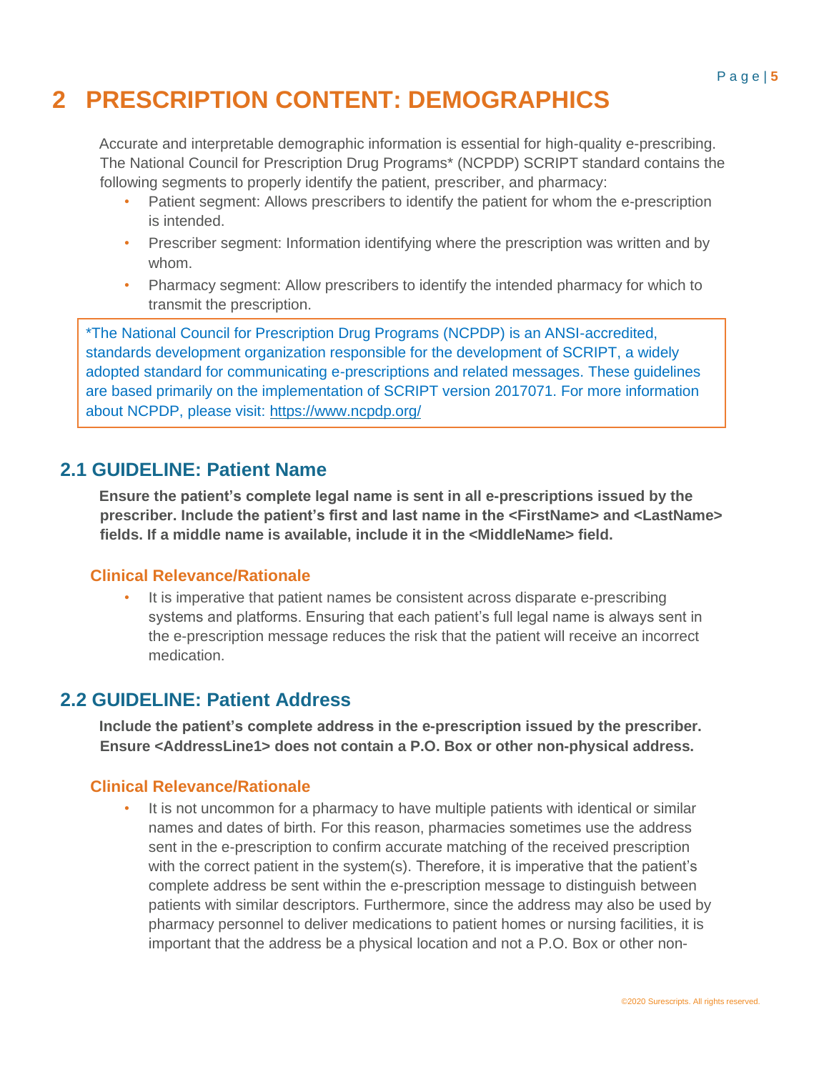# 2 PRESCRIPTION CONTENT: DEMOGRAPHICS

Accurate and interpretable demographic information is essential for high-quality e-prescribing. The National Council for Prescription Drug Programs* (NCPDP) SCRIPT standard contains the following segments to properly identify the patient, prescriber, and pharmacy:

- Patient segment: Allows prescribers to identify the patient for whom the e-prescription is intended.
- Prescriber segment: Information identifying where the prescription was written and by whom.
- Pharmacy segment: Allow prescribers to identify the intended pharmacy for which to transmit the prescription.

> *The National Council for Prescription Drug Programs (NCPDP) is an ANSI-accredited, standards development organization responsible for the development of SCRIPT, a widely adopted standard for communicating e-prescriptions and related messages. These guidelines are based primarily on the implementation of SCRIPT version 2017071. For more information about NCPDP, please visit: https://www.ncpdp.org/

## 2.1 GUIDELINE: Patient Name

**Ensure the patient's complete legal name is sent in all e-prescriptions issued by the prescriber. Include the patient's first and last name in the <FirstName> and <LastName> fields. If a middle name is available, include it in the <MiddleName> field.**

### Clinical Relevance/Rationale

- It is imperative that patient names be consistent across disparate e-prescribing systems and platforms. Ensuring that each patient's full legal name is always sent in the e-prescription message reduces the risk that the patient will receive an incorrect medication.

## 2.2 GUIDELINE: Patient Address

**Include the patient's complete address in the e-prescription issued by the prescriber. Ensure <AddressLine1> does not contain a P.O. Box or other non-physical address.**

### Clinical Relevance/Rationale

- It is not uncommon for a pharmacy to have multiple patients with identical or similar names and dates of birth. For this reason, pharmacies sometimes use the address sent in the e-prescription to confirm accurate matching of the received prescription with the correct patient in the system(s). Therefore, it is imperative that the patient's complete address be sent within the e-prescription message to distinguish between patients with similar descriptors. Furthermore, since the address may also be used by pharmacy personnel to deliver medications to patient homes or nursing facilities, it is important that the address be a physical location and not a P.O. Box or other non-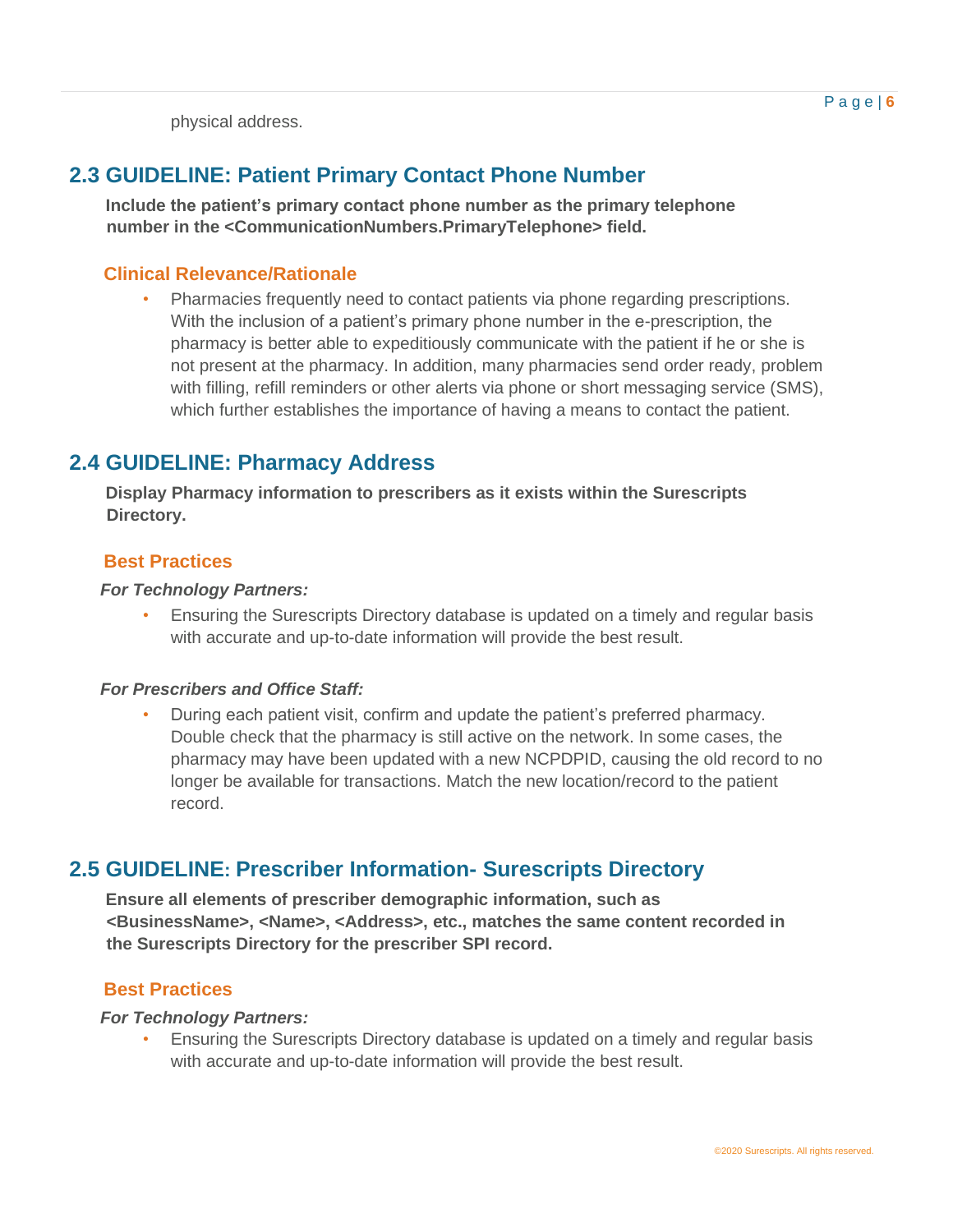physical address.

## 2.3 GUIDELINE: Patient Primary Contact Phone Number

**Include the patient's primary contact phone number as the primary telephone number in the <CommunicationNumbers.PrimaryTelephone> field.**

### Clinical Relevance/Rationale

- Pharmacies frequently need to contact patients via phone regarding prescriptions. With the inclusion of a patient's primary phone number in the e-prescription, the pharmacy is better able to expeditiously communicate with the patient if he or she is not present at the pharmacy. In addition, many pharmacies send order ready, problem with filling, refill reminders or other alerts via phone or short messaging service (SMS), which further establishes the importance of having a means to contact the patient.

## 2.4 GUIDELINE: Pharmacy Address

**Display Pharmacy information to prescribers as it exists within the Surescripts Directory.**

### Best Practices

***For Technology Partners:***

- Ensuring the Surescripts Directory database is updated on a timely and regular basis with accurate and up-to-date information will provide the best result.

***For Prescribers and Office Staff:***

- During each patient visit, confirm and update the patient's preferred pharmacy. Double check that the pharmacy is still active on the network. In some cases, the pharmacy may have been updated with a new NCPDPID, causing the old record to no longer be available for transactions. Match the new location/record to the patient record.

## 2.5 GUIDELINE: Prescriber Information- Surescripts Directory

**Ensure all elements of prescriber demographic information, such as <BusinessName>, <Name>, <Address>, etc., matches the same content recorded in the Surescripts Directory for the prescriber SPI record.**

### Best Practices

***For Technology Partners:***

- Ensuring the Surescripts Directory database is updated on a timely and regular basis with accurate and up-to-date information will provide the best result.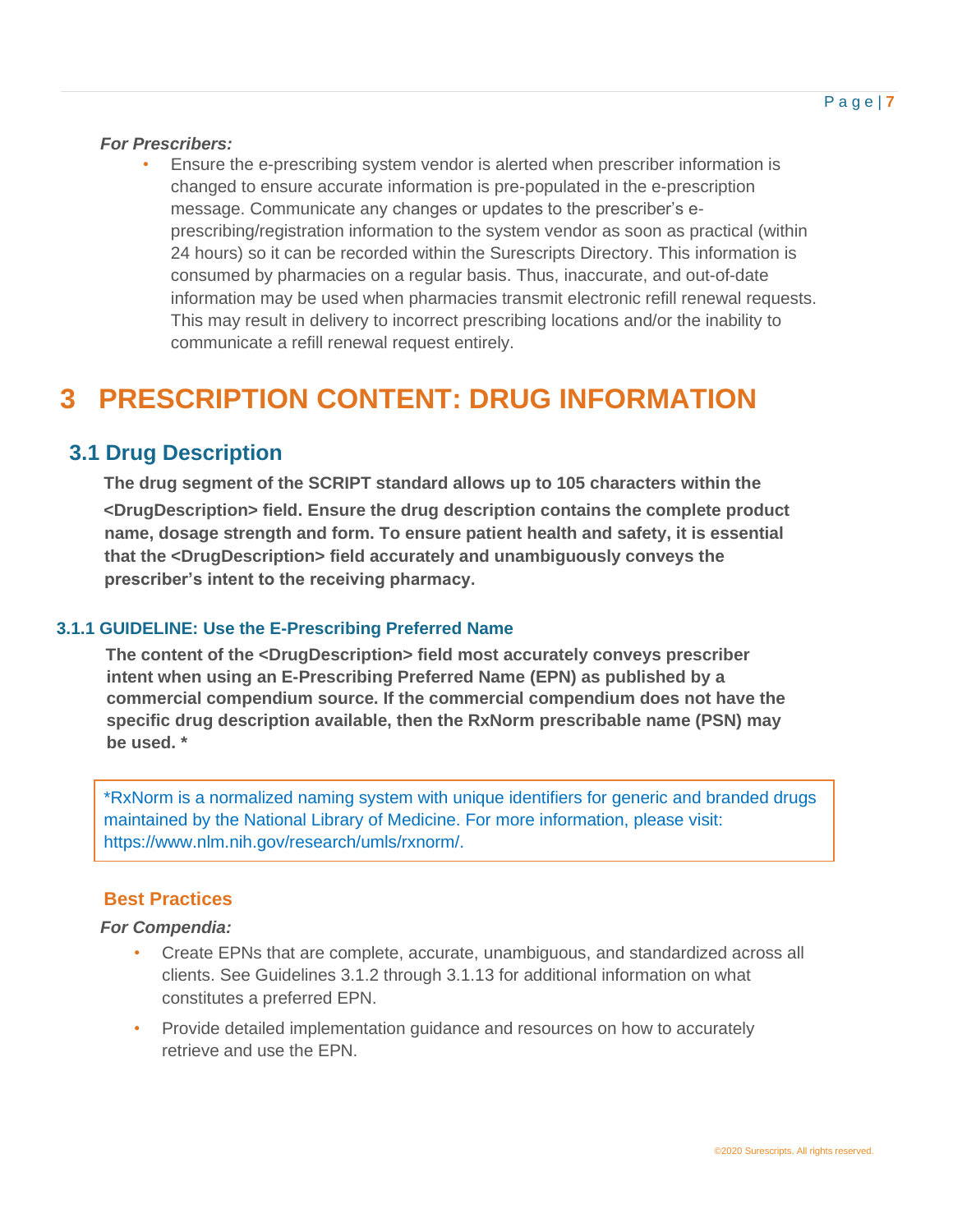*For Prescribers:*

- Ensure the e-prescribing system vendor is alerted when prescriber information is changed to ensure accurate information is pre-populated in the e-prescription message. Communicate any changes or updates to the prescriber's e-prescribing/registration information to the system vendor as soon as practical (within 24 hours) so it can be recorded within the Surescripts Directory. This information is consumed by pharmacies on a regular basis. Thus, inaccurate, and out-of-date information may be used when pharmacies transmit electronic refill renewal requests. This may result in delivery to incorrect prescribing locations and/or the inability to communicate a refill renewal request entirely.

# 3 PRESCRIPTION CONTENT: DRUG INFORMATION

## 3.1 Drug Description

**The drug segment of the SCRIPT standard allows up to 105 characters within the <DrugDescription> field. Ensure the drug description contains the complete product name, dosage strength and form. To ensure patient health and safety, it is essential that the <DrugDescription> field accurately and unambiguously conveys the prescriber's intent to the receiving pharmacy.**

### 3.1.1 GUIDELINE: Use the E-Prescribing Preferred Name

**The content of the <DrugDescription> field most accurately conveys prescriber intent when using an E-Prescribing Preferred Name (EPN) as published by a commercial compendium source. If the commercial compendium does not have the specific drug description available, then the RxNorm prescribable name (PSN) may be used. ***

> *RxNorm is a normalized naming system with unique identifiers for generic and branded drugs maintained by the National Library of Medicine. For more information, please visit: https://www.nlm.nih.gov/research/umls/rxnorm/.

#### Best Practices

*For Compendia:*

- Create EPNs that are complete, accurate, unambiguous, and standardized across all clients. See Guidelines 3.1.2 through 3.1.13 for additional information on what constitutes a preferred EPN.
- Provide detailed implementation guidance and resources on how to accurately retrieve and use the EPN.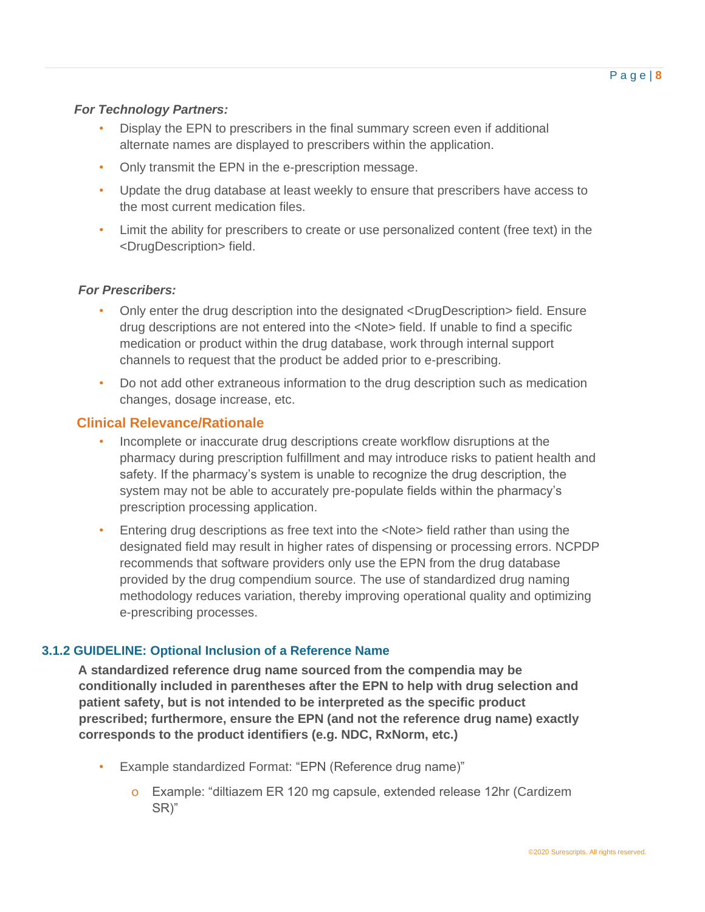***For Technology Partners:***

- Display the EPN to prescribers in the final summary screen even if additional alternate names are displayed to prescribers within the application.
- Only transmit the EPN in the e-prescription message.
- Update the drug database at least weekly to ensure that prescribers have access to the most current medication files.
- Limit the ability for prescribers to create or use personalized content (free text) in the <DrugDescription> field.

***For Prescribers:***

- Only enter the drug description into the designated <DrugDescription> field. Ensure drug descriptions are not entered into the <Note> field. If unable to find a specific medication or product within the drug database, work through internal support channels to request that the product be added prior to e-prescribing.
- Do not add other extraneous information to the drug description such as medication changes, dosage increase, etc.

## Clinical Relevance/Rationale

- Incomplete or inaccurate drug descriptions create workflow disruptions at the pharmacy during prescription fulfillment and may introduce risks to patient health and safety. If the pharmacy's system is unable to recognize the drug description, the system may not be able to accurately pre-populate fields within the pharmacy's prescription processing application.
- Entering drug descriptions as free text into the <Note> field rather than using the designated field may result in higher rates of dispensing or processing errors. NCPDP recommends that software providers only use the EPN from the drug database provided by the drug compendium source. The use of standardized drug naming methodology reduces variation, thereby improving operational quality and optimizing e-prescribing processes.

### 3.1.2 GUIDELINE: Optional Inclusion of a Reference Name

**A standardized reference drug name sourced from the compendia may be conditionally included in parentheses after the EPN to help with drug selection and patient safety, but is not intended to be interpreted as the specific product prescribed; furthermore, ensure the EPN (and not the reference drug name) exactly corresponds to the product identifiers (e.g. NDC, RxNorm, etc.)**

- Example standardized Format: "EPN (Reference drug name)"
  - Example: "diltiazem ER 120 mg capsule, extended release 12hr (Cardizem SR)"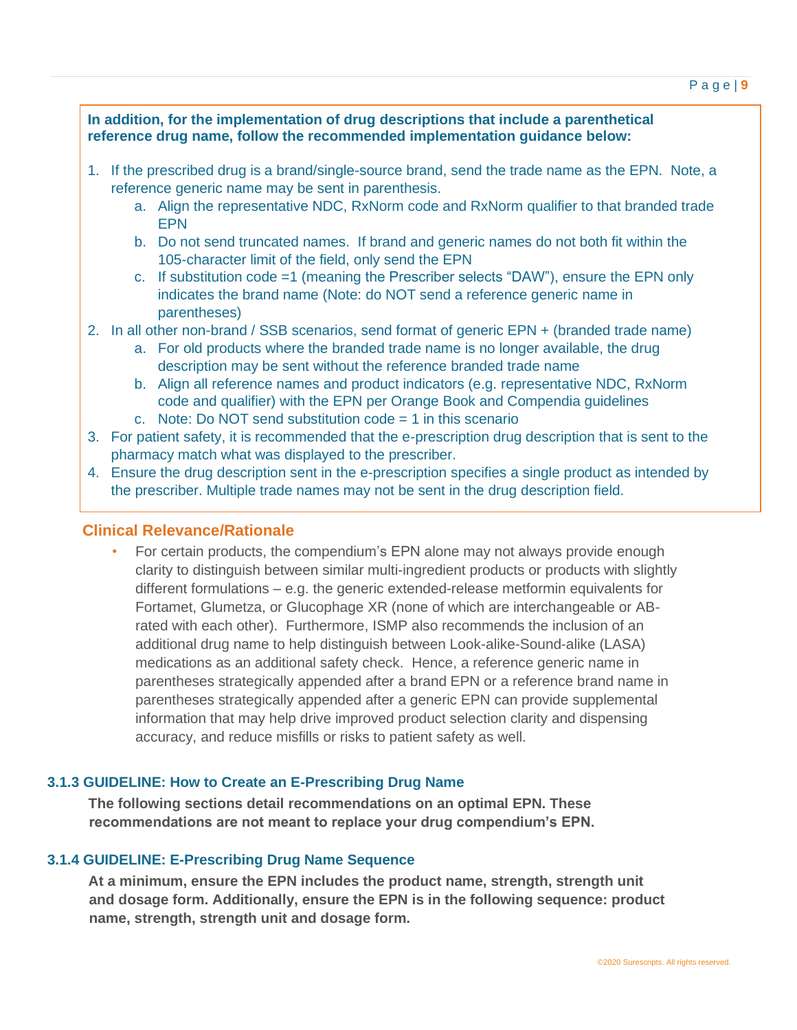**In addition, for the implementation of drug descriptions that include a parenthetical reference drug name, follow the recommended implementation guidance below:**

1. If the prescribed drug is a brand/single-source brand, send the trade name as the EPN. Note, a reference generic name may be sent in parenthesis.
   a. Align the representative NDC, RxNorm code and RxNorm qualifier to that branded trade EPN
   b. Do not send truncated names. If brand and generic names do not both fit within the 105-character limit of the field, only send the EPN
   c. If substitution code =1 (meaning the Prescriber selects "DAW"), ensure the EPN only indicates the brand name (Note: do NOT send a reference generic name in parentheses)
2. In all other non-brand / SSB scenarios, send format of generic EPN + (branded trade name)
   a. For old products where the branded trade name is no longer available, the drug description may be sent without the reference branded trade name
   b. Align all reference names and product indicators (e.g. representative NDC, RxNorm code and qualifier) with the EPN per Orange Book and Compendia guidelines
   c. Note: Do NOT send substitution code = 1 in this scenario
3. For patient safety, it is recommended that the e-prescription drug description that is sent to the pharmacy match what was displayed to the prescriber.
4. Ensure the drug description sent in the e-prescription specifies a single product as intended by the prescriber. Multiple trade names may not be sent in the drug description field.

## Clinical Relevance/Rationale

- For certain products, the compendium's EPN alone may not always provide enough clarity to distinguish between similar multi-ingredient products or products with slightly different formulations – e.g. the generic extended-release metformin equivalents for Fortamet, Glumetza, or Glucophage XR (none of which are interchangeable or AB-rated with each other). Furthermore, ISMP also recommends the inclusion of an additional drug name to help distinguish between Look-alike-Sound-alike (LASA) medications as an additional safety check. Hence, a reference generic name in parentheses strategically appended after a brand EPN or a reference brand name in parentheses strategically appended after a generic EPN can provide supplemental information that may help drive improved product selection clarity and dispensing accuracy, and reduce misfills or risks to patient safety as well.

### 3.1.3 GUIDELINE: How to Create an E-Prescribing Drug Name

**The following sections detail recommendations on an optimal EPN. These recommendations are not meant to replace your drug compendium's EPN.**

### 3.1.4 GUIDELINE: E-Prescribing Drug Name Sequence

**At a minimum, ensure the EPN includes the product name, strength, strength unit and dosage form. Additionally, ensure the EPN is in the following sequence: product name, strength, strength unit and dosage form.**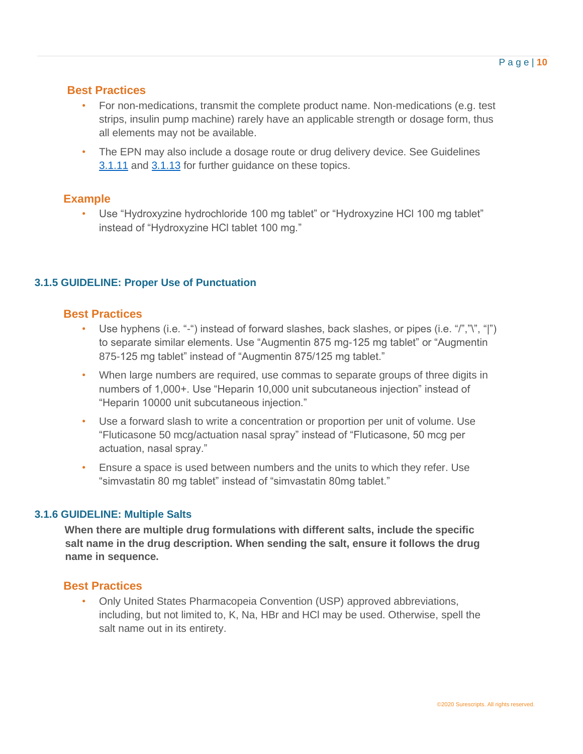#### Best Practices

- For non-medications, transmit the complete product name. Non-medications (e.g. test strips, insulin pump machine) rarely have an applicable strength or dosage form, thus all elements may not be available.
- The EPN may also include a dosage route or drug delivery device. See Guidelines 3.1.11 and 3.1.13 for further guidance on these topics.

#### Example

- Use “Hydroxyzine hydrochloride 100 mg tablet” or “Hydroxyzine HCl 100 mg tablet” instead of “Hydroxyzine HCl tablet 100 mg.”

### 3.1.5 GUIDELINE: Proper Use of Punctuation

#### Best Practices

- Use hyphens (i.e. “-“) instead of forward slashes, back slashes, or pipes (i.e. “/”,”\”, “|”) to separate similar elements. Use “Augmentin 875 mg-125 mg tablet” or “Augmentin 875-125 mg tablet” instead of “Augmentin 875/125 mg tablet.”
- When large numbers are required, use commas to separate groups of three digits in numbers of 1,000+. Use “Heparin 10,000 unit subcutaneous injection” instead of “Heparin 10000 unit subcutaneous injection.”
- Use a forward slash to write a concentration or proportion per unit of volume. Use “Fluticasone 50 mcg/actuation nasal spray” instead of “Fluticasone, 50 mcg per actuation, nasal spray.”
- Ensure a space is used between numbers and the units to which they refer. Use “simvastatin 80 mg tablet” instead of “simvastatin 80mg tablet.”

### 3.1.6 GUIDELINE: Multiple Salts

**When there are multiple drug formulations with different salts, include the specific salt name in the drug description. When sending the salt, ensure it follows the drug name in sequence.**

#### Best Practices

- Only United States Pharmacopeia Convention (USP) approved abbreviations, including, but not limited to, K, Na, HBr and HCl may be used. Otherwise, spell the salt name out in its entirety.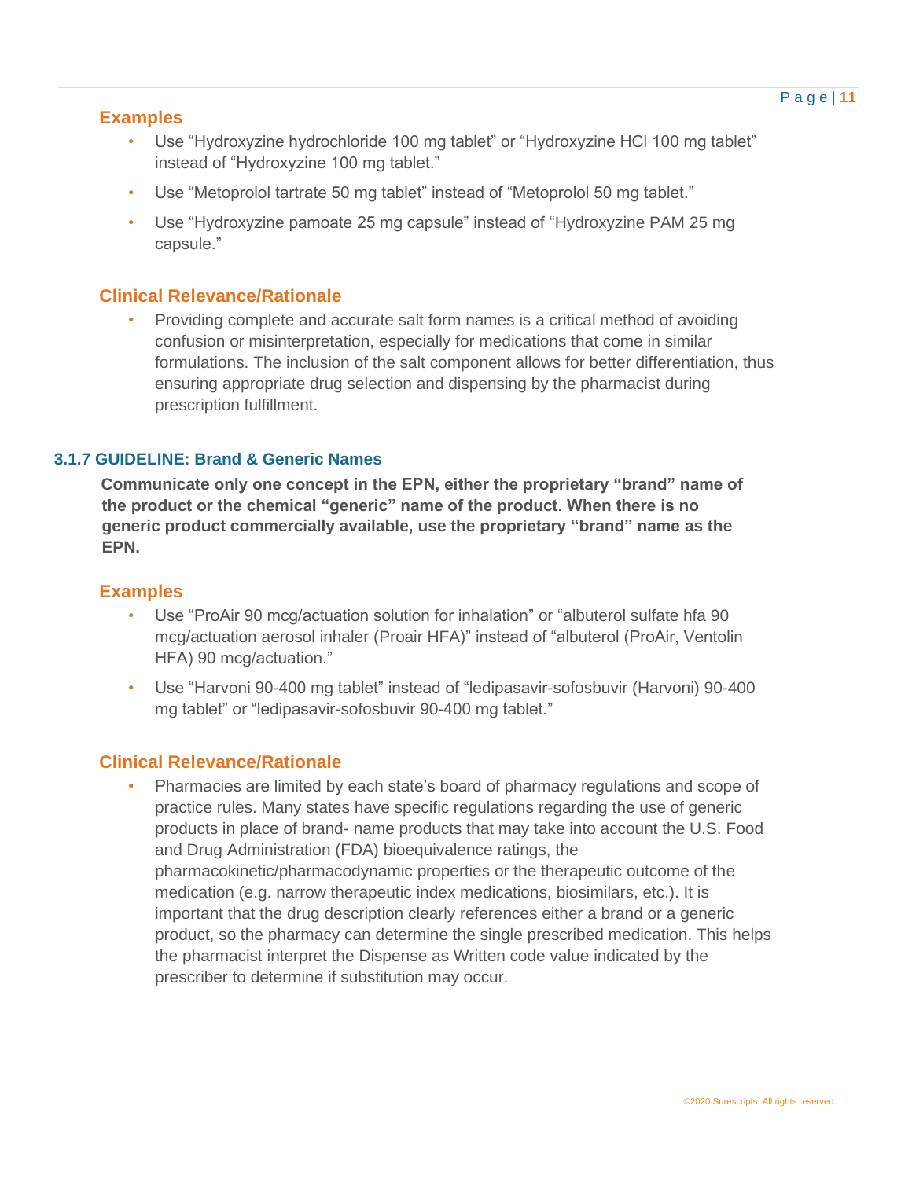### Examples

- Use “Hydroxyzine hydrochloride 100 mg tablet” or “Hydroxyzine HCl 100 mg tablet” instead of “Hydroxyzine 100 mg tablet.”
- Use “Metoprolol tartrate 50 mg tablet” instead of “Metoprolol 50 mg tablet.”
- Use “Hydroxyzine pamoate 25 mg capsule” instead of “Hydroxyzine PAM 25 mg capsule.”

### Clinical Relevance/Rationale

- Providing complete and accurate salt form names is a critical method of avoiding confusion or misinterpretation, especially for medications that come in similar formulations. The inclusion of the salt component allows for better differentiation, thus ensuring appropriate drug selection and dispensing by the pharmacist during prescription fulfillment.

## 3.1.7 GUIDELINE: Brand & Generic Names

**Communicate only one concept in the EPN, either the proprietary “brand” name of the product or the chemical “generic” name of the product. When there is no generic product commercially available, use the proprietary “brand” name as the EPN.**

### Examples

- Use “ProAir 90 mcg/actuation solution for inhalation” or “albuterol sulfate hfa 90 mcg/actuation aerosol inhaler (Proair HFA)” instead of “albuterol (ProAir, Ventolin HFA) 90 mcg/actuation.”
- Use “Harvoni 90-400 mg tablet” instead of “ledipasavir-sofosbuvir (Harvoni) 90-400 mg tablet” or “ledipasavir-sofosbuvir 90-400 mg tablet.”

### Clinical Relevance/Rationale

- Pharmacies are limited by each state’s board of pharmacy regulations and scope of practice rules. Many states have specific regulations regarding the use of generic products in place of brand- name products that may take into account the U.S. Food and Drug Administration (FDA) bioequivalence ratings, the pharmacokinetic/pharmacodynamic properties or the therapeutic outcome of the medication (e.g. narrow therapeutic index medications, biosimilars, etc.). It is important that the drug description clearly references either a brand or a generic product, so the pharmacy can determine the single prescribed medication. This helps the pharmacist interpret the Dispense as Written code value indicated by the prescriber to determine if substitution may occur.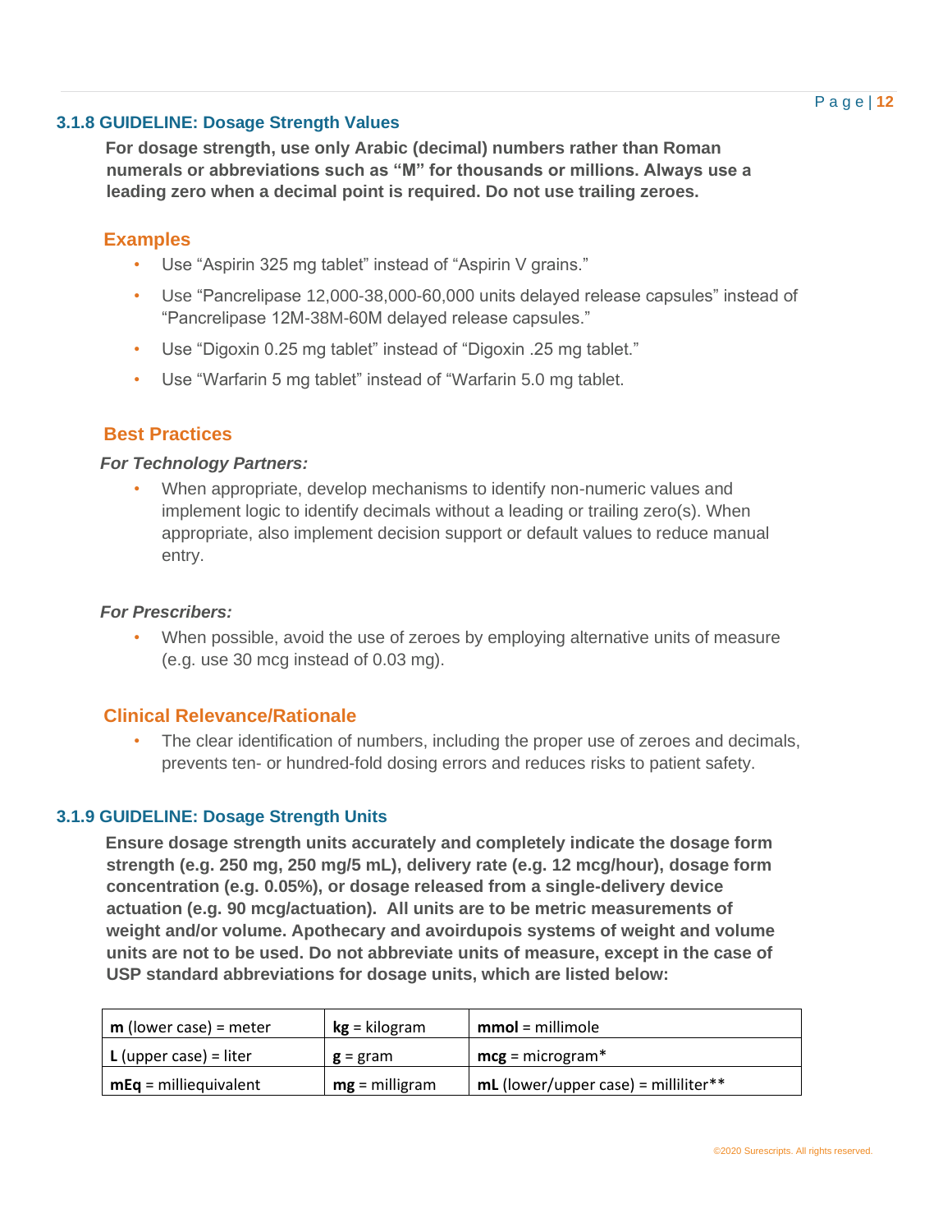### 3.1.8 GUIDELINE: Dosage Strength Values

**For dosage strength, use only Arabic (decimal) numbers rather than Roman numerals or abbreviations such as “M” for thousands or millions. Always use a leading zero when a decimal point is required. Do not use trailing zeroes.**

#### Examples

- Use “Aspirin 325 mg tablet” instead of “Aspirin V grains.”
- Use “Pancrelipase 12,000-38,000-60,000 units delayed release capsules” instead of “Pancrelipase 12M-38M-60M delayed release capsules.”
- Use “Digoxin 0.25 mg tablet” instead of “Digoxin .25 mg tablet.”
- Use “Warfarin 5 mg tablet” instead of “Warfarin 5.0 mg tablet.

#### Best Practices

***For Technology Partners:***

- When appropriate, develop mechanisms to identify non-numeric values and implement logic to identify decimals without a leading or trailing zero(s). When appropriate, also implement decision support or default values to reduce manual entry.

***For Prescribers:***

- When possible, avoid the use of zeroes by employing alternative units of measure (e.g. use 30 mcg instead of 0.03 mg).

#### Clinical Relevance/Rationale

- The clear identification of numbers, including the proper use of zeroes and decimals, prevents ten- or hundred-fold dosing errors and reduces risks to patient safety.

### 3.1.9 GUIDELINE: Dosage Strength Units

**Ensure dosage strength units accurately and completely indicate the dosage form strength (e.g. 250 mg, 250 mg/5 mL), delivery rate (e.g. 12 mcg/hour), dosage form concentration (e.g. 0.05%), or dosage released from a single-delivery device actuation (e.g. 90 mcg/actuation). All units are to be metric measurements of weight and/or volume. Apothecary and avoirdupois systems of weight and volume units are not to be used. Do not abbreviate units of measure, except in the case of USP standard abbreviations for dosage units, which are listed below:**

| | | |
|---|---|---|
| **m** (lower case) = meter | **kg** = kilogram | **mmol** = millimole |
| **L** (upper case) = liter | **g** = gram | **mcg** = microgram* |
| **mEq** = milliequivalent | **mg** = milligram | **mL** (lower/upper case) = milliliter** |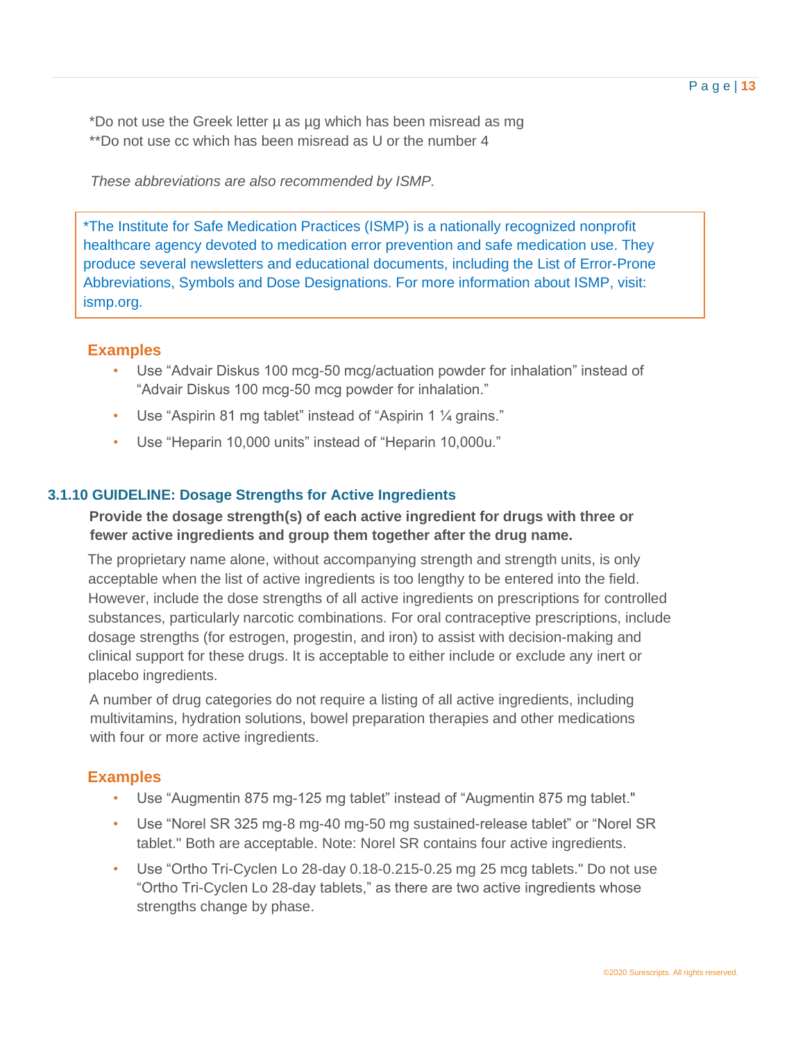*Do not use the Greek letter µ as µg which has been misread as mg
**Do not use cc which has been misread as U or the number 4

*These abbreviations are also recommended by ISMP.*

> *The Institute for Safe Medication Practices (ISMP) is a nationally recognized nonprofit healthcare agency devoted to medication error prevention and safe medication use. They produce several newsletters and educational documents, including the List of Error-Prone Abbreviations, Symbols and Dose Designations. For more information about ISMP, visit: ismp.org.

### Examples

- Use “Advair Diskus 100 mcg-50 mcg/actuation powder for inhalation” instead of “Advair Diskus 100 mcg-50 mcg powder for inhalation.”
- Use “Aspirin 81 mg tablet” instead of “Aspirin 1 ¼ grains.”
- Use “Heparin 10,000 units” instead of “Heparin 10,000u.”

## 3.1.10 GUIDELINE: Dosage Strengths for Active Ingredients

**Provide the dosage strength(s) of each active ingredient for drugs with three or fewer active ingredients and group them together after the drug name.**

The proprietary name alone, without accompanying strength and strength units, is only acceptable when the list of active ingredients is too lengthy to be entered into the field. However, include the dose strengths of all active ingredients on prescriptions for controlled substances, particularly narcotic combinations. For oral contraceptive prescriptions, include dosage strengths (for estrogen, progestin, and iron) to assist with decision-making and clinical support for these drugs. It is acceptable to either include or exclude any inert or placebo ingredients.

A number of drug categories do not require a listing of all active ingredients, including multivitamins, hydration solutions, bowel preparation therapies and other medications with four or more active ingredients.

### Examples

- Use “Augmentin 875 mg-125 mg tablet” instead of “Augmentin 875 mg tablet."
- Use “Norel SR 325 mg-8 mg-40 mg-50 mg sustained-release tablet” or “Norel SR tablet." Both are acceptable. Note: Norel SR contains four active ingredients.
- Use “Ortho Tri-Cyclen Lo 28-day 0.18-0.215-0.25 mg 25 mcg tablets." Do not use “Ortho Tri-Cyclen Lo 28-day tablets,” as there are two active ingredients whose strengths change by phase.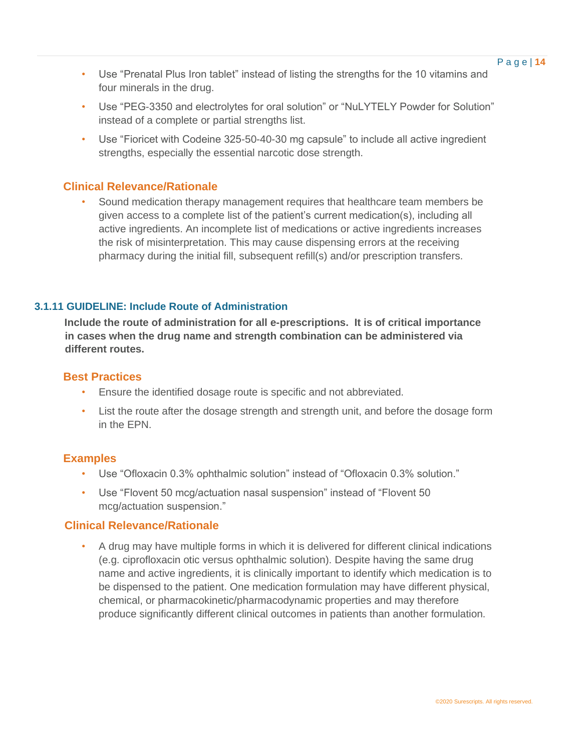- Use “Prenatal Plus Iron tablet” instead of listing the strengths for the 10 vitamins and four minerals in the drug.
- Use “PEG-3350 and electrolytes for oral solution” or “NuLYTELY Powder for Solution” instead of a complete or partial strengths list.
- Use “Fioricet with Codeine 325-50-40-30 mg capsule” to include all active ingredient strengths, especially the essential narcotic dose strength.

### Clinical Relevance/Rationale

- Sound medication therapy management requires that healthcare team members be given access to a complete list of the patient’s current medication(s), including all active ingredients. An incomplete list of medications or active ingredients increases the risk of misinterpretation. This may cause dispensing errors at the receiving pharmacy during the initial fill, subsequent refill(s) and/or prescription transfers.

## 3.1.11 GUIDELINE: Include Route of Administration

**Include the route of administration for all e-prescriptions. It is of critical importance in cases when the drug name and strength combination can be administered via different routes.**

### Best Practices

- Ensure the identified dosage route is specific and not abbreviated.
- List the route after the dosage strength and strength unit, and before the dosage form in the EPN.

### Examples

- Use “Ofloxacin 0.3% ophthalmic solution” instead of “Ofloxacin 0.3% solution.”
- Use “Flovent 50 mcg/actuation nasal suspension” instead of “Flovent 50 mcg/actuation suspension.”

### Clinical Relevance/Rationale

- A drug may have multiple forms in which it is delivered for different clinical indications (e.g. ciprofloxacin otic versus ophthalmic solution). Despite having the same drug name and active ingredients, it is clinically important to identify which medication is to be dispensed to the patient. One medication formulation may have different physical, chemical, or pharmacokinetic/pharmacodynamic properties and may therefore produce significantly different clinical outcomes in patients than another formulation.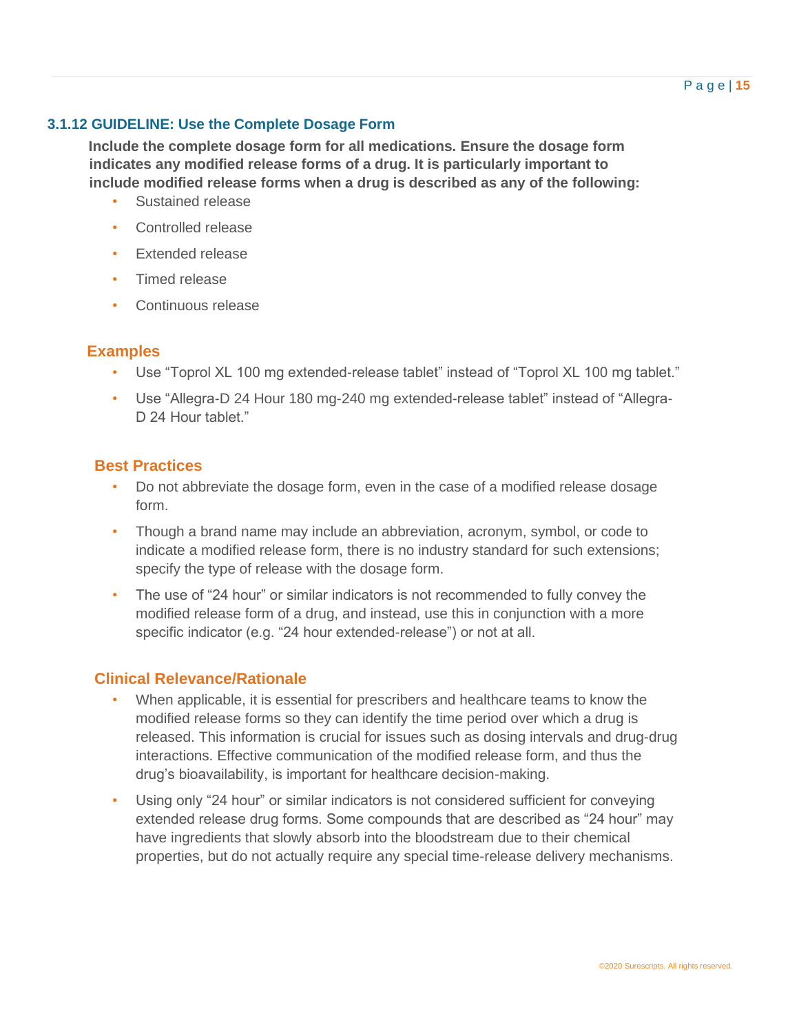### 3.1.12 GUIDELINE: Use the Complete Dosage Form

**Include the complete dosage form for all medications. Ensure the dosage form indicates any modified release forms of a drug. It is particularly important to include modified release forms when a drug is described as any of the following:**

- Sustained release
- Controlled release
- Extended release
- Timed release
- Continuous release

#### Examples

- Use "Toprol XL 100 mg extended-release tablet" instead of "Toprol XL 100 mg tablet."
- Use "Allegra-D 24 Hour 180 mg-240 mg extended-release tablet" instead of "Allegra-D 24 Hour tablet."

#### Best Practices

- Do not abbreviate the dosage form, even in the case of a modified release dosage form.
- Though a brand name may include an abbreviation, acronym, symbol, or code to indicate a modified release form, there is no industry standard for such extensions; specify the type of release with the dosage form.
- The use of "24 hour" or similar indicators is not recommended to fully convey the modified release form of a drug, and instead, use this in conjunction with a more specific indicator (e.g. "24 hour extended-release") or not at all.

#### Clinical Relevance/Rationale

- When applicable, it is essential for prescribers and healthcare teams to know the modified release forms so they can identify the time period over which a drug is released. This information is crucial for issues such as dosing intervals and drug-drug interactions. Effective communication of the modified release form, and thus the drug's bioavailability, is important for healthcare decision-making.
- Using only "24 hour" or similar indicators is not considered sufficient for conveying extended release drug forms. Some compounds that are described as "24 hour" may have ingredients that slowly absorb into the bloodstream due to their chemical properties, but do not actually require any special time-release delivery mechanisms.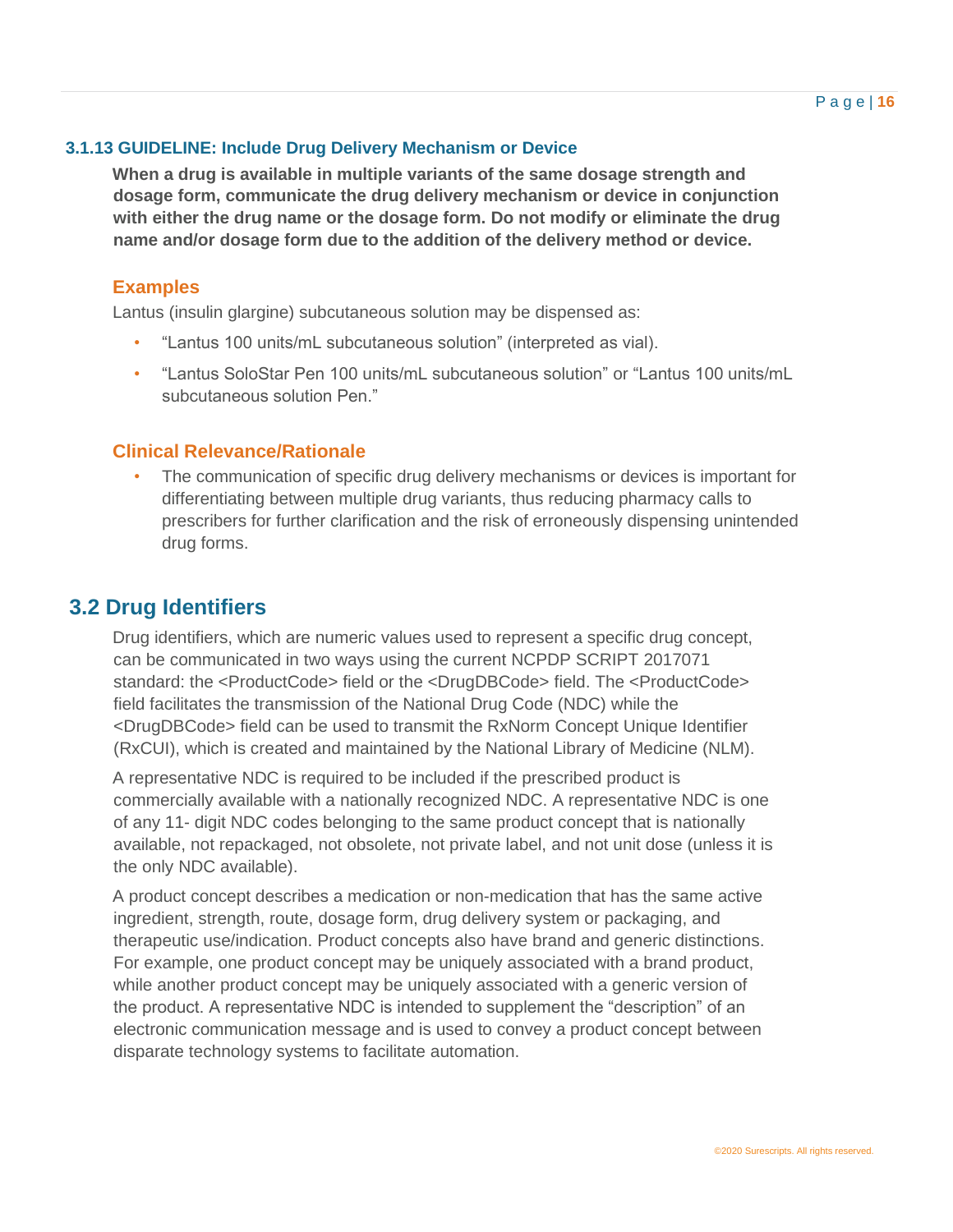#### 3.1.13 GUIDELINE: Include Drug Delivery Mechanism or Device

**When a drug is available in multiple variants of the same dosage strength and dosage form, communicate the drug delivery mechanism or device in conjunction with either the drug name or the dosage form. Do not modify or eliminate the drug name and/or dosage form due to the addition of the delivery method or device.**

**Examples**

Lantus (insulin glargine) subcutaneous solution may be dispensed as:

- "Lantus 100 units/mL subcutaneous solution" (interpreted as vial).
- "Lantus SoloStar Pen 100 units/mL subcutaneous solution" or "Lantus 100 units/mL subcutaneous solution Pen."

**Clinical Relevance/Rationale**

- The communication of specific drug delivery mechanisms or devices is important for differentiating between multiple drug variants, thus reducing pharmacy calls to prescribers for further clarification and the risk of erroneously dispensing unintended drug forms.

## 3.2 Drug Identifiers

Drug identifiers, which are numeric values used to represent a specific drug concept, can be communicated in two ways using the current NCPDP SCRIPT 2017071 standard: the <ProductCode> field or the <DrugDBCode> field. The <ProductCode> field facilitates the transmission of the National Drug Code (NDC) while the <DrugDBCode> field can be used to transmit the RxNorm Concept Unique Identifier (RxCUI), which is created and maintained by the National Library of Medicine (NLM).

A representative NDC is required to be included if the prescribed product is commercially available with a nationally recognized NDC. A representative NDC is one of any 11- digit NDC codes belonging to the same product concept that is nationally available, not repackaged, not obsolete, not private label, and not unit dose (unless it is the only NDC available).

A product concept describes a medication or non-medication that has the same active ingredient, strength, route, dosage form, drug delivery system or packaging, and therapeutic use/indication. Product concepts also have brand and generic distinctions. For example, one product concept may be uniquely associated with a brand product, while another product concept may be uniquely associated with a generic version of the product. A representative NDC is intended to supplement the "description" of an electronic communication message and is used to convey a product concept between disparate technology systems to facilitate automation.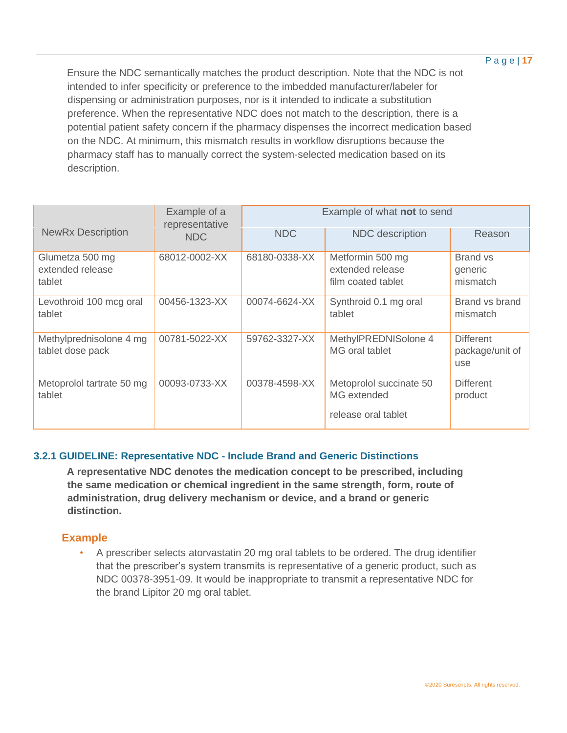Ensure the NDC semantically matches the product description. Note that the NDC is not intended to infer specificity or preference to the imbedded manufacturer/labeler for dispensing or administration purposes, nor is it intended to indicate a substitution preference. When the representative NDC does not match to the description, there is a potential patient safety concern if the pharmacy dispenses the incorrect medication based on the NDC. At minimum, this mismatch results in workflow disruptions because the pharmacy staff has to manually correct the system-selected medication based on its description.

| NewRx Description | Example of a representative NDC | Example of what **not** to send | | |
|---|---|---|---|---|
| | | NDC | NDC description | Reason |
| Glumetza 500 mg extended release tablet | 68012-0002-XX | 68180-0338-XX | Metformin 500 mg extended release film coated tablet | Brand vs generic mismatch |
| Levothroid 100 mcg oral tablet | 00456-1323-XX | 00074-6624-XX | Synthroid 0.1 mg oral tablet | Brand vs brand mismatch |
| Methylprednisolone 4 mg tablet dose pack | 00781-5022-XX | 59762-3327-XX | MethylPREDNISolone 4 MG oral tablet | Different package/unit of use |
| Metoprolol tartrate 50 mg tablet | 00093-0733-XX | 00378-4598-XX | Metoprolol succinate 50 MG extended release oral tablet | Different product |

### 3.2.1 GUIDELINE: Representative NDC - Include Brand and Generic Distinctions

**A representative NDC denotes the medication concept to be prescribed, including the same medication or chemical ingredient in the same strength, form, route of administration, drug delivery mechanism or device, and a brand or generic distinction.**

#### Example

- A prescriber selects atorvastatin 20 mg oral tablets to be ordered. The drug identifier that the prescriber's system transmits is representative of a generic product, such as NDC 00378-3951-09. It would be inappropriate to transmit a representative NDC for the brand Lipitor 20 mg oral tablet.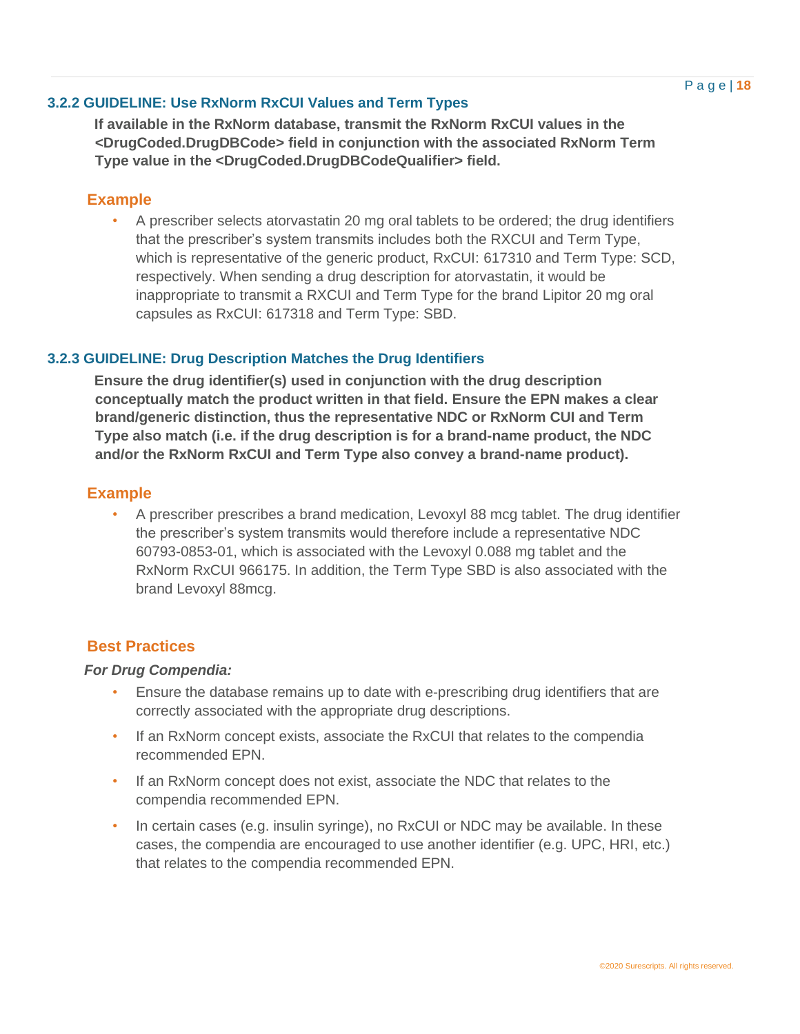### 3.2.2 GUIDELINE: Use RxNorm RxCUI Values and Term Types

**If available in the RxNorm database, transmit the RxNorm RxCUI values in the <DrugCoded.DrugDBCode> field in conjunction with the associated RxNorm Term Type value in the <DrugCoded.DrugDBCodeQualifier> field.**

#### Example

- A prescriber selects atorvastatin 20 mg oral tablets to be ordered; the drug identifiers that the prescriber's system transmits includes both the RXCUI and Term Type, which is representative of the generic product, RxCUI: 617310 and Term Type: SCD, respectively. When sending a drug description for atorvastatin, it would be inappropriate to transmit a RXCUI and Term Type for the brand Lipitor 20 mg oral capsules as RxCUI: 617318 and Term Type: SBD.

### 3.2.3 GUIDELINE: Drug Description Matches the Drug Identifiers

**Ensure the drug identifier(s) used in conjunction with the drug description conceptually match the product written in that field. Ensure the EPN makes a clear brand/generic distinction, thus the representative NDC or RxNorm CUI and Term Type also match (i.e. if the drug description is for a brand-name product, the NDC and/or the RxNorm RxCUI and Term Type also convey a brand-name product).**

#### Example

- A prescriber prescribes a brand medication, Levoxyl 88 mcg tablet. The drug identifier the prescriber's system transmits would therefore include a representative NDC 60793-0853-01, which is associated with the Levoxyl 0.088 mg tablet and the RxNorm RxCUI 966175. In addition, the Term Type SBD is also associated with the brand Levoxyl 88mcg.

#### Best Practices

***For Drug Compendia:***

- Ensure the database remains up to date with e-prescribing drug identifiers that are correctly associated with the appropriate drug descriptions.
- If an RxNorm concept exists, associate the RxCUI that relates to the compendia recommended EPN.
- If an RxNorm concept does not exist, associate the NDC that relates to the compendia recommended EPN.
- In certain cases (e.g. insulin syringe), no RxCUI or NDC may be available. In these cases, the compendia are encouraged to use another identifier (e.g. UPC, HRI, etc.) that relates to the compendia recommended EPN.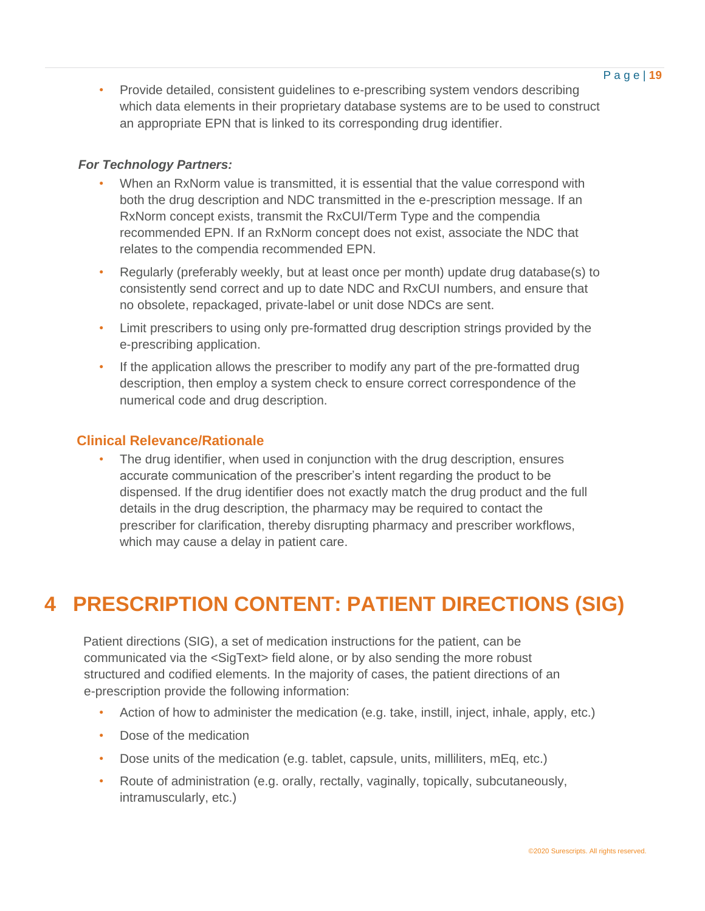- Provide detailed, consistent guidelines to e-prescribing system vendors describing which data elements in their proprietary database systems are to be used to construct an appropriate EPN that is linked to its corresponding drug identifier.

***For Technology Partners:***

- When an RxNorm value is transmitted, it is essential that the value correspond with both the drug description and NDC transmitted in the e-prescription message. If an RxNorm concept exists, transmit the RxCUI/Term Type and the compendia recommended EPN. If an RxNorm concept does not exist, associate the NDC that relates to the compendia recommended EPN.
- Regularly (preferably weekly, but at least once per month) update drug database(s) to consistently send correct and up to date NDC and RxCUI numbers, and ensure that no obsolete, repackaged, private-label or unit dose NDCs are sent.
- Limit prescribers to using only pre-formatted drug description strings provided by the e-prescribing application.
- If the application allows the prescriber to modify any part of the pre-formatted drug description, then employ a system check to ensure correct correspondence of the numerical code and drug description.

### Clinical Relevance/Rationale

- The drug identifier, when used in conjunction with the drug description, ensures accurate communication of the prescriber's intent regarding the product to be dispensed. If the drug identifier does not exactly match the drug product and the full details in the drug description, the pharmacy may be required to contact the prescriber for clarification, thereby disrupting pharmacy and prescriber workflows, which may cause a delay in patient care.

# 4 PRESCRIPTION CONTENT: PATIENT DIRECTIONS (SIG)

Patient directions (SIG), a set of medication instructions for the patient, can be communicated via the <SigText> field alone, or by also sending the more robust structured and codified elements. In the majority of cases, the patient directions of an e-prescription provide the following information:

- Action of how to administer the medication (e.g. take, instill, inject, inhale, apply, etc.)
- Dose of the medication
- Dose units of the medication (e.g. tablet, capsule, units, milliliters, mEq, etc.)
- Route of administration (e.g. orally, rectally, vaginally, topically, subcutaneously, intramuscularly, etc.)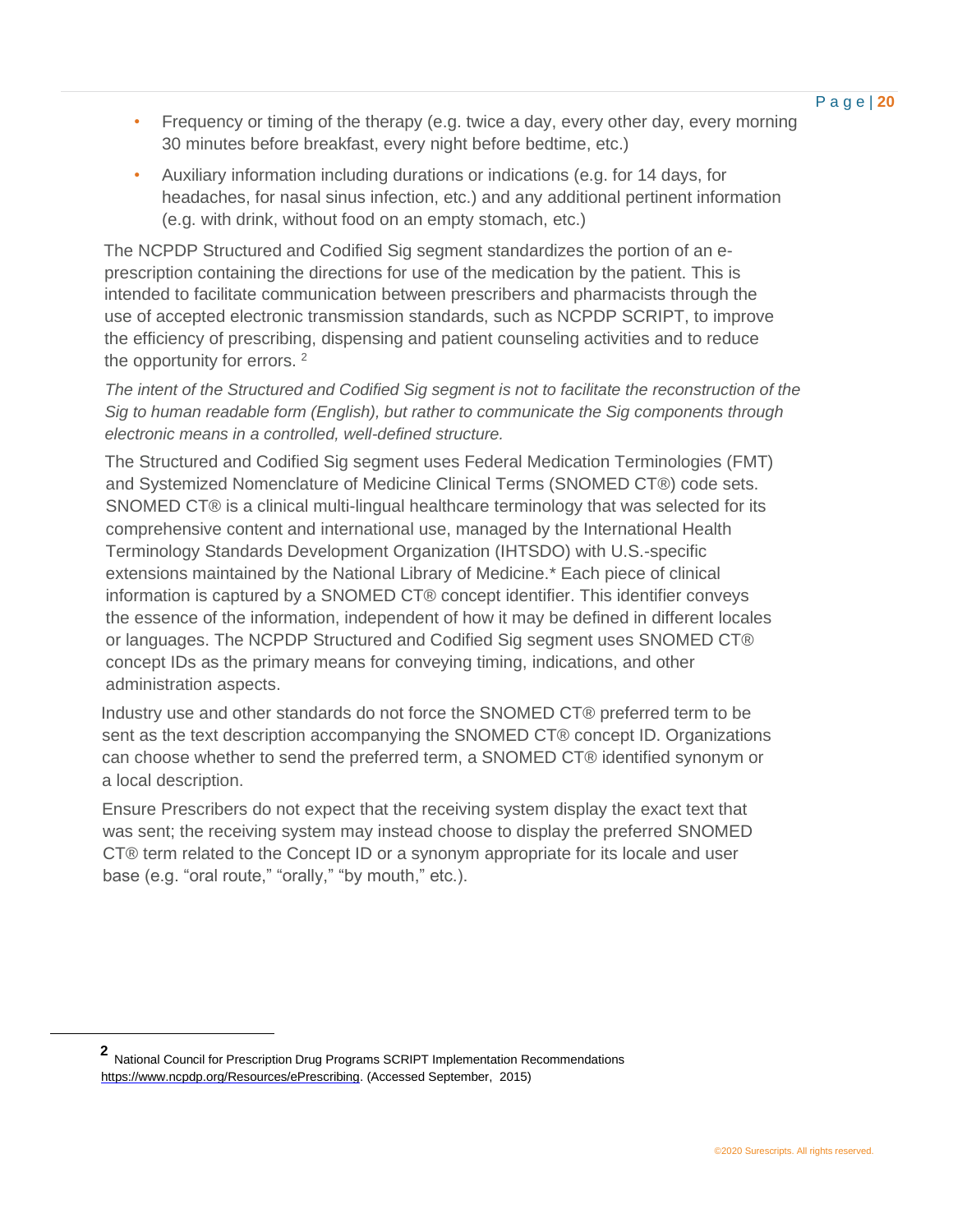- Frequency or timing of the therapy (e.g. twice a day, every other day, every morning 30 minutes before breakfast, every night before bedtime, etc.)
- Auxiliary information including durations or indications (e.g. for 14 days, for headaches, for nasal sinus infection, etc.) and any additional pertinent information (e.g. with drink, without food on an empty stomach, etc.)

The NCPDP Structured and Codified Sig segment standardizes the portion of an e-prescription containing the directions for use of the medication by the patient. This is intended to facilitate communication between prescribers and pharmacists through the use of accepted electronic transmission standards, such as NCPDP SCRIPT, to improve the efficiency of prescribing, dispensing and patient counseling activities and to reduce the opportunity for errors. [2]

*The intent of the Structured and Codified Sig segment is not to facilitate the reconstruction of the Sig to human readable form (English), but rather to communicate the Sig components through electronic means in a controlled, well-defined structure.*

The Structured and Codified Sig segment uses Federal Medication Terminologies (FMT) and Systemized Nomenclature of Medicine Clinical Terms (SNOMED CT®) code sets. SNOMED CT® is a clinical multi-lingual healthcare terminology that was selected for its comprehensive content and international use, managed by the International Health Terminology Standards Development Organization (IHTSDO) with U.S.-specific extensions maintained by the National Library of Medicine.* Each piece of clinical information is captured by a SNOMED CT® concept identifier. This identifier conveys the essence of the information, independent of how it may be defined in different locales or languages. The NCPDP Structured and Codified Sig segment uses SNOMED CT® concept IDs as the primary means for conveying timing, indications, and other administration aspects.

Industry use and other standards do not force the SNOMED CT® preferred term to be sent as the text description accompanying the SNOMED CT® concept ID. Organizations can choose whether to send the preferred term, a SNOMED CT® identified synonym or a local description.

Ensure Prescribers do not expect that the receiving system display the exact text that was sent; the receiving system may instead choose to display the preferred SNOMED CT® term related to the Concept ID or a synonym appropriate for its locale and user base (e.g. "oral route," "orally," "by mouth," etc.).

---

[2] National Council for Prescription Drug Programs SCRIPT Implementation Recommendations https://www.ncpdp.org/Resources/ePrescribing. (Accessed September, 2015)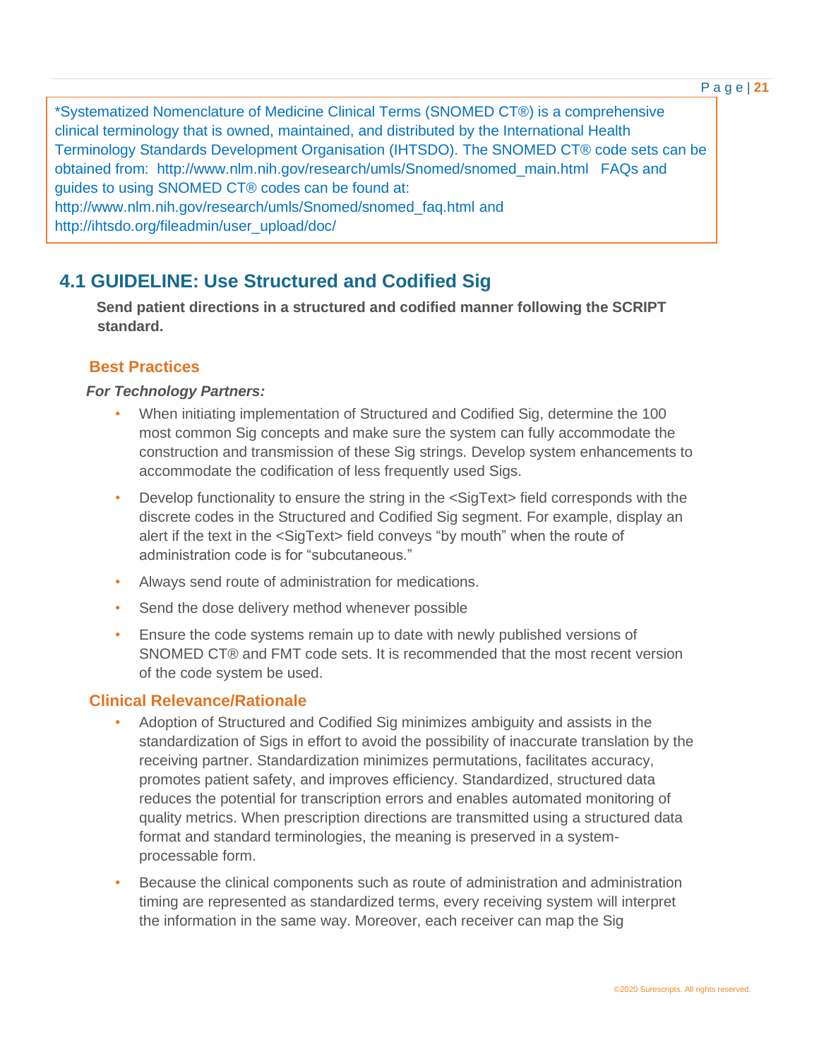*Systematized Nomenclature of Medicine Clinical Terms (SNOMED CT®) is a comprehensive clinical terminology that is owned, maintained, and distributed by the International Health Terminology Standards Development Organisation (IHTSDO). The SNOMED CT® code sets can be obtained from: http://www.nlm.nih.gov/research/umls/Snomed/snomed_main.html FAQs and guides to using SNOMED CT® codes can be found at: http://www.nlm.nih.gov/research/umls/Snomed/snomed_faq.html and http://ihtsdo.org/fileadmin/user_upload/doc/

## 4.1 GUIDELINE: Use Structured and Codified Sig

**Send patient directions in a structured and codified manner following the SCRIPT standard.**

### Best Practices

***For Technology Partners:***

- When initiating implementation of Structured and Codified Sig, determine the 100 most common Sig concepts and make sure the system can fully accommodate the construction and transmission of these Sig strings. Develop system enhancements to accommodate the codification of less frequently used Sigs.
- Develop functionality to ensure the string in the <SigText> field corresponds with the discrete codes in the Structured and Codified Sig segment. For example, display an alert if the text in the <SigText> field conveys "by mouth" when the route of administration code is for "subcutaneous."
- Always send route of administration for medications.
- Send the dose delivery method whenever possible
- Ensure the code systems remain up to date with newly published versions of SNOMED CT® and FMT code sets. It is recommended that the most recent version of the code system be used.

### Clinical Relevance/Rationale

- Adoption of Structured and Codified Sig minimizes ambiguity and assists in the standardization of Sigs in effort to avoid the possibility of inaccurate translation by the receiving partner. Standardization minimizes permutations, facilitates accuracy, promotes patient safety, and improves efficiency. Standardized, structured data reduces the potential for transcription errors and enables automated monitoring of quality metrics. When prescription directions are transmitted using a structured data format and standard terminologies, the meaning is preserved in a system-processable form.
- Because the clinical components such as route of administration and administration timing are represented as standardized terms, every receiving system will interpret the information in the same way. Moreover, each receiver can map the Sig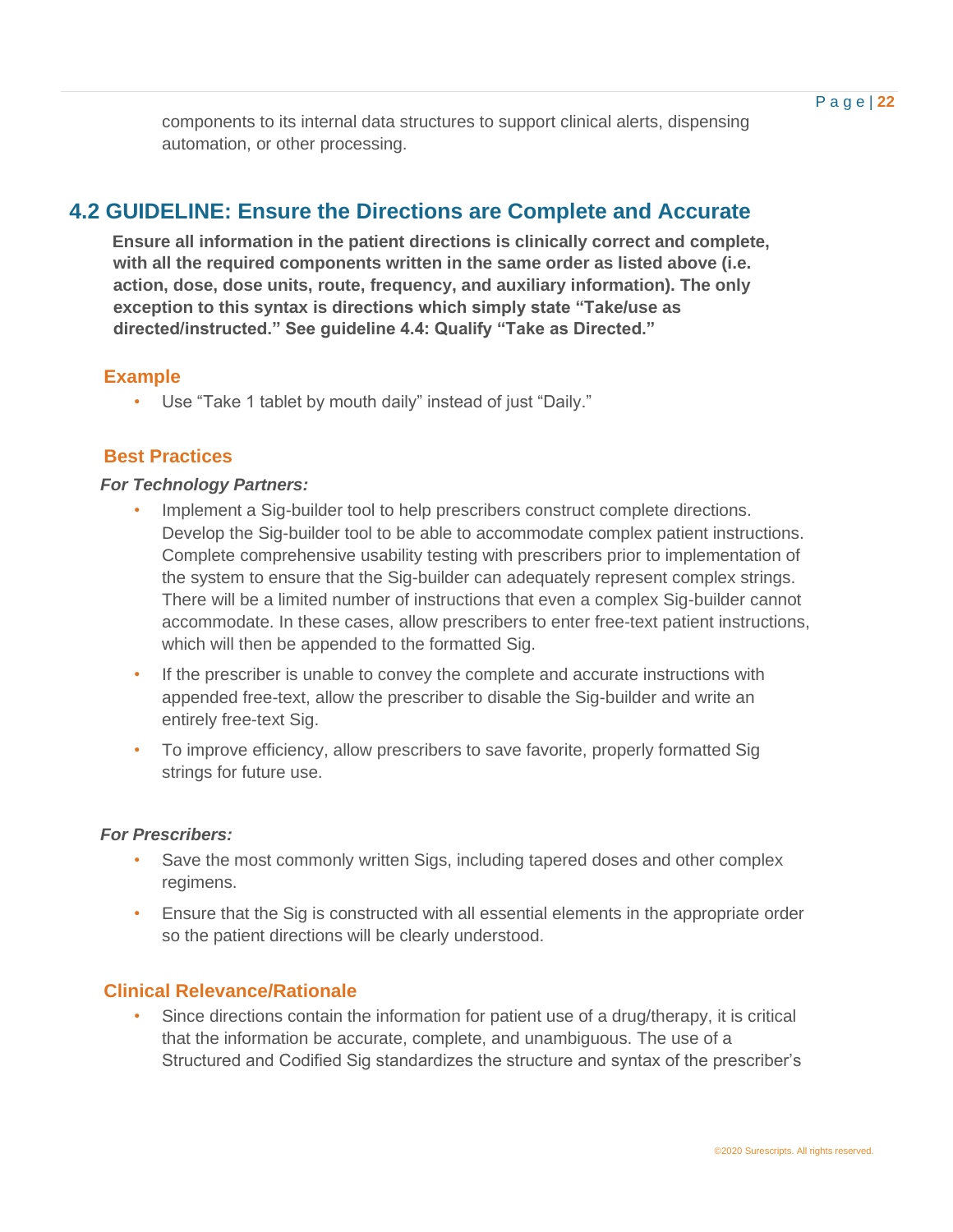components to its internal data structures to support clinical alerts, dispensing automation, or other processing.

## 4.2 GUIDELINE: Ensure the Directions are Complete and Accurate

**Ensure all information in the patient directions is clinically correct and complete, with all the required components written in the same order as listed above (i.e. action, dose, dose units, route, frequency, and auxiliary information). The only exception to this syntax is directions which simply state "Take/use as directed/instructed." See guideline 4.4: Qualify "Take as Directed."**

### Example

- Use "Take 1 tablet by mouth daily" instead of just "Daily."

### Best Practices

***For Technology Partners:***

- Implement a Sig-builder tool to help prescribers construct complete directions. Develop the Sig-builder tool to be able to accommodate complex patient instructions. Complete comprehensive usability testing with prescribers prior to implementation of the system to ensure that the Sig-builder can adequately represent complex strings. There will be a limited number of instructions that even a complex Sig-builder cannot accommodate. In these cases, allow prescribers to enter free-text patient instructions, which will then be appended to the formatted Sig.
- If the prescriber is unable to convey the complete and accurate instructions with appended free-text, allow the prescriber to disable the Sig-builder and write an entirely free-text Sig.
- To improve efficiency, allow prescribers to save favorite, properly formatted Sig strings for future use.

***For Prescribers:***

- Save the most commonly written Sigs, including tapered doses and other complex regimens.
- Ensure that the Sig is constructed with all essential elements in the appropriate order so the patient directions will be clearly understood.

### Clinical Relevance/Rationale

- Since directions contain the information for patient use of a drug/therapy, it is critical that the information be accurate, complete, and unambiguous. The use of a Structured and Codified Sig standardizes the structure and syntax of the prescriber's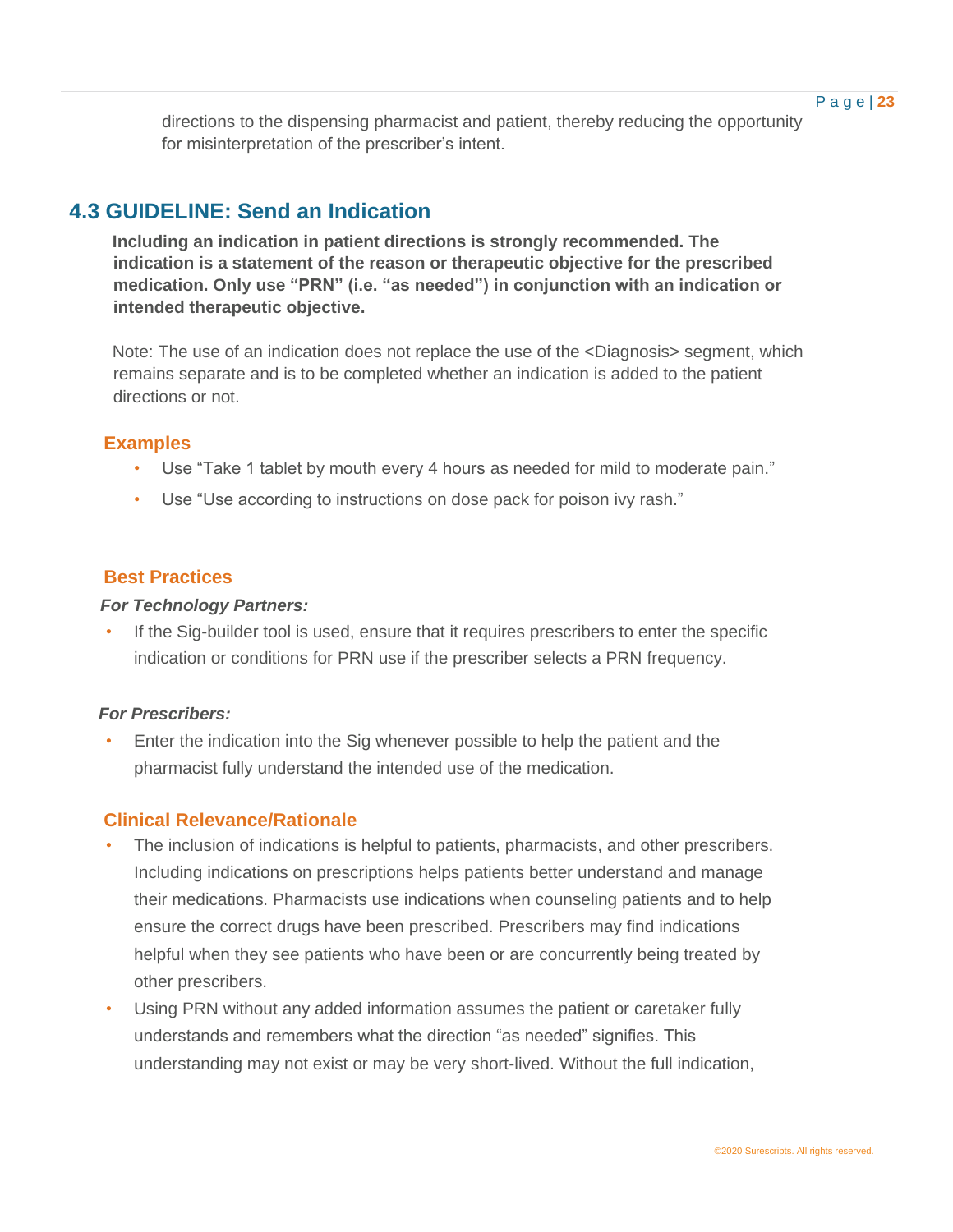directions to the dispensing pharmacist and patient, thereby reducing the opportunity for misinterpretation of the prescriber's intent.

## 4.3 GUIDELINE: Send an Indication

**Including an indication in patient directions is strongly recommended. The indication is a statement of the reason or therapeutic objective for the prescribed medication. Only use "PRN" (i.e. "as needed") in conjunction with an indication or intended therapeutic objective.**

Note: The use of an indication does not replace the use of the <Diagnosis> segment, which remains separate and is to be completed whether an indication is added to the patient directions or not.

### Examples

- Use "Take 1 tablet by mouth every 4 hours as needed for mild to moderate pain."
- Use "Use according to instructions on dose pack for poison ivy rash."

### Best Practices

***For Technology Partners:***

- If the Sig-builder tool is used, ensure that it requires prescribers to enter the specific indication or conditions for PRN use if the prescriber selects a PRN frequency.

***For Prescribers:***

- Enter the indication into the Sig whenever possible to help the patient and the pharmacist fully understand the intended use of the medication.

### Clinical Relevance/Rationale

- The inclusion of indications is helpful to patients, pharmacists, and other prescribers. Including indications on prescriptions helps patients better understand and manage their medications. Pharmacists use indications when counseling patients and to help ensure the correct drugs have been prescribed. Prescribers may find indications helpful when they see patients who have been or are concurrently being treated by other prescribers.
- Using PRN without any added information assumes the patient or caretaker fully understands and remembers what the direction "as needed" signifies. This understanding may not exist or may be very short-lived. Without the full indication,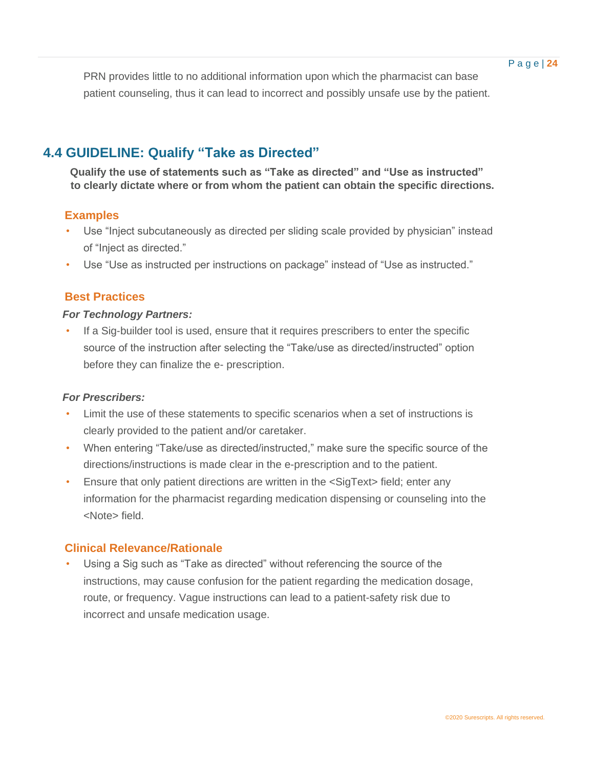PRN provides little to no additional information upon which the pharmacist can base patient counseling, thus it can lead to incorrect and possibly unsafe use by the patient.

## 4.4 GUIDELINE: Qualify "Take as Directed"

**Qualify the use of statements such as "Take as directed" and "Use as instructed" to clearly dictate where or from whom the patient can obtain the specific directions.**

### Examples

- Use "Inject subcutaneously as directed per sliding scale provided by physician" instead of "Inject as directed."
- Use "Use as instructed per instructions on package" instead of "Use as instructed."

### Best Practices

***For Technology Partners:***

- If a Sig-builder tool is used, ensure that it requires prescribers to enter the specific source of the instruction after selecting the "Take/use as directed/instructed" option before they can finalize the e- prescription.

***For Prescribers:***

- Limit the use of these statements to specific scenarios when a set of instructions is clearly provided to the patient and/or caretaker.
- When entering "Take/use as directed/instructed," make sure the specific source of the directions/instructions is made clear in the e-prescription and to the patient.
- Ensure that only patient directions are written in the <SigText> field; enter any information for the pharmacist regarding medication dispensing or counseling into the <Note> field.

### Clinical Relevance/Rationale

- Using a Sig such as "Take as directed" without referencing the source of the instructions, may cause confusion for the patient regarding the medication dosage, route, or frequency. Vague instructions can lead to a patient-safety risk due to incorrect and unsafe medication usage.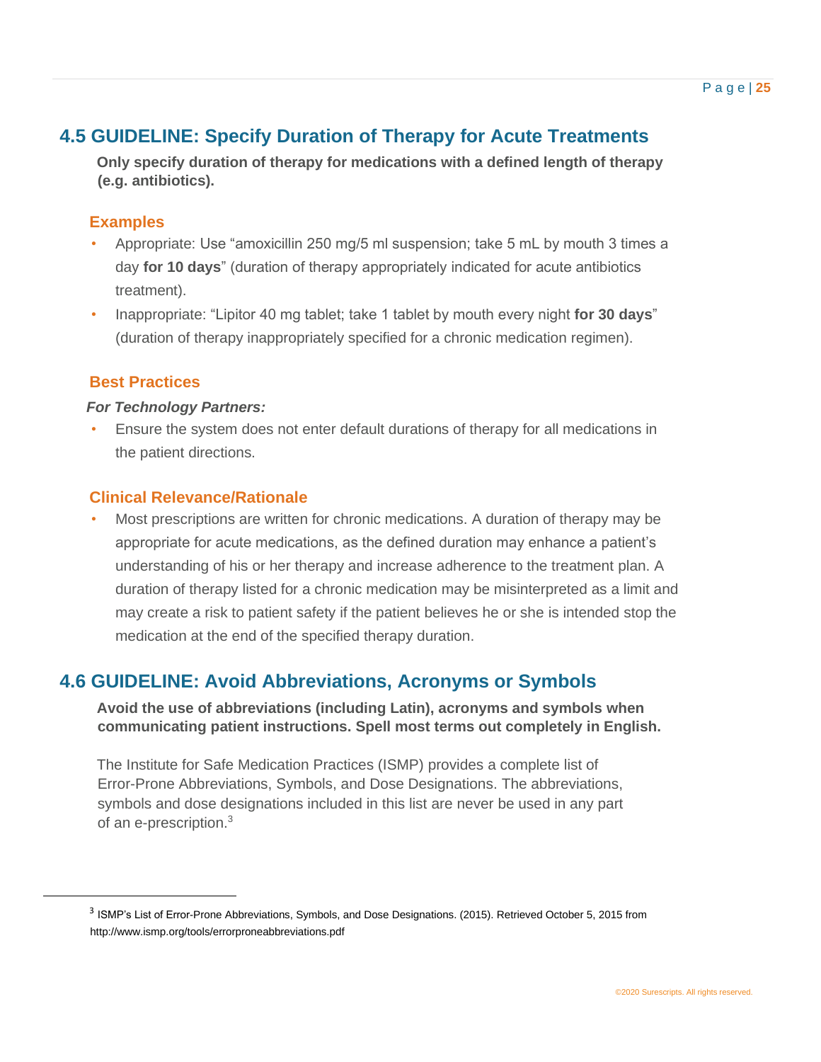## 4.5 GUIDELINE: Specify Duration of Therapy for Acute Treatments

**Only specify duration of therapy for medications with a defined length of therapy (e.g. antibiotics).**

### Examples

- Appropriate: Use "amoxicillin 250 mg/5 ml suspension; take 5 mL by mouth 3 times a day **for 10 days**" (duration of therapy appropriately indicated for acute antibiotics treatment).
- Inappropriate: "Lipitor 40 mg tablet; take 1 tablet by mouth every night **for 30 days**" (duration of therapy inappropriately specified for a chronic medication regimen).

### Best Practices

***For Technology Partners:***

- Ensure the system does not enter default durations of therapy for all medications in the patient directions.

### Clinical Relevance/Rationale

- Most prescriptions are written for chronic medications. A duration of therapy may be appropriate for acute medications, as the defined duration may enhance a patient's understanding of his or her therapy and increase adherence to the treatment plan. A duration of therapy listed for a chronic medication may be misinterpreted as a limit and may create a risk to patient safety if the patient believes he or she is intended stop the medication at the end of the specified therapy duration.

## 4.6 GUIDELINE: Avoid Abbreviations, Acronyms or Symbols

**Avoid the use of abbreviations (including Latin), acronyms and symbols when communicating patient instructions. Spell most terms out completely in English.**

The Institute for Safe Medication Practices (ISMP) provides a complete list of Error-Prone Abbreviations, Symbols, and Dose Designations. The abbreviations, symbols and dose designations included in this list are never be used in any part of an e-prescription.[3]

---

[3] ISMP's List of Error-Prone Abbreviations, Symbols, and Dose Designations. (2015). Retrieved October 5, 2015 from http://www.ismp.org/tools/errorproneabbreviations.pdf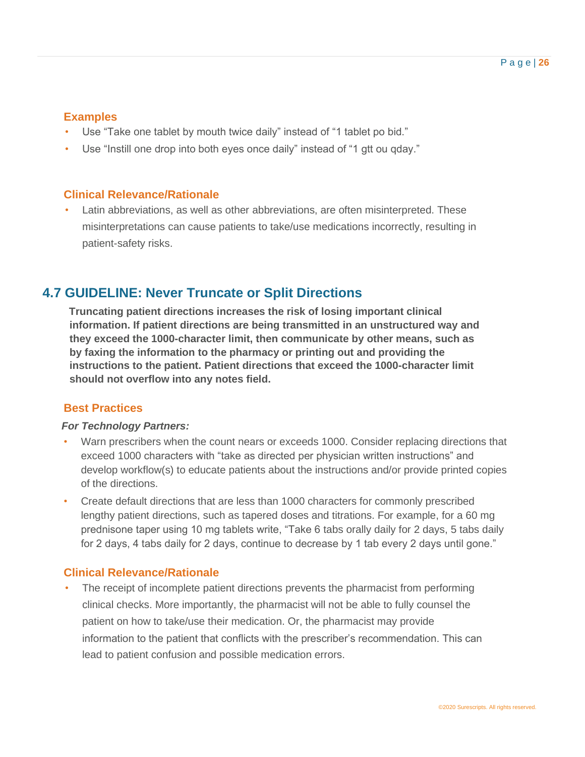### Examples

- Use “Take one tablet by mouth twice daily” instead of “1 tablet po bid.”
- Use “Instill one drop into both eyes once daily” instead of “1 gtt ou qday.”

### Clinical Relevance/Rationale

- Latin abbreviations, as well as other abbreviations, are often misinterpreted. These misinterpretations can cause patients to take/use medications incorrectly, resulting in patient-safety risks.

## 4.7 GUIDELINE: Never Truncate or Split Directions

**Truncating patient directions increases the risk of losing important clinical information. If patient directions are being transmitted in an unstructured way and they exceed the 1000-character limit, then communicate by other means, such as by faxing the information to the pharmacy or printing out and providing the instructions to the patient. Patient directions that exceed the 1000-character limit should not overflow into any notes field.**

### Best Practices

***For Technology Partners:***

- Warn prescribers when the count nears or exceeds 1000. Consider replacing directions that exceed 1000 characters with “take as directed per physician written instructions” and develop workflow(s) to educate patients about the instructions and/or provide printed copies of the directions.
- Create default directions that are less than 1000 characters for commonly prescribed lengthy patient directions, such as tapered doses and titrations. For example, for a 60 mg prednisone taper using 10 mg tablets write, “Take 6 tabs orally daily for 2 days, 5 tabs daily for 2 days, 4 tabs daily for 2 days, continue to decrease by 1 tab every 2 days until gone.”

### Clinical Relevance/Rationale

- The receipt of incomplete patient directions prevents the pharmacist from performing clinical checks. More importantly, the pharmacist will not be able to fully counsel the patient on how to take/use their medication. Or, the pharmacist may provide information to the patient that conflicts with the prescriber’s recommendation. This can lead to patient confusion and possible medication errors.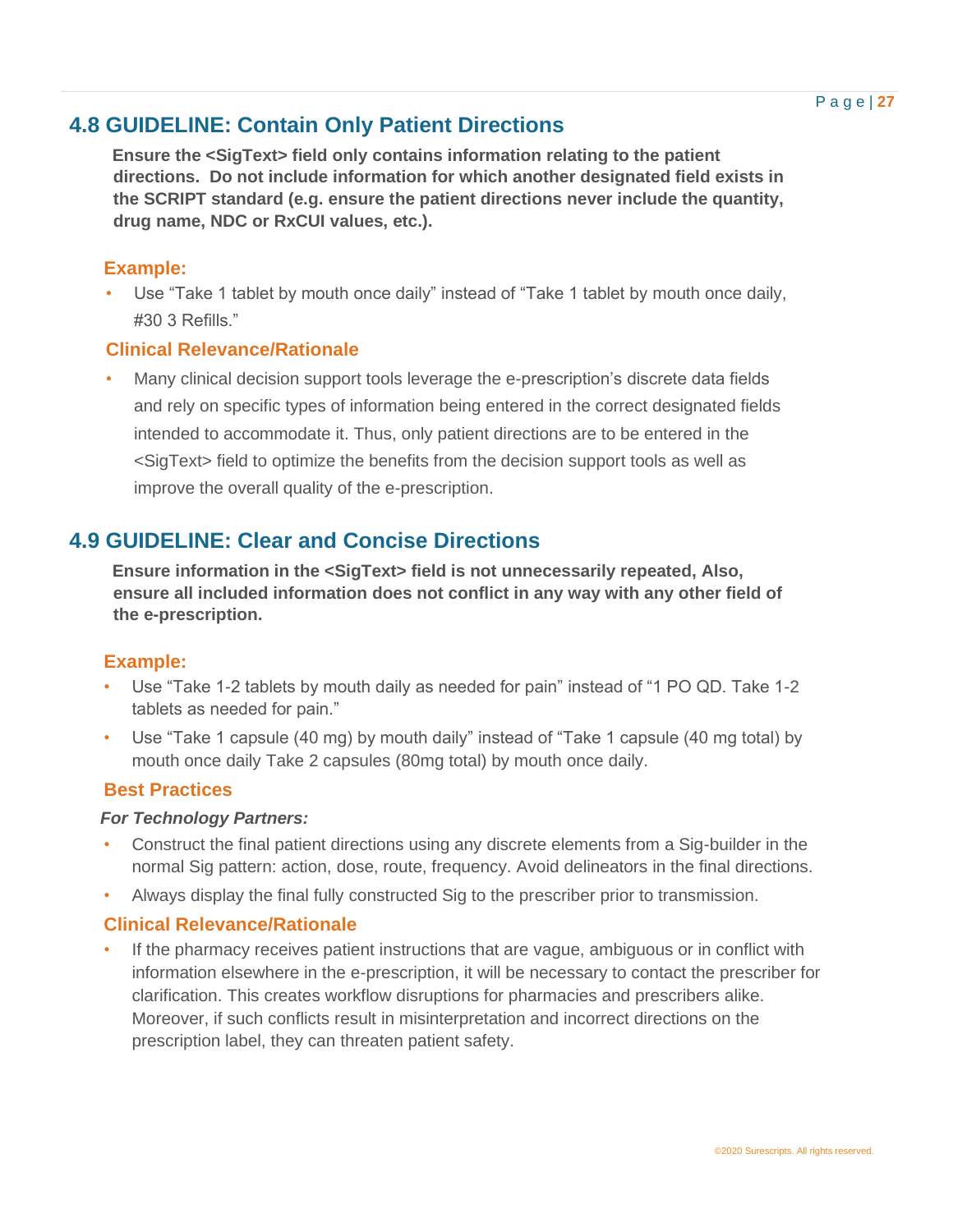## 4.8 GUIDELINE: Contain Only Patient Directions

**Ensure the <SigText> field only contains information relating to the patient directions. Do not include information for which another designated field exists in the SCRIPT standard (e.g. ensure the patient directions never include the quantity, drug name, NDC or RxCUI values, etc.).**

### Example:

- Use "Take 1 tablet by mouth once daily" instead of "Take 1 tablet by mouth once daily, #30 3 Refills."

### Clinical Relevance/Rationale

- Many clinical decision support tools leverage the e-prescription's discrete data fields and rely on specific types of information being entered in the correct designated fields intended to accommodate it. Thus, only patient directions are to be entered in the <SigText> field to optimize the benefits from the decision support tools as well as improve the overall quality of the e-prescription.

## 4.9 GUIDELINE: Clear and Concise Directions

**Ensure information in the <SigText> field is not unnecessarily repeated, Also, ensure all included information does not conflict in any way with any other field of the e-prescription.**

### Example:

- Use "Take 1-2 tablets by mouth daily as needed for pain" instead of "1 PO QD. Take 1-2 tablets as needed for pain."
- Use "Take 1 capsule (40 mg) by mouth daily" instead of "Take 1 capsule (40 mg total) by mouth once daily Take 2 capsules (80mg total) by mouth once daily.

### Best Practices

***For Technology Partners:***

- Construct the final patient directions using any discrete elements from a Sig-builder in the normal Sig pattern: action, dose, route, frequency. Avoid delineators in the final directions.
- Always display the final fully constructed Sig to the prescriber prior to transmission.

### Clinical Relevance/Rationale

- If the pharmacy receives patient instructions that are vague, ambiguous or in conflict with information elsewhere in the e-prescription, it will be necessary to contact the prescriber for clarification. This creates workflow disruptions for pharmacies and prescribers alike. Moreover, if such conflicts result in misinterpretation and incorrect directions on the prescription label, they can threaten patient safety.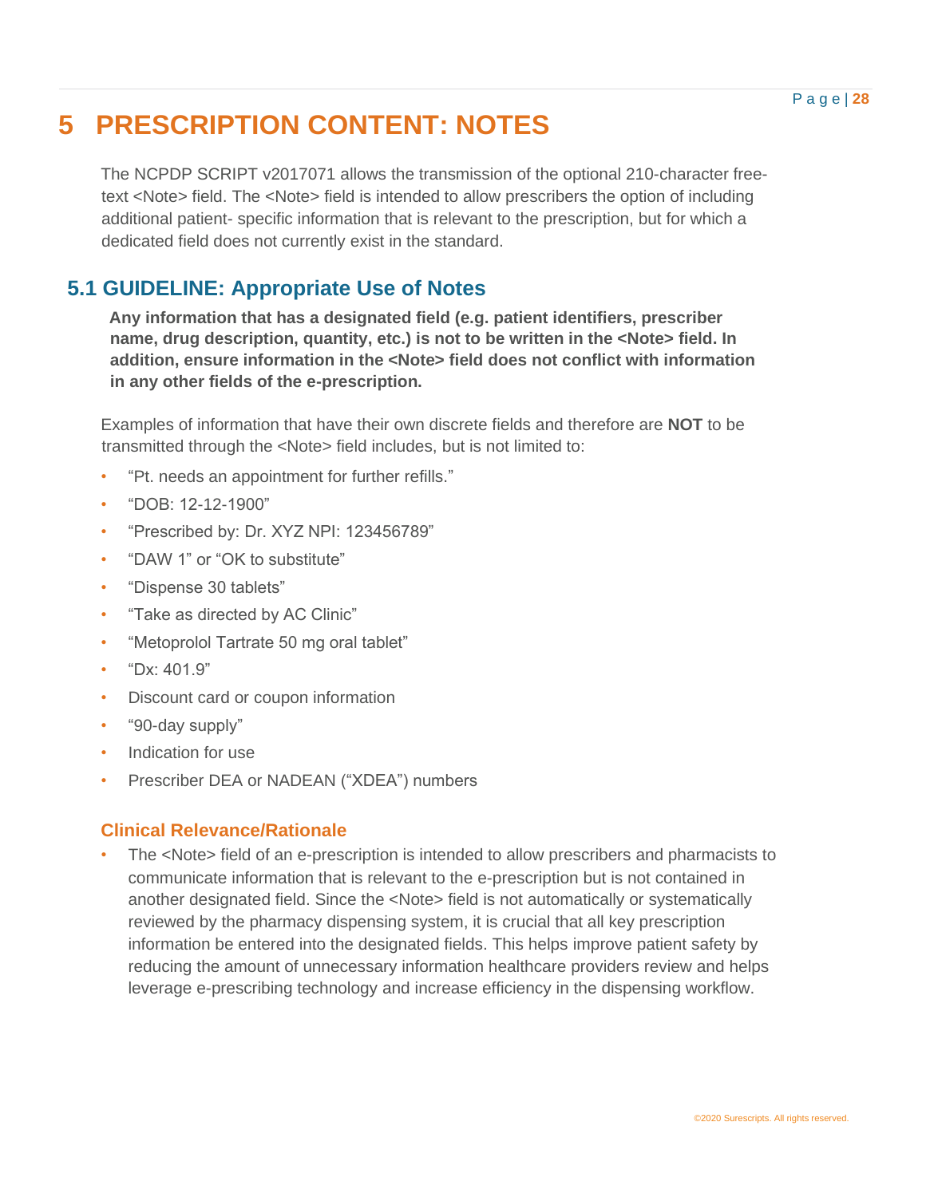# 5 PRESCRIPTION CONTENT: NOTES

The NCPDP SCRIPT v2017071 allows the transmission of the optional 210-character free-text <Note> field. The <Note> field is intended to allow prescribers the option of including additional patient- specific information that is relevant to the prescription, but for which a dedicated field does not currently exist in the standard.

## 5.1 GUIDELINE: Appropriate Use of Notes

**Any information that has a designated field (e.g. patient identifiers, prescriber name, drug description, quantity, etc.) is not to be written in the <Note> field. In addition, ensure information in the <Note> field does not conflict with information in any other fields of the e-prescription.**

Examples of information that have their own discrete fields and therefore are **NOT** to be transmitted through the <Note> field includes, but is not limited to:

- "Pt. needs an appointment for further refills."
- "DOB: 12-12-1900"
- "Prescribed by: Dr. XYZ NPI: 123456789"
- "DAW 1" or "OK to substitute"
- "Dispense 30 tablets"
- "Take as directed by AC Clinic"
- "Metoprolol Tartrate 50 mg oral tablet"
- "Dx: 401.9"
- Discount card or coupon information
- "90-day supply"
- Indication for use
- Prescriber DEA or NADEAN ("XDEA") numbers

### Clinical Relevance/Rationale

- The <Note> field of an e-prescription is intended to allow prescribers and pharmacists to communicate information that is relevant to the e-prescription but is not contained in another designated field. Since the <Note> field is not automatically or systematically reviewed by the pharmacy dispensing system, it is crucial that all key prescription information be entered into the designated fields. This helps improve patient safety by reducing the amount of unnecessary information healthcare providers review and helps leverage e-prescribing technology and increase efficiency in the dispensing workflow.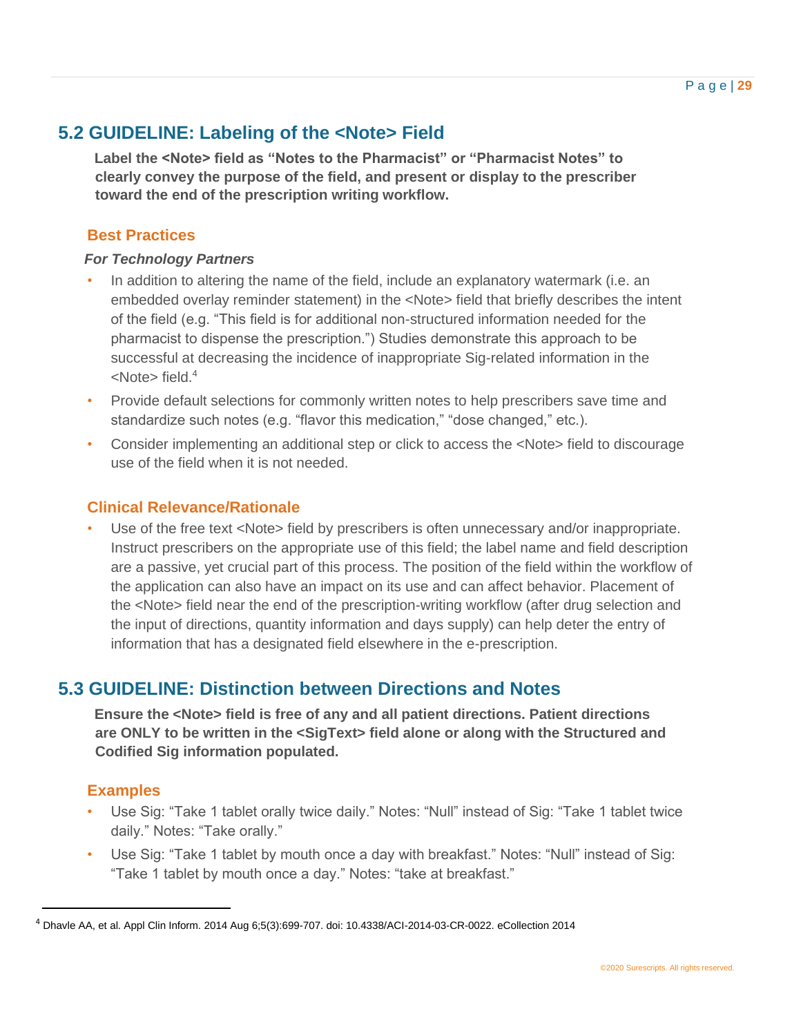## 5.2 GUIDELINE: Labeling of the <Note> Field

**Label the <Note> field as "Notes to the Pharmacist" or "Pharmacist Notes" to clearly convey the purpose of the field, and present or display to the prescriber toward the end of the prescription writing workflow.**

### Best Practices

***For Technology Partners***

- In addition to altering the name of the field, include an explanatory watermark (i.e. an embedded overlay reminder statement) in the <Note> field that briefly describes the intent of the field (e.g. "This field is for additional non-structured information needed for the pharmacist to dispense the prescription.") Studies demonstrate this approach to be successful at decreasing the incidence of inappropriate Sig-related information in the <Note> field.[4]
- Provide default selections for commonly written notes to help prescribers save time and standardize such notes (e.g. "flavor this medication," "dose changed," etc.).
- Consider implementing an additional step or click to access the <Note> field to discourage use of the field when it is not needed.

### Clinical Relevance/Rationale

- Use of the free text <Note> field by prescribers is often unnecessary and/or inappropriate. Instruct prescribers on the appropriate use of this field; the label name and field description are a passive, yet crucial part of this process. The position of the field within the workflow of the application can also have an impact on its use and can affect behavior. Placement of the <Note> field near the end of the prescription-writing workflow (after drug selection and the input of directions, quantity information and days supply) can help deter the entry of information that has a designated field elsewhere in the e-prescription.

## 5.3 GUIDELINE: Distinction between Directions and Notes

**Ensure the <Note> field is free of any and all patient directions. Patient directions are ONLY to be written in the <SigText> field alone or along with the Structured and Codified Sig information populated.**

### Examples

- Use Sig: "Take 1 tablet orally twice daily." Notes: "Null" instead of Sig: "Take 1 tablet twice daily." Notes: "Take orally."
- Use Sig: "Take 1 tablet by mouth once a day with breakfast." Notes: "Null" instead of Sig: "Take 1 tablet by mouth once a day." Notes: "take at breakfast."

---

[4] Dhavle AA, et al. Appl Clin Inform. 2014 Aug 6;5(3):699-707. doi: 10.4338/ACI-2014-03-CR-0022. eCollection 2014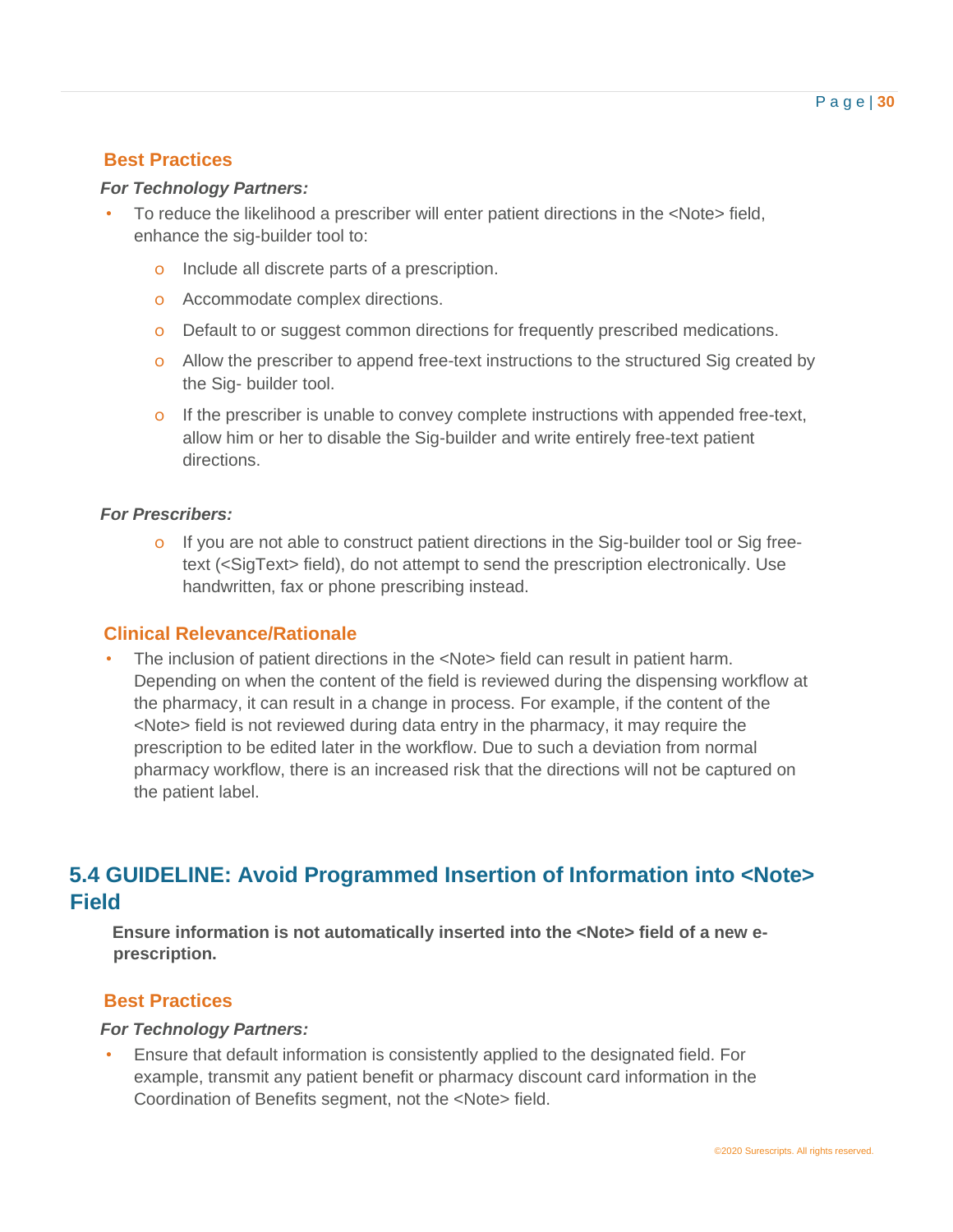### Best Practices

***For Technology Partners:***

- To reduce the likelihood a prescriber will enter patient directions in the <Note> field, enhance the sig-builder tool to:
    - Include all discrete parts of a prescription.
    - Accommodate complex directions.
    - Default to or suggest common directions for frequently prescribed medications.
    - Allow the prescriber to append free-text instructions to the structured Sig created by the Sig- builder tool.
    - If the prescriber is unable to convey complete instructions with appended free-text, allow him or her to disable the Sig-builder and write entirely free-text patient directions.

***For Prescribers:***

- If you are not able to construct patient directions in the Sig-builder tool or Sig free-text (<SigText> field), do not attempt to send the prescription electronically. Use handwritten, fax or phone prescribing instead.

### Clinical Relevance/Rationale

- The inclusion of patient directions in the <Note> field can result in patient harm. Depending on when the content of the field is reviewed during the dispensing workflow at the pharmacy, it can result in a change in process. For example, if the content of the <Note> field is not reviewed during data entry in the pharmacy, it may require the prescription to be edited later in the workflow. Due to such a deviation from normal pharmacy workflow, there is an increased risk that the directions will not be captured on the patient label.

## 5.4 GUIDELINE: Avoid Programmed Insertion of Information into <Note> Field

**Ensure information is not automatically inserted into the <Note> field of a new e-prescription.**

### Best Practices

***For Technology Partners:***

- Ensure that default information is consistently applied to the designated field. For example, transmit any patient benefit or pharmacy discount card information in the Coordination of Benefits segment, not the <Note> field.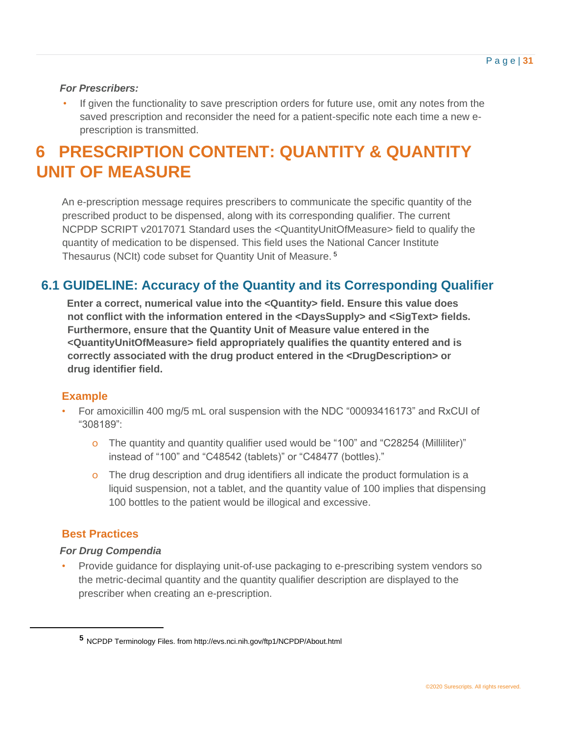*For Prescribers:*

- If given the functionality to save prescription orders for future use, omit any notes from the saved prescription and reconsider the need for a patient-specific note each time a new e-prescription is transmitted.

# 6 PRESCRIPTION CONTENT: QUANTITY & QUANTITY UNIT OF MEASURE

An e-prescription message requires prescribers to communicate the specific quantity of the prescribed product to be dispensed, along with its corresponding qualifier. The current NCPDP SCRIPT v2017071 Standard uses the <QuantityUnitOfMeasure> field to qualify the quantity of medication to be dispensed. This field uses the National Cancer Institute Thesaurus (NCIt) code subset for Quantity Unit of Measure.[5]

## 6.1 GUIDELINE: Accuracy of the Quantity and its Corresponding Qualifier

**Enter a correct, numerical value into the <Quantity> field. Ensure this value does not conflict with the information entered in the <DaysSupply> and <SigText> fields. Furthermore, ensure that the Quantity Unit of Measure value entered in the <QuantityUnitOfMeasure> field appropriately qualifies the quantity entered and is correctly associated with the drug product entered in the <DrugDescription> or drug identifier field.**

### Example

- For amoxicillin 400 mg/5 mL oral suspension with the NDC "00093416173" and RxCUI of "308189":
  - The quantity and quantity qualifier used would be "100" and "C28254 (Milliliter)" instead of "100" and "C48542 (tablets)" or "C48477 (bottles)."
  - The drug description and drug identifiers all indicate the product formulation is a liquid suspension, not a tablet, and the quantity value of 100 implies that dispensing 100 bottles to the patient would be illogical and excessive.

### Best Practices

*For Drug Compendia*

- Provide guidance for displaying unit-of-use packaging to e-prescribing system vendors so the metric-decimal quantity and the quantity qualifier description are displayed to the prescriber when creating an e-prescription.

---

[5] NCPDP Terminology Files. from http://evs.nci.nih.gov/ftp1/NCPDP/About.html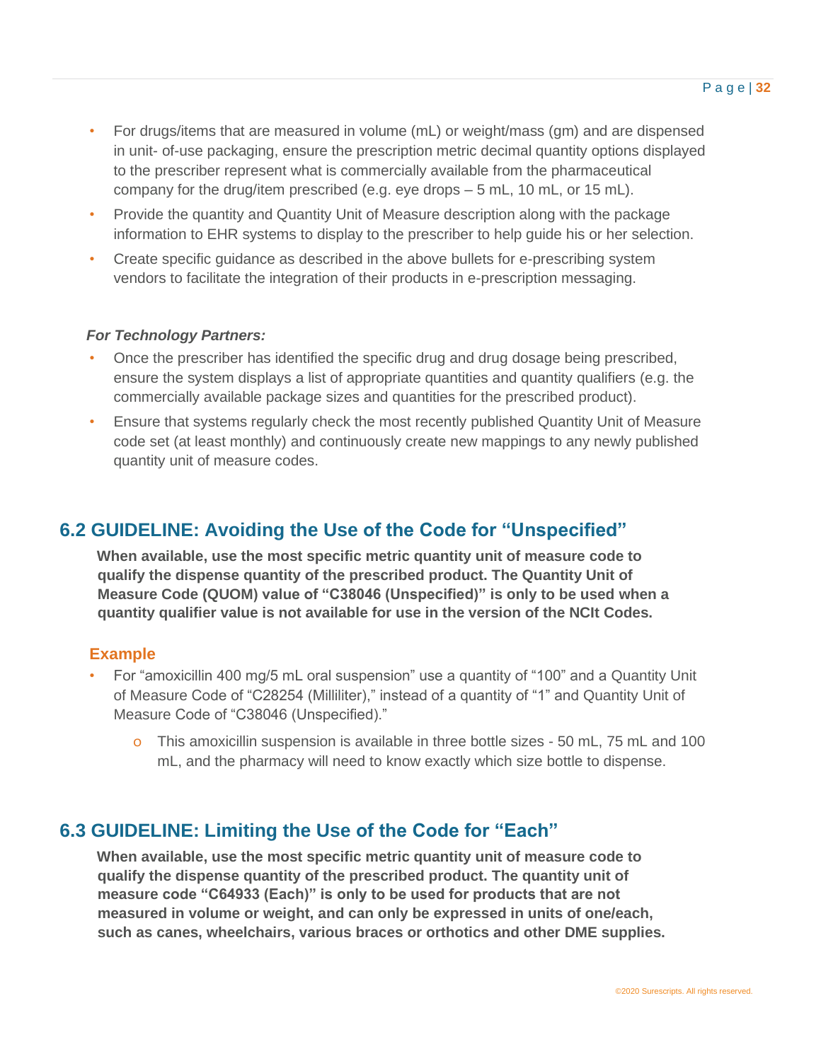- For drugs/items that are measured in volume (mL) or weight/mass (gm) and are dispensed in unit- of-use packaging, ensure the prescription metric decimal quantity options displayed to the prescriber represent what is commercially available from the pharmaceutical company for the drug/item prescribed (e.g. eye drops – 5 mL, 10 mL, or 15 mL).
- Provide the quantity and Quantity Unit of Measure description along with the package information to EHR systems to display to the prescriber to help guide his or her selection.
- Create specific guidance as described in the above bullets for e-prescribing system vendors to facilitate the integration of their products in e-prescription messaging.

***For Technology Partners:***

- Once the prescriber has identified the specific drug and drug dosage being prescribed, ensure the system displays a list of appropriate quantities and quantity qualifiers (e.g. the commercially available package sizes and quantities for the prescribed product).
- Ensure that systems regularly check the most recently published Quantity Unit of Measure code set (at least monthly) and continuously create new mappings to any newly published quantity unit of measure codes.

## 6.2 GUIDELINE: Avoiding the Use of the Code for "Unspecified"

**When available, use the most specific metric quantity unit of measure code to qualify the dispense quantity of the prescribed product. The Quantity Unit of Measure Code (QUOM) value of "C38046 (Unspecified)" is only to be used when a quantity qualifier value is not available for use in the version of the NCIt Codes.**

### Example

- For "amoxicillin 400 mg/5 mL oral suspension" use a quantity of "100" and a Quantity Unit of Measure Code of "C28254 (Milliliter)," instead of a quantity of "1" and Quantity Unit of Measure Code of "C38046 (Unspecified)."
    - This amoxicillin suspension is available in three bottle sizes - 50 mL, 75 mL and 100 mL, and the pharmacy will need to know exactly which size bottle to dispense.

## 6.3 GUIDELINE: Limiting the Use of the Code for "Each"

**When available, use the most specific metric quantity unit of measure code to qualify the dispense quantity of the prescribed product. The quantity unit of measure code "C64933 (Each)" is only to be used for products that are not measured in volume or weight, and can only be expressed in units of one/each, such as canes, wheelchairs, various braces or orthotics and other DME supplies.**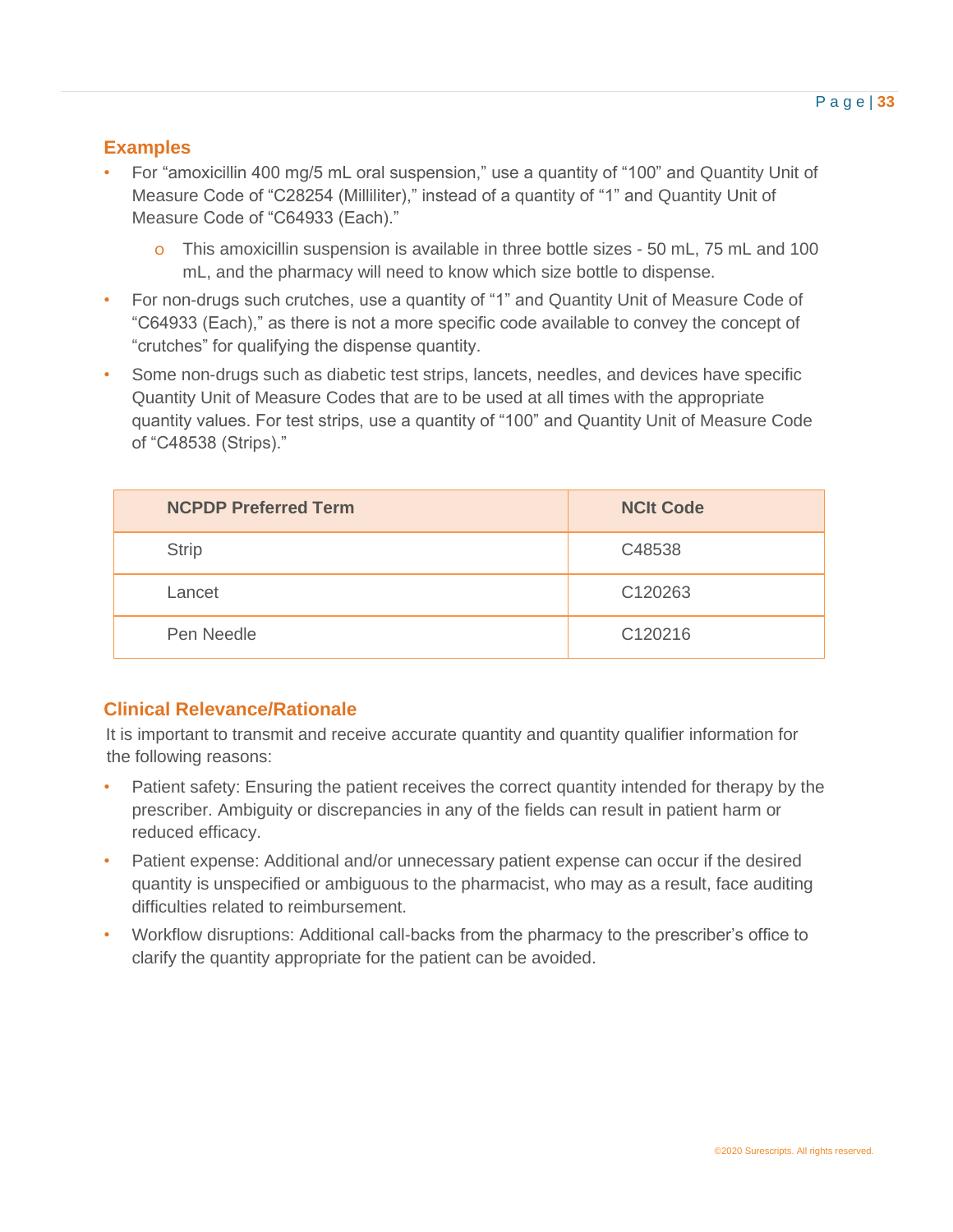## Examples

- For "amoxicillin 400 mg/5 mL oral suspension," use a quantity of "100" and Quantity Unit of Measure Code of "C28254 (Milliliter)," instead of a quantity of "1" and Quantity Unit of Measure Code of "C64933 (Each)."
  - This amoxicillin suspension is available in three bottle sizes - 50 mL, 75 mL and 100 mL, and the pharmacy will need to know which size bottle to dispense.
- For non-drugs such crutches, use a quantity of "1" and Quantity Unit of Measure Code of "C64933 (Each)," as there is not a more specific code available to convey the concept of "crutches" for qualifying the dispense quantity.
- Some non-drugs such as diabetic test strips, lancets, needles, and devices have specific Quantity Unit of Measure Codes that are to be used at all times with the appropriate quantity values. For test strips, use a quantity of "100" and Quantity Unit of Measure Code of "C48538 (Strips)."

| NCPDP Preferred Term | NCIt Code |
| --- | --- |
| Strip | C48538 |
| Lancet | C120263 |
| Pen Needle | C120216 |

## Clinical Relevance/Rationale

It is important to transmit and receive accurate quantity and quantity qualifier information for the following reasons:

- Patient safety: Ensuring the patient receives the correct quantity intended for therapy by the prescriber. Ambiguity or discrepancies in any of the fields can result in patient harm or reduced efficacy.
- Patient expense: Additional and/or unnecessary patient expense can occur if the desired quantity is unspecified or ambiguous to the pharmacist, who may as a result, face auditing difficulties related to reimbursement.
- Workflow disruptions: Additional call-backs from the pharmacy to the prescriber's office to clarify the quantity appropriate for the patient can be avoided.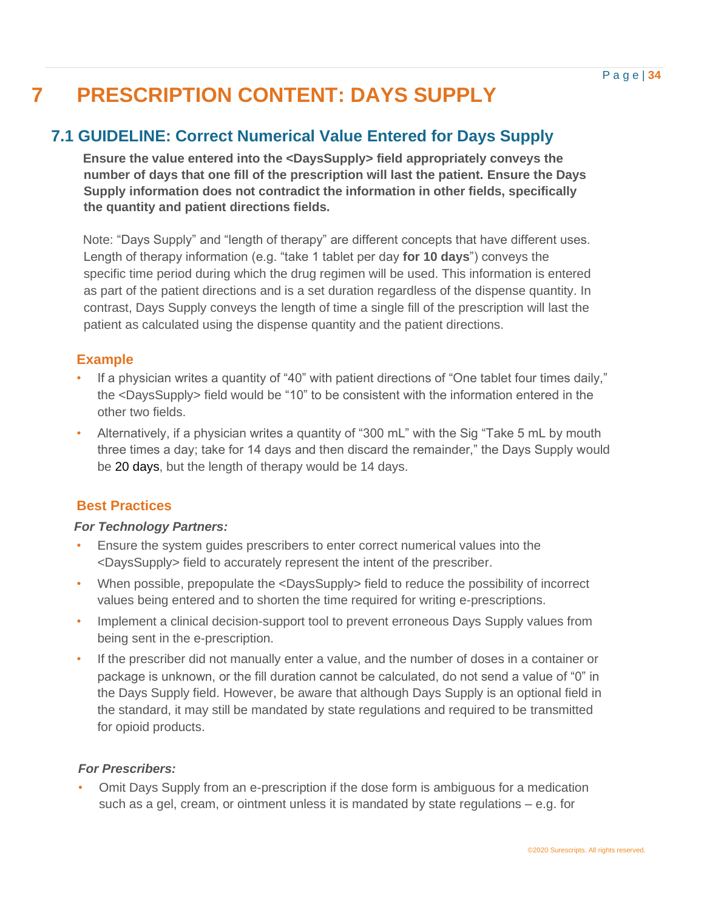# 7 PRESCRIPTION CONTENT: DAYS SUPPLY

## 7.1 GUIDELINE: Correct Numerical Value Entered for Days Supply

**Ensure the value entered into the <DaysSupply> field appropriately conveys the number of days that one fill of the prescription will last the patient. Ensure the Days Supply information does not contradict the information in other fields, specifically the quantity and patient directions fields.**

Note: "Days Supply" and "length of therapy" are different concepts that have different uses. Length of therapy information (e.g. "take 1 tablet per day **for 10 days**") conveys the specific time period during which the drug regimen will be used. This information is entered as part of the patient directions and is a set duration regardless of the dispense quantity. In contrast, Days Supply conveys the length of time a single fill of the prescription will last the patient as calculated using the dispense quantity and the patient directions.

### Example

- If a physician writes a quantity of "40" with patient directions of "One tablet four times daily," the <DaysSupply> field would be "10" to be consistent with the information entered in the other two fields.
- Alternatively, if a physician writes a quantity of "300 mL" with the Sig "Take 5 mL by mouth three times a day; take for 14 days and then discard the remainder," the Days Supply would be 20 days, but the length of therapy would be 14 days.

### Best Practices

***For Technology Partners:***

- Ensure the system guides prescribers to enter correct numerical values into the <DaysSupply> field to accurately represent the intent of the prescriber.
- When possible, prepopulate the <DaysSupply> field to reduce the possibility of incorrect values being entered and to shorten the time required for writing e-prescriptions.
- Implement a clinical decision-support tool to prevent erroneous Days Supply values from being sent in the e-prescription.
- If the prescriber did not manually enter a value, and the number of doses in a container or package is unknown, or the fill duration cannot be calculated, do not send a value of "0" in the Days Supply field. However, be aware that although Days Supply is an optional field in the standard, it may still be mandated by state regulations and required to be transmitted for opioid products.

***For Prescribers:***

- Omit Days Supply from an e-prescription if the dose form is ambiguous for a medication such as a gel, cream, or ointment unless it is mandated by state regulations – e.g. for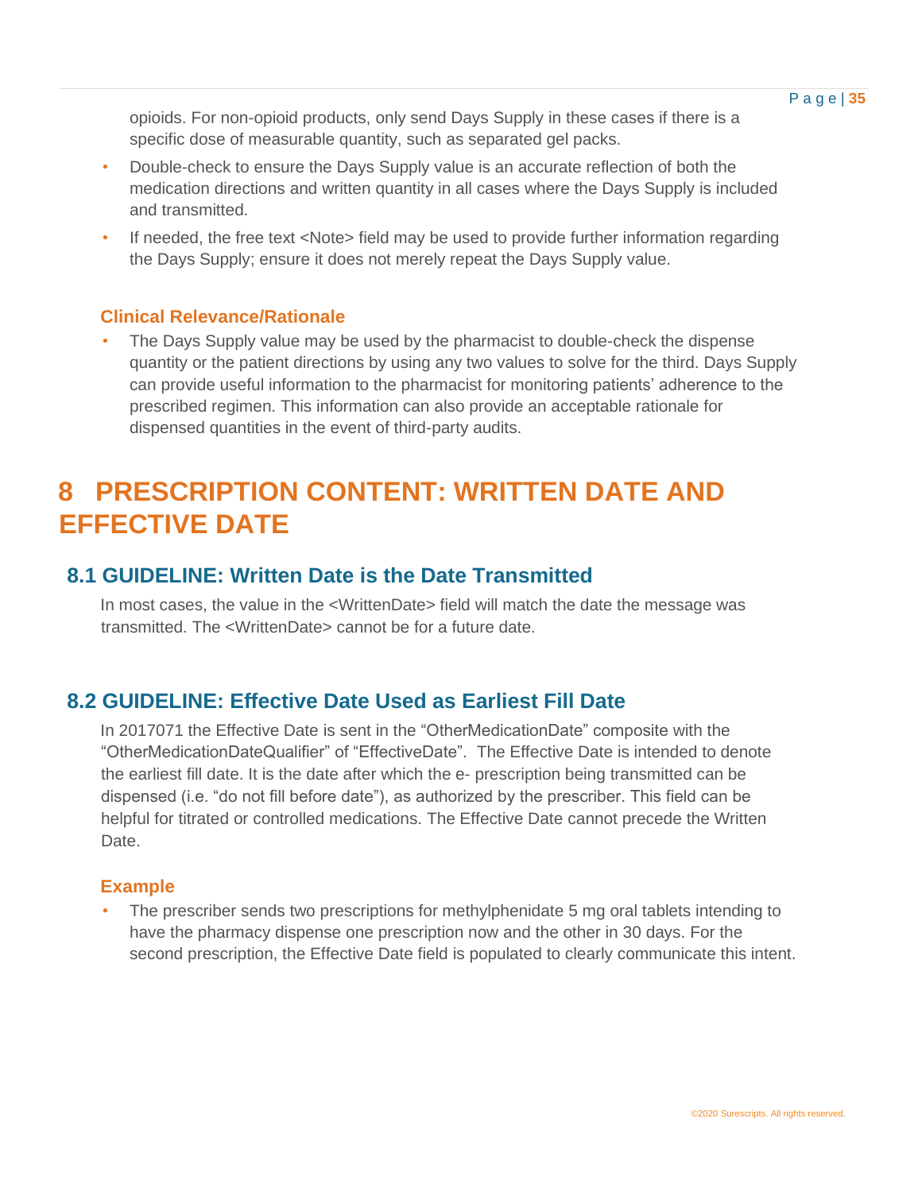opioids. For non-opioid products, only send Days Supply in these cases if there is a specific dose of measurable quantity, such as separated gel packs.

- Double-check to ensure the Days Supply value is an accurate reflection of both the medication directions and written quantity in all cases where the Days Supply is included and transmitted.
- If needed, the free text <Note> field may be used to provide further information regarding the Days Supply; ensure it does not merely repeat the Days Supply value.

#### Clinical Relevance/Rationale

- The Days Supply value may be used by the pharmacist to double-check the dispense quantity or the patient directions by using any two values to solve for the third. Days Supply can provide useful information to the pharmacist for monitoring patients' adherence to the prescribed regimen. This information can also provide an acceptable rationale for dispensed quantities in the event of third-party audits.

# 8 PRESCRIPTION CONTENT: WRITTEN DATE AND EFFECTIVE DATE

## 8.1 GUIDELINE: Written Date is the Date Transmitted

In most cases, the value in the <WrittenDate> field will match the date the message was transmitted. The <WrittenDate> cannot be for a future date.

## 8.2 GUIDELINE: Effective Date Used as Earliest Fill Date

In 2017071 the Effective Date is sent in the "OtherMedicationDate" composite with the "OtherMedicationDateQualifier" of "EffectiveDate". The Effective Date is intended to denote the earliest fill date. It is the date after which the e- prescription being transmitted can be dispensed (i.e. "do not fill before date"), as authorized by the prescriber. This field can be helpful for titrated or controlled medications. The Effective Date cannot precede the Written Date.

#### Example

- The prescriber sends two prescriptions for methylphenidate 5 mg oral tablets intending to have the pharmacy dispense one prescription now and the other in 30 days. For the second prescription, the Effective Date field is populated to clearly communicate this intent.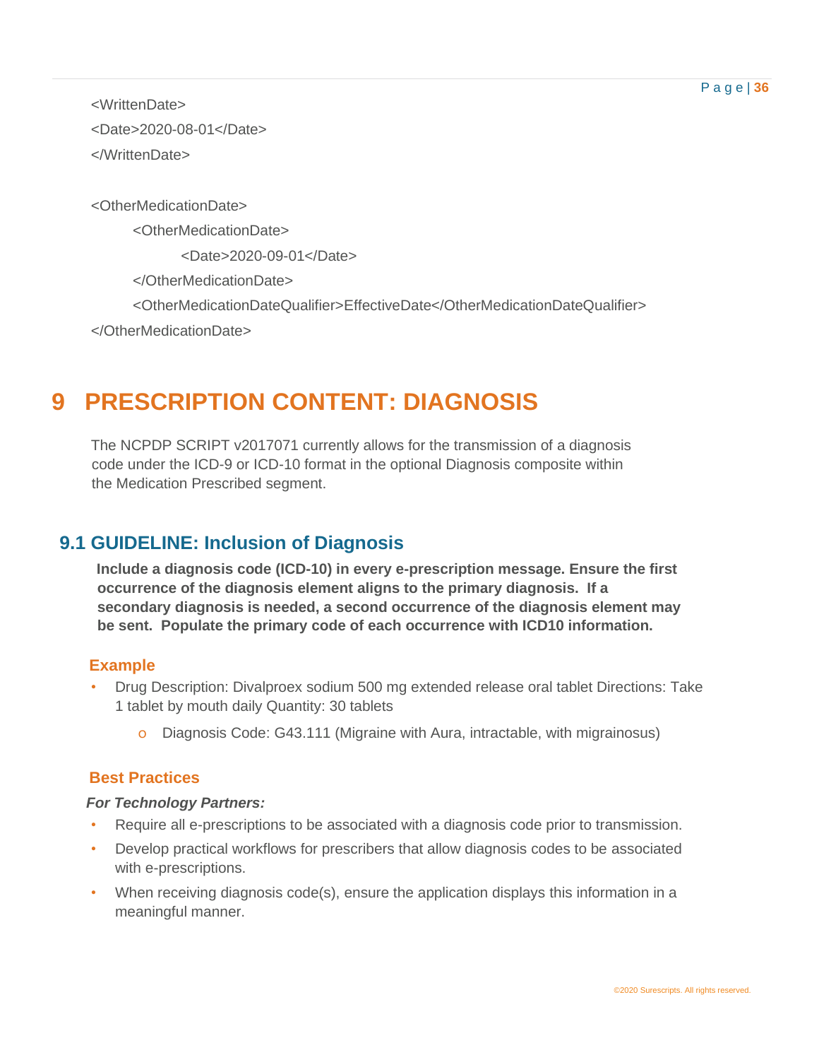```
<WrittenDate>
<Date>2020-08-01</Date>
</WrittenDate>

<OtherMedicationDate>
    <OtherMedicationDate>
        <Date>2020-09-01</Date>
    </OtherMedicationDate>
    <OtherMedicationDateQualifier>EffectiveDate</OtherMedicationDateQualifier>
</OtherMedicationDate>
```

# 9 PRESCRIPTION CONTENT: DIAGNOSIS

The NCPDP SCRIPT v2017071 currently allows for the transmission of a diagnosis code under the ICD-9 or ICD-10 format in the optional Diagnosis composite within the Medication Prescribed segment.

## 9.1 GUIDELINE: Inclusion of Diagnosis

**Include a diagnosis code (ICD-10) in every e-prescription message. Ensure the first occurrence of the diagnosis element aligns to the primary diagnosis. If a secondary diagnosis is needed, a second occurrence of the diagnosis element may be sent. Populate the primary code of each occurrence with ICD10 information.**

### Example

- Drug Description: Divalproex sodium 500 mg extended release oral tablet Directions: Take 1 tablet by mouth daily Quantity: 30 tablets
  - Diagnosis Code: G43.111 (Migraine with Aura, intractable, with migrainosus)

### Best Practices

***For Technology Partners:***

- Require all e-prescriptions to be associated with a diagnosis code prior to transmission.
- Develop practical workflows for prescribers that allow diagnosis codes to be associated with e-prescriptions.
- When receiving diagnosis code(s), ensure the application displays this information in a meaningful manner.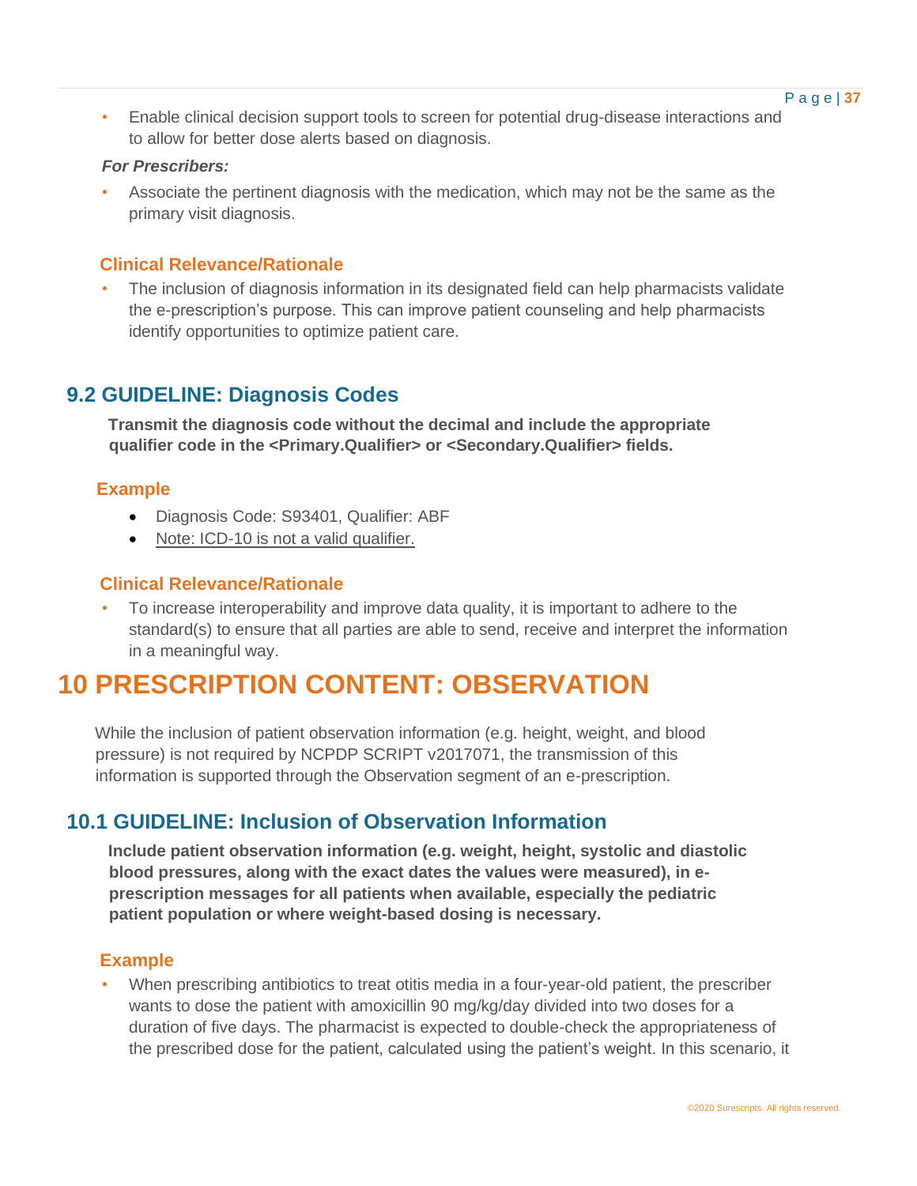- Enable clinical decision support tools to screen for potential drug-disease interactions and to allow for better dose alerts based on diagnosis.

***For Prescribers:***

- Associate the pertinent diagnosis with the medication, which may not be the same as the primary visit diagnosis.

### Clinical Relevance/Rationale

- The inclusion of diagnosis information in its designated field can help pharmacists validate the e-prescription's purpose. This can improve patient counseling and help pharmacists identify opportunities to optimize patient care.

## 9.2 GUIDELINE: Diagnosis Codes

**Transmit the diagnosis code without the decimal and include the appropriate qualifier code in the <Primary.Qualifier> or <Secondary.Qualifier> fields.**

### Example

- Diagnosis Code: S93401, Qualifier: ABF
- Note: ICD-10 is not a valid qualifier.

### Clinical Relevance/Rationale

- To increase interoperability and improve data quality, it is important to adhere to the standard(s) to ensure that all parties are able to send, receive and interpret the information in a meaningful way.

# 10 PRESCRIPTION CONTENT: OBSERVATION

While the inclusion of patient observation information (e.g. height, weight, and blood pressure) is not required by NCPDP SCRIPT v2017071, the transmission of this information is supported through the Observation segment of an e-prescription.

## 10.1 GUIDELINE: Inclusion of Observation Information

**Include patient observation information (e.g. weight, height, systolic and diastolic blood pressures, along with the exact dates the values were measured), in e-prescription messages for all patients when available, especially the pediatric patient population or where weight-based dosing is necessary.**

### Example

- When prescribing antibiotics to treat otitis media in a four-year-old patient, the prescriber wants to dose the patient with amoxicillin 90 mg/kg/day divided into two doses for a duration of five days. The pharmacist is expected to double-check the appropriateness of the prescribed dose for the patient, calculated using the patient's weight. In this scenario, it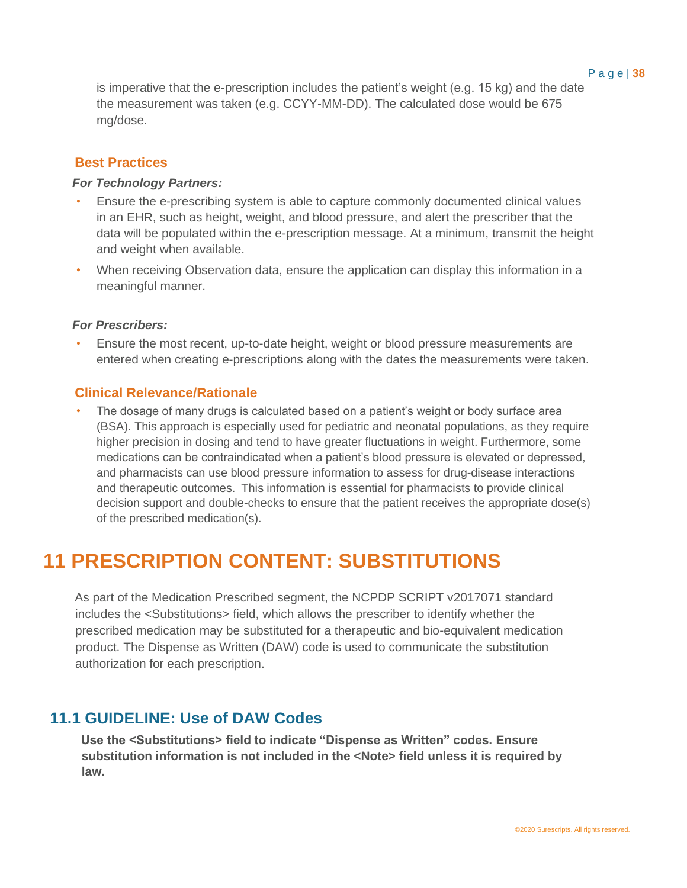is imperative that the e-prescription includes the patient's weight (e.g. 15 kg) and the date the measurement was taken (e.g. CCYY-MM-DD). The calculated dose would be 675 mg/dose.

### Best Practices

***For Technology Partners:***

- Ensure the e-prescribing system is able to capture commonly documented clinical values in an EHR, such as height, weight, and blood pressure, and alert the prescriber that the data will be populated within the e-prescription message. At a minimum, transmit the height and weight when available.
- When receiving Observation data, ensure the application can display this information in a meaningful manner.

***For Prescribers:***

- Ensure the most recent, up-to-date height, weight or blood pressure measurements are entered when creating e-prescriptions along with the dates the measurements were taken.

### Clinical Relevance/Rationale

- The dosage of many drugs is calculated based on a patient's weight or body surface area (BSA). This approach is especially used for pediatric and neonatal populations, as they require higher precision in dosing and tend to have greater fluctuations in weight. Furthermore, some medications can be contraindicated when a patient's blood pressure is elevated or depressed, and pharmacists can use blood pressure information to assess for drug-disease interactions and therapeutic outcomes. This information is essential for pharmacists to provide clinical decision support and double-checks to ensure that the patient receives the appropriate dose(s) of the prescribed medication(s).

# 11 PRESCRIPTION CONTENT: SUBSTITUTIONS

As part of the Medication Prescribed segment, the NCPDP SCRIPT v2017071 standard includes the <Substitutions> field, which allows the prescriber to identify whether the prescribed medication may be substituted for a therapeutic and bio-equivalent medication product. The Dispense as Written (DAW) code is used to communicate the substitution authorization for each prescription.

## 11.1 GUIDELINE: Use of DAW Codes

**Use the <Substitutions> field to indicate "Dispense as Written" codes. Ensure substitution information is not included in the <Note> field unless it is required by law.**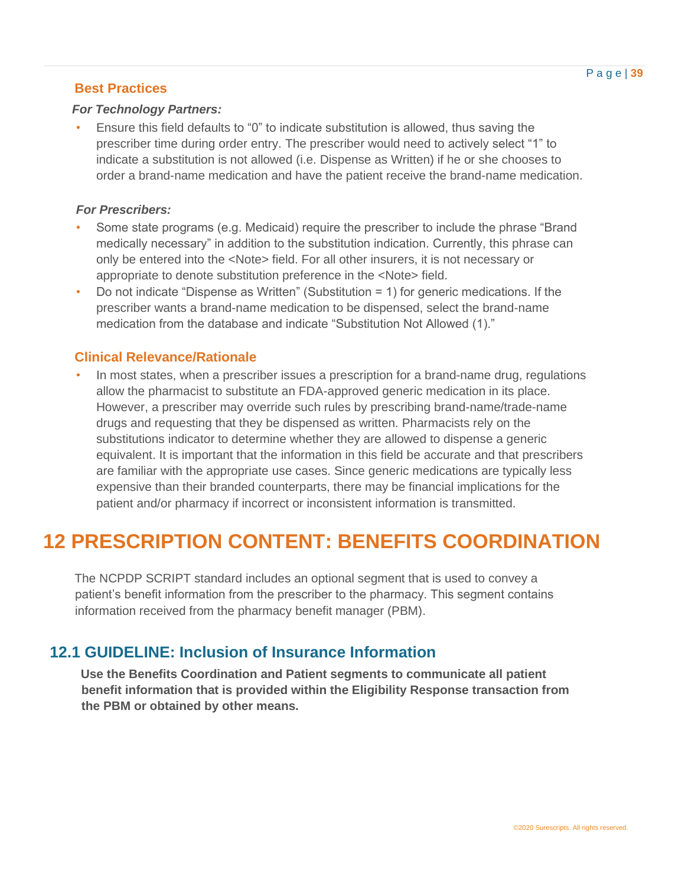### Best Practices

***For Technology Partners:***

- Ensure this field defaults to "0" to indicate substitution is allowed, thus saving the prescriber time during order entry. The prescriber would need to actively select "1" to indicate a substitution is not allowed (i.e. Dispense as Written) if he or she chooses to order a brand-name medication and have the patient receive the brand-name medication.

***For Prescribers:***

- Some state programs (e.g. Medicaid) require the prescriber to include the phrase "Brand medically necessary" in addition to the substitution indication. Currently, this phrase can only be entered into the <Note> field. For all other insurers, it is not necessary or appropriate to denote substitution preference in the <Note> field.
- Do not indicate "Dispense as Written" (Substitution = 1) for generic medications. If the prescriber wants a brand-name medication to be dispensed, select the brand-name medication from the database and indicate "Substitution Not Allowed (1)."

### Clinical Relevance/Rationale

- In most states, when a prescriber issues a prescription for a brand-name drug, regulations allow the pharmacist to substitute an FDA-approved generic medication in its place. However, a prescriber may override such rules by prescribing brand-name/trade-name drugs and requesting that they be dispensed as written. Pharmacists rely on the substitutions indicator to determine whether they are allowed to dispense a generic equivalent. It is important that the information in this field be accurate and that prescribers are familiar with the appropriate use cases. Since generic medications are typically less expensive than their branded counterparts, there may be financial implications for the patient and/or pharmacy if incorrect or inconsistent information is transmitted.

# 12 PRESCRIPTION CONTENT: BENEFITS COORDINATION

The NCPDP SCRIPT standard includes an optional segment that is used to convey a patient's benefit information from the prescriber to the pharmacy. This segment contains information received from the pharmacy benefit manager (PBM).

## 12.1 GUIDELINE: Inclusion of Insurance Information

**Use the Benefits Coordination and Patient segments to communicate all patient benefit information that is provided within the Eligibility Response transaction from the PBM or obtained by other means.**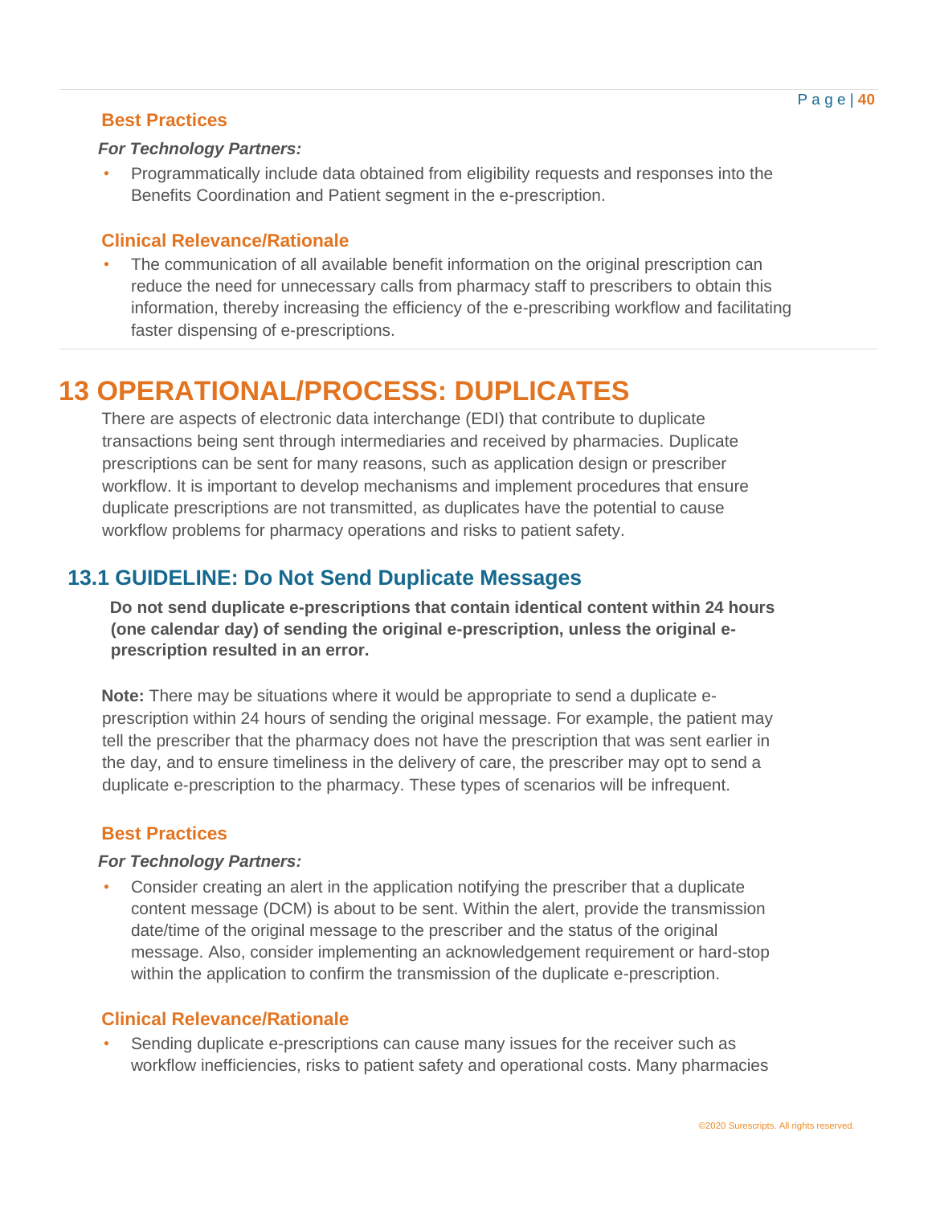### Best Practices

***For Technology Partners:***

- Programmatically include data obtained from eligibility requests and responses into the Benefits Coordination and Patient segment in the e-prescription.

### Clinical Relevance/Rationale

- The communication of all available benefit information on the original prescription can reduce the need for unnecessary calls from pharmacy staff to prescribers to obtain this information, thereby increasing the efficiency of the e-prescribing workflow and facilitating faster dispensing of e-prescriptions.

# 13 OPERATIONAL/PROCESS: DUPLICATES

There are aspects of electronic data interchange (EDI) that contribute to duplicate transactions being sent through intermediaries and received by pharmacies. Duplicate prescriptions can be sent for many reasons, such as application design or prescriber workflow. It is important to develop mechanisms and implement procedures that ensure duplicate prescriptions are not transmitted, as duplicates have the potential to cause workflow problems for pharmacy operations and risks to patient safety.

## 13.1 GUIDELINE: Do Not Send Duplicate Messages

**Do not send duplicate e-prescriptions that contain identical content within 24 hours (one calendar day) of sending the original e-prescription, unless the original e-prescription resulted in an error.**

**Note:** There may be situations where it would be appropriate to send a duplicate e-prescription within 24 hours of sending the original message. For example, the patient may tell the prescriber that the pharmacy does not have the prescription that was sent earlier in the day, and to ensure timeliness in the delivery of care, the prescriber may opt to send a duplicate e-prescription to the pharmacy. These types of scenarios will be infrequent.

### Best Practices

***For Technology Partners:***

- Consider creating an alert in the application notifying the prescriber that a duplicate content message (DCM) is about to be sent. Within the alert, provide the transmission date/time of the original message to the prescriber and the status of the original message. Also, consider implementing an acknowledgement requirement or hard-stop within the application to confirm the transmission of the duplicate e-prescription.

### Clinical Relevance/Rationale

- Sending duplicate e-prescriptions can cause many issues for the receiver such as workflow inefficiencies, risks to patient safety and operational costs. Many pharmacies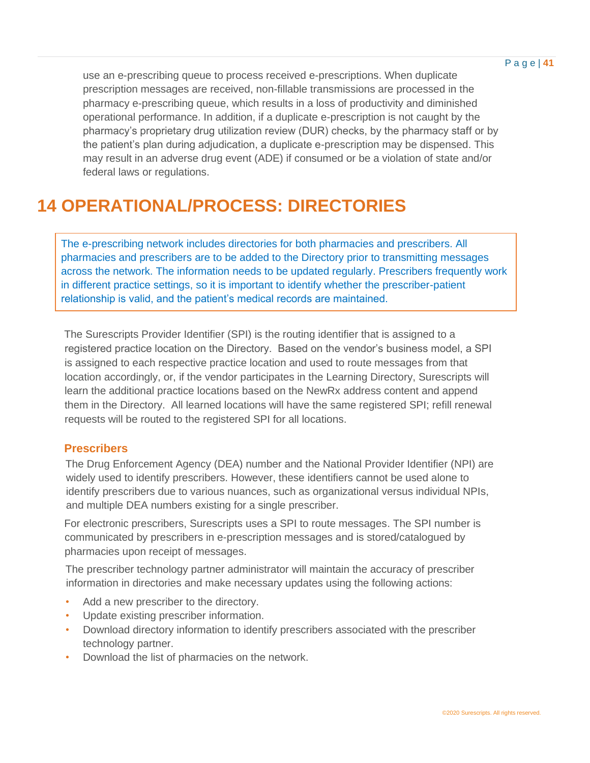use an e-prescribing queue to process received e-prescriptions. When duplicate prescription messages are received, non-fillable transmissions are processed in the pharmacy e-prescribing queue, which results in a loss of productivity and diminished operational performance. In addition, if a duplicate e-prescription is not caught by the pharmacy's proprietary drug utilization review (DUR) checks, by the pharmacy staff or by the patient's plan during adjudication, a duplicate e-prescription may be dispensed. This may result in an adverse drug event (ADE) if consumed or be a violation of state and/or federal laws or regulations.

# 14 OPERATIONAL/PROCESS: DIRECTORIES

> The e-prescribing network includes directories for both pharmacies and prescribers. All pharmacies and prescribers are to be added to the Directory prior to transmitting messages across the network. The information needs to be updated regularly. Prescribers frequently work in different practice settings, so it is important to identify whether the prescriber-patient relationship is valid, and the patient's medical records are maintained.

The Surescripts Provider Identifier (SPI) is the routing identifier that is assigned to a registered practice location on the Directory. Based on the vendor's business model, a SPI is assigned to each respective practice location and used to route messages from that location accordingly, or, if the vendor participates in the Learning Directory, Surescripts will learn the additional practice locations based on the NewRx address content and append them in the Directory. All learned locations will have the same registered SPI; refill renewal requests will be routed to the registered SPI for all locations.

### Prescribers

The Drug Enforcement Agency (DEA) number and the National Provider Identifier (NPI) are widely used to identify prescribers. However, these identifiers cannot be used alone to identify prescribers due to various nuances, such as organizational versus individual NPIs, and multiple DEA numbers existing for a single prescriber.

For electronic prescribers, Surescripts uses a SPI to route messages. The SPI number is communicated by prescribers in e-prescription messages and is stored/catalogued by pharmacies upon receipt of messages.

The prescriber technology partner administrator will maintain the accuracy of prescriber information in directories and make necessary updates using the following actions:

- Add a new prescriber to the directory.
- Update existing prescriber information.
- Download directory information to identify prescribers associated with the prescriber technology partner.
- Download the list of pharmacies on the network.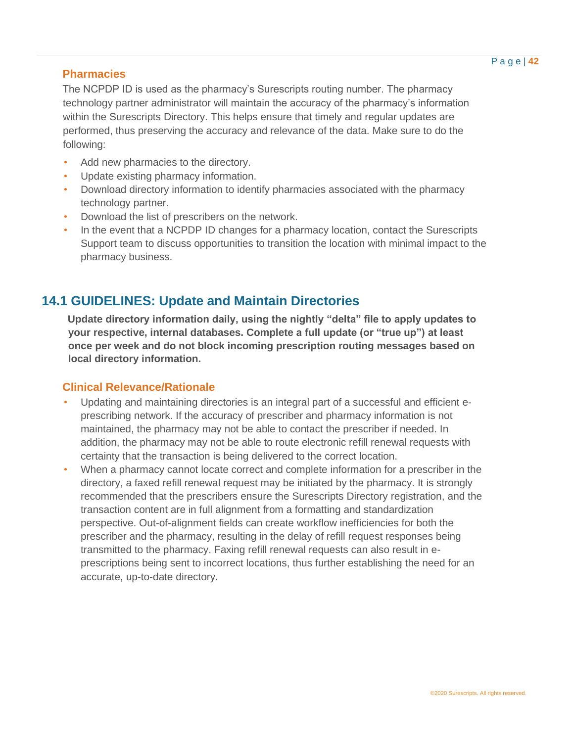### Pharmacies

The NCPDP ID is used as the pharmacy's Surescripts routing number. The pharmacy technology partner administrator will maintain the accuracy of the pharmacy's information within the Surescripts Directory. This helps ensure that timely and regular updates are performed, thus preserving the accuracy and relevance of the data. Make sure to do the following:

- Add new pharmacies to the directory.
- Update existing pharmacy information.
- Download directory information to identify pharmacies associated with the pharmacy technology partner.
- Download the list of prescribers on the network.
- In the event that a NCPDP ID changes for a pharmacy location, contact the Surescripts Support team to discuss opportunities to transition the location with minimal impact to the pharmacy business.

## 14.1 GUIDELINES: Update and Maintain Directories

**Update directory information daily, using the nightly "delta" file to apply updates to your respective, internal databases. Complete a full update (or "true up") at least once per week and do not block incoming prescription routing messages based on local directory information.**

### Clinical Relevance/Rationale

- Updating and maintaining directories is an integral part of a successful and efficient e-prescribing network. If the accuracy of prescriber and pharmacy information is not maintained, the pharmacy may not be able to contact the prescriber if needed. In addition, the pharmacy may not be able to route electronic refill renewal requests with certainty that the transaction is being delivered to the correct location.
- When a pharmacy cannot locate correct and complete information for a prescriber in the directory, a faxed refill renewal request may be initiated by the pharmacy. It is strongly recommended that the prescribers ensure the Surescripts Directory registration, and the transaction content are in full alignment from a formatting and standardization perspective. Out-of-alignment fields can create workflow inefficiencies for both the prescriber and the pharmacy, resulting in the delay of refill request responses being transmitted to the pharmacy. Faxing refill renewal requests can also result in e-prescriptions being sent to incorrect locations, thus further establishing the need for an accurate, up-to-date directory.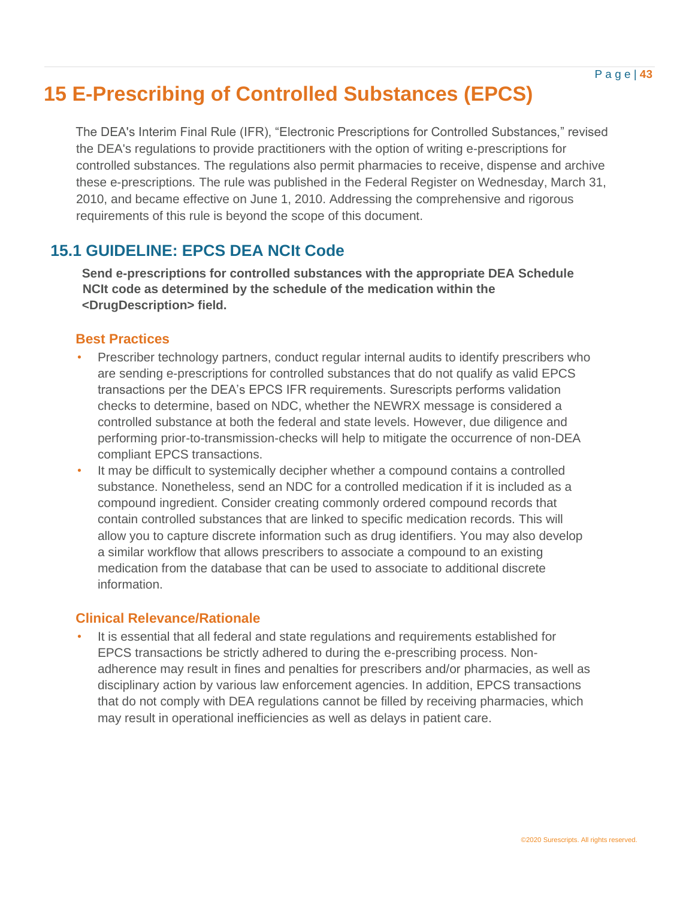# 15 E-Prescribing of Controlled Substances (EPCS)

The DEA's Interim Final Rule (IFR), "Electronic Prescriptions for Controlled Substances," revised the DEA's regulations to provide practitioners with the option of writing e-prescriptions for controlled substances. The regulations also permit pharmacies to receive, dispense and archive these e-prescriptions. The rule was published in the Federal Register on Wednesday, March 31, 2010, and became effective on June 1, 2010. Addressing the comprehensive and rigorous requirements of this rule is beyond the scope of this document.

## 15.1 GUIDELINE: EPCS DEA NCIt Code

**Send e-prescriptions for controlled substances with the appropriate DEA Schedule NCIt code as determined by the schedule of the medication within the <DrugDescription> field.**

### Best Practices

- Prescriber technology partners, conduct regular internal audits to identify prescribers who are sending e-prescriptions for controlled substances that do not qualify as valid EPCS transactions per the DEA's EPCS IFR requirements. Surescripts performs validation checks to determine, based on NDC, whether the NEWRX message is considered a controlled substance at both the federal and state levels. However, due diligence and performing prior-to-transmission-checks will help to mitigate the occurrence of non-DEA compliant EPCS transactions.
- It may be difficult to systemically decipher whether a compound contains a controlled substance. Nonetheless, send an NDC for a controlled medication if it is included as a compound ingredient. Consider creating commonly ordered compound records that contain controlled substances that are linked to specific medication records. This will allow you to capture discrete information such as drug identifiers. You may also develop a similar workflow that allows prescribers to associate a compound to an existing medication from the database that can be used to associate to additional discrete information.

### Clinical Relevance/Rationale

- It is essential that all federal and state regulations and requirements established for EPCS transactions be strictly adhered to during the e-prescribing process. Non-adherence may result in fines and penalties for prescribers and/or pharmacies, as well as disciplinary action by various law enforcement agencies. In addition, EPCS transactions that do not comply with DEA regulations cannot be filled by receiving pharmacies, which may result in operational inefficiencies as well as delays in patient care.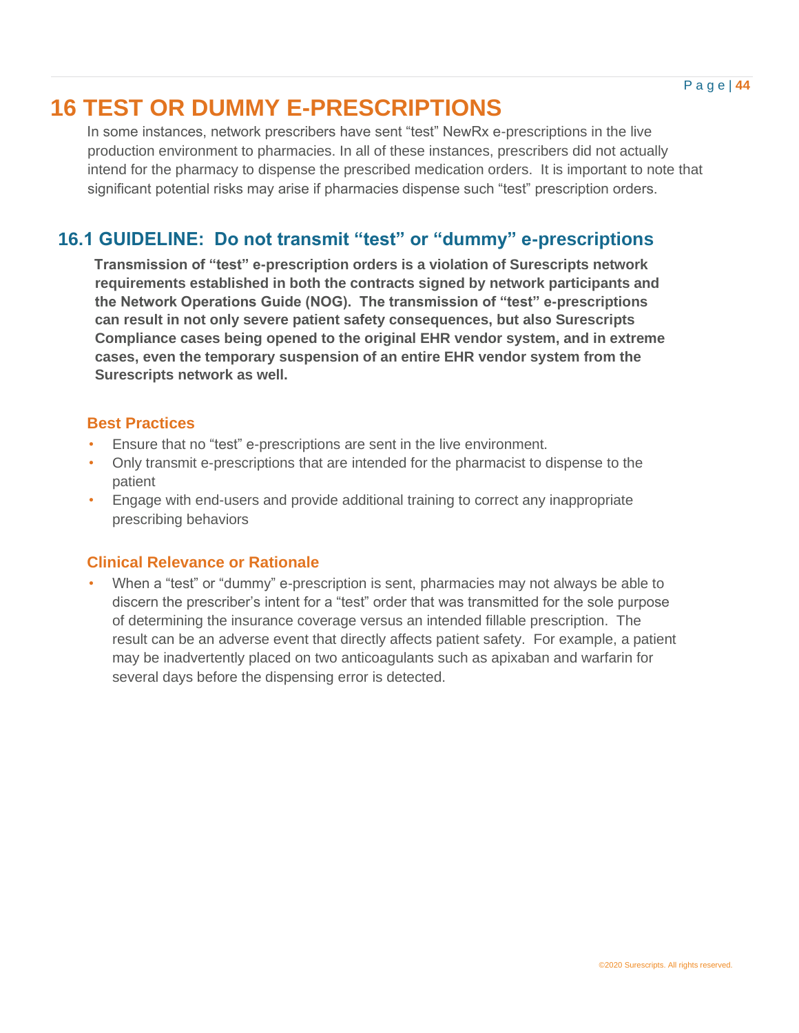# 16 TEST OR DUMMY E-PRESCRIPTIONS

In some instances, network prescribers have sent "test" NewRx e-prescriptions in the live production environment to pharmacies. In all of these instances, prescribers did not actually intend for the pharmacy to dispense the prescribed medication orders. It is important to note that significant potential risks may arise if pharmacies dispense such "test" prescription orders.

## 16.1 GUIDELINE: Do not transmit "test" or "dummy" e-prescriptions

**Transmission of "test" e-prescription orders is a violation of Surescripts network requirements established in both the contracts signed by network participants and the Network Operations Guide (NOG). The transmission of "test" e-prescriptions can result in not only severe patient safety consequences, but also Surescripts Compliance cases being opened to the original EHR vendor system, and in extreme cases, even the temporary suspension of an entire EHR vendor system from the Surescripts network as well.**

### Best Practices

- Ensure that no "test" e-prescriptions are sent in the live environment.
- Only transmit e-prescriptions that are intended for the pharmacist to dispense to the patient
- Engage with end-users and provide additional training to correct any inappropriate prescribing behaviors

### Clinical Relevance or Rationale

- When a "test" or "dummy" e-prescription is sent, pharmacies may not always be able to discern the prescriber's intent for a "test" order that was transmitted for the sole purpose of determining the insurance coverage versus an intended fillable prescription. The result can be an adverse event that directly affects patient safety. For example, a patient may be inadvertently placed on two anticoagulants such as apixaban and warfarin for several days before the dispensing error is detected.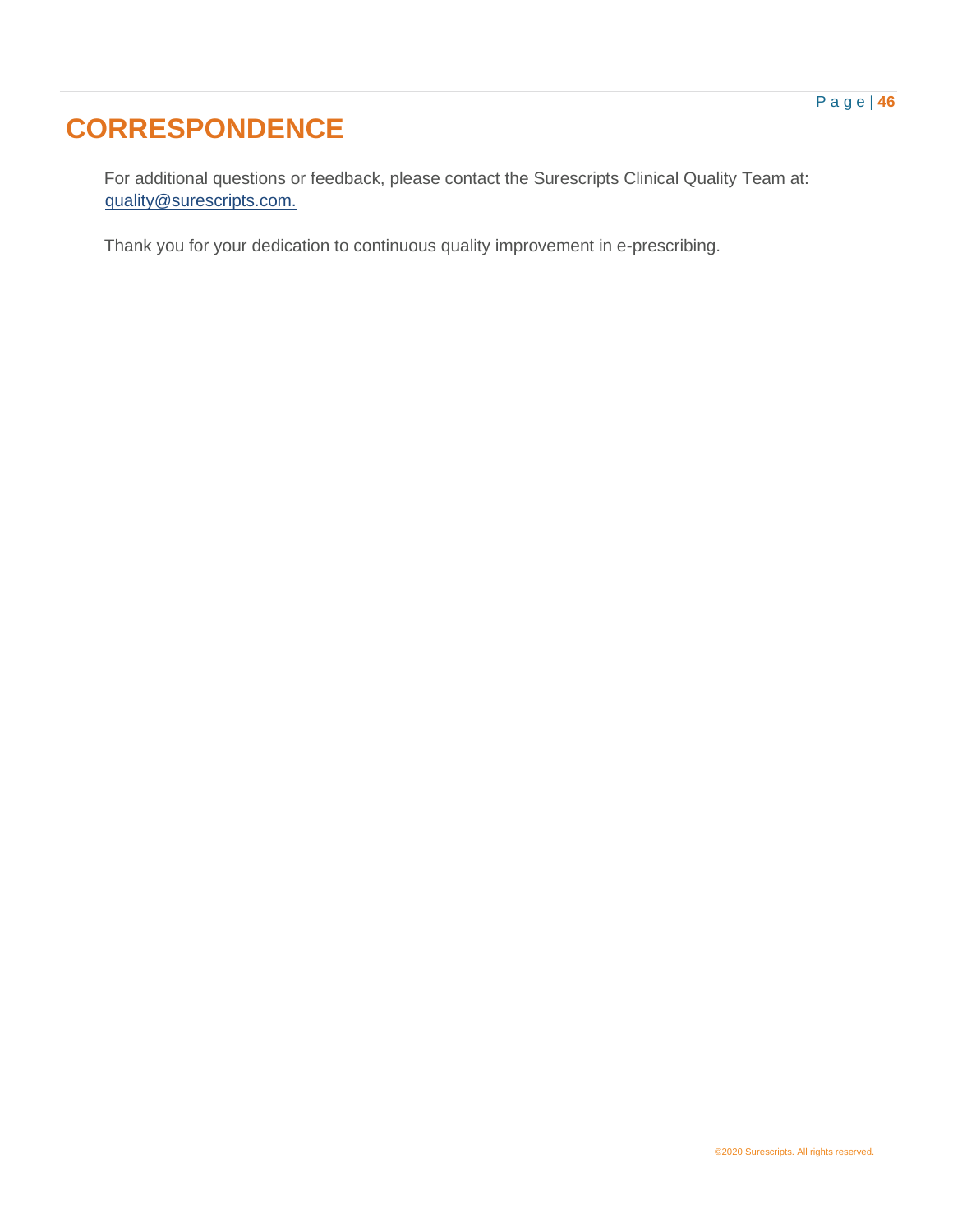# CORRESPONDENCE

For additional questions or feedback, please contact the Surescripts Clinical Quality Team at: quality@surescripts.com.

Thank you for your dedication to continuous quality improvement in e-prescribing.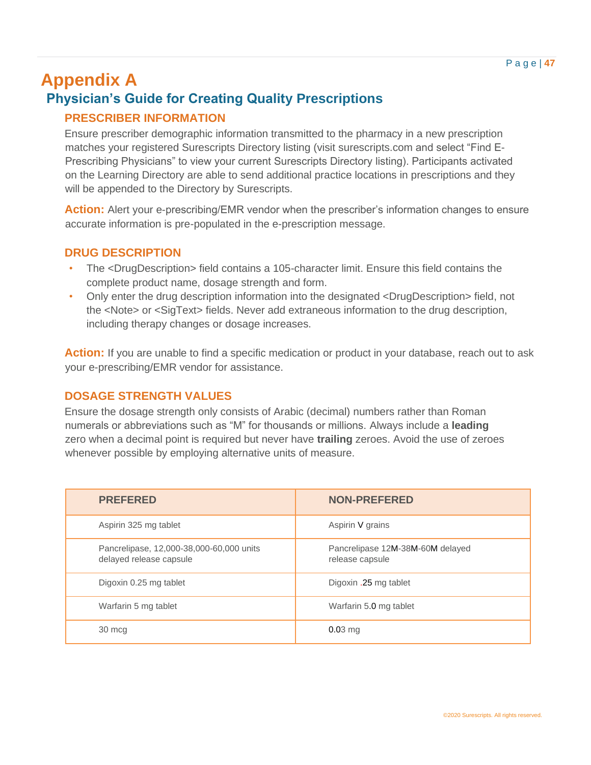# Appendix A

## Physician's Guide for Creating Quality Prescriptions

### PRESCRIBER INFORMATION

Ensure prescriber demographic information transmitted to the pharmacy in a new prescription matches your registered Surescripts Directory listing (visit surescripts.com and select "Find E-Prescribing Physicians" to view your current Surescripts Directory listing). Participants activated on the Learning Directory are able to send additional practice locations in prescriptions and they will be appended to the Directory by Surescripts.

**Action:** Alert your e-prescribing/EMR vendor when the prescriber's information changes to ensure accurate information is pre-populated in the e-prescription message.

### DRUG DESCRIPTION

- The <DrugDescription> field contains a 105-character limit. Ensure this field contains the complete product name, dosage strength and form.
- Only enter the drug description information into the designated <DrugDescription> field, not the <Note> or <SigText> fields. Never add extraneous information to the drug description, including therapy changes or dosage increases.

**Action:** If you are unable to find a specific medication or product in your database, reach out to ask your e-prescribing/EMR vendor for assistance.

### DOSAGE STRENGTH VALUES

Ensure the dosage strength only consists of Arabic (decimal) numbers rather than Roman numerals or abbreviations such as "M" for thousands or millions. Always include a **leading** zero when a decimal point is required but never have **trailing** zeroes. Avoid the use of zeroes whenever possible by employing alternative units of measure.

| PREFERED | NON-PREFERED |
|---|---|
| Aspirin 325 mg tablet | Aspirin V grains |
| Pancrelipase, 12,000-38,000-60,000 units delayed release capsule | Pancrelipase 12M-38M-60M delayed release capsule |
| Digoxin 0.25 mg tablet | Digoxin .25 mg tablet |
| Warfarin 5 mg tablet | Warfarin 5.0 mg tablet |
| 30 mcg | 0.03 mg |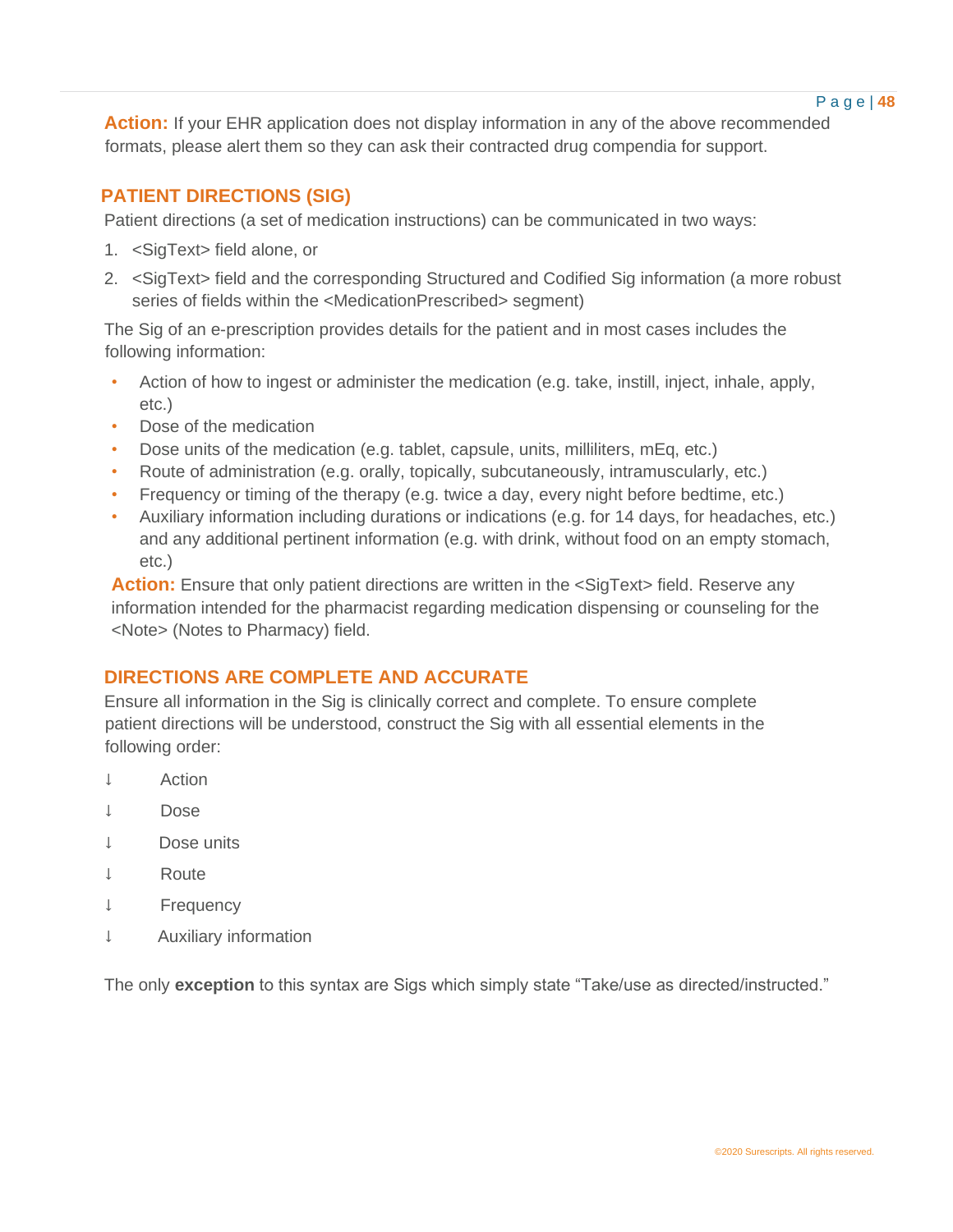**Action:** If your EHR application does not display information in any of the above recommended formats, please alert them so they can ask their contracted drug compendia for support.

## PATIENT DIRECTIONS (SIG)

Patient directions (a set of medication instructions) can be communicated in two ways:

1. <SigText> field alone, or
2. <SigText> field and the corresponding Structured and Codified Sig information (a more robust series of fields within the <MedicationPrescribed> segment)

The Sig of an e-prescription provides details for the patient and in most cases includes the following information:

- Action of how to ingest or administer the medication (e.g. take, instill, inject, inhale, apply, etc.)
- Dose of the medication
- Dose units of the medication (e.g. tablet, capsule, units, milliliters, mEq, etc.)
- Route of administration (e.g. orally, topically, subcutaneously, intramuscularly, etc.)
- Frequency or timing of the therapy (e.g. twice a day, every night before bedtime, etc.)
- Auxiliary information including durations or indications (e.g. for 14 days, for headaches, etc.) and any additional pertinent information (e.g. with drink, without food on an empty stomach, etc.)

**Action:** Ensure that only patient directions are written in the <SigText> field. Reserve any information intended for the pharmacist regarding medication dispensing or counseling for the <Note> (Notes to Pharmacy) field.

## DIRECTIONS ARE COMPLETE AND ACCURATE

Ensure all information in the Sig is clinically correct and complete. To ensure complete patient directions will be understood, construct the Sig with all essential elements in the following order:

↓ Action

↓ Dose

↓ Dose units

↓ Route

↓ Frequency

↓ Auxiliary information

The only **exception** to this syntax are Sigs which simply state "Take/use as directed/instructed."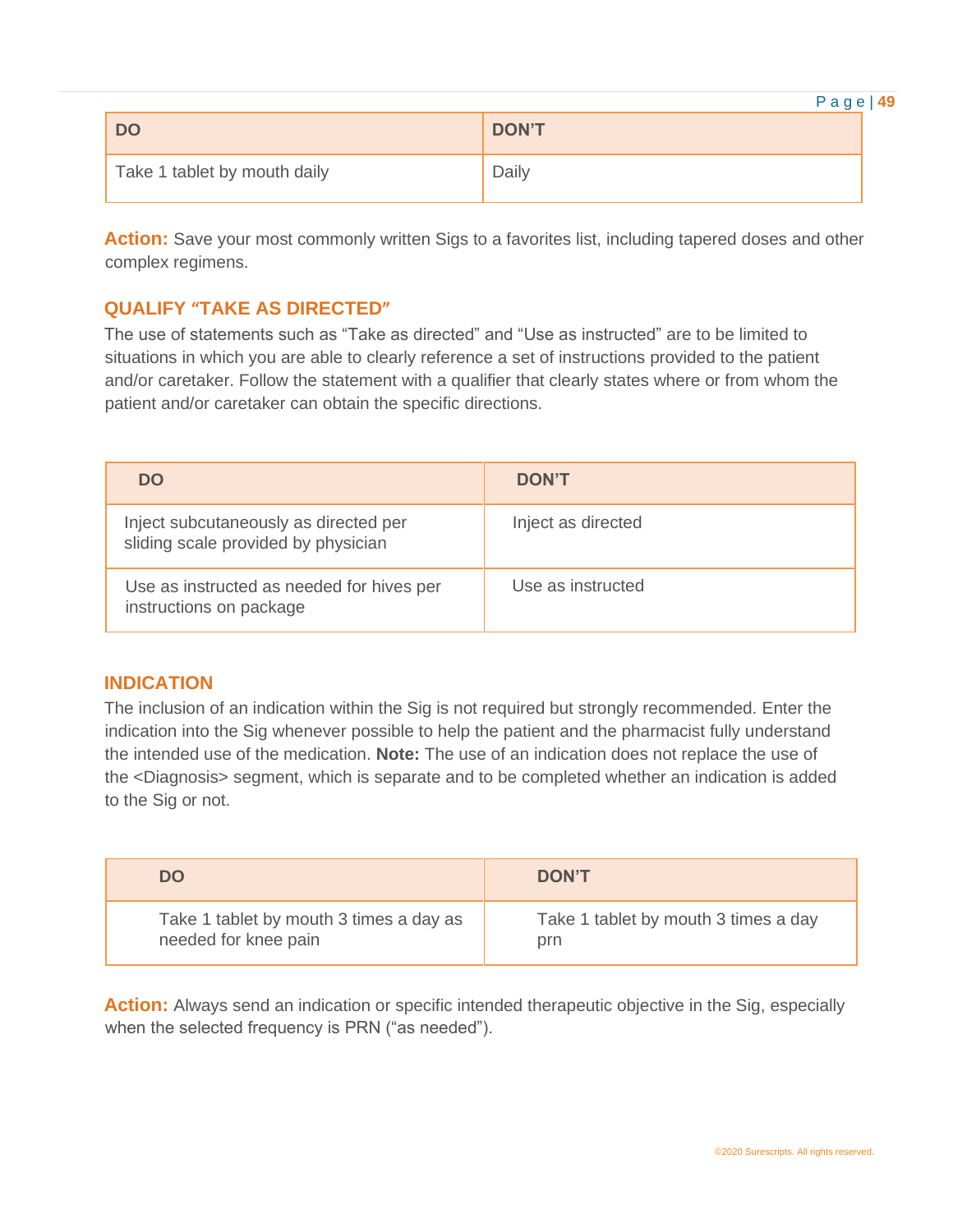| DO | DON'T |
| --- | --- |
| Take 1 tablet by mouth daily | Daily |

**Action:** Save your most commonly written Sigs to a favorites list, including tapered doses and other complex regimens.

## QUALIFY "TAKE AS DIRECTED"

The use of statements such as "Take as directed" and "Use as instructed" are to be limited to situations in which you are able to clearly reference a set of instructions provided to the patient and/or caretaker. Follow the statement with a qualifier that clearly states where or from whom the patient and/or caretaker can obtain the specific directions.

| DO | DON'T |
| --- | --- |
| Inject subcutaneously as directed per sliding scale provided by physician | Inject as directed |
| Use as instructed as needed for hives per instructions on package | Use as instructed |

## INDICATION

The inclusion of an indication within the Sig is not required but strongly recommended. Enter the indication into the Sig whenever possible to help the patient and the pharmacist fully understand the intended use of the medication. **Note:** The use of an indication does not replace the use of the <Diagnosis> segment, which is separate and to be completed whether an indication is added to the Sig or not.

| DO | DON'T |
| --- | --- |
| Take 1 tablet by mouth 3 times a day as needed for knee pain | Take 1 tablet by mouth 3 times a day prn |

**Action:** Always send an indication or specific intended therapeutic objective in the Sig, especially when the selected frequency is PRN ("as needed").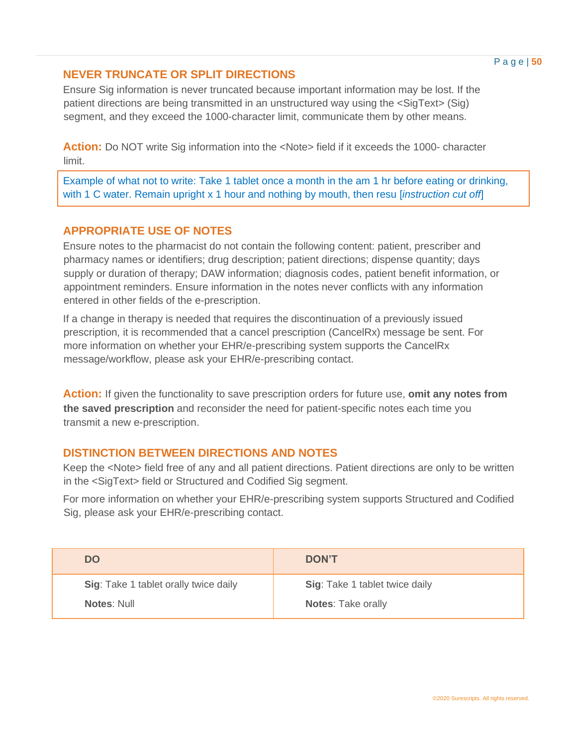## NEVER TRUNCATE OR SPLIT DIRECTIONS

Ensure Sig information is never truncated because important information may be lost. If the patient directions are being transmitted in an unstructured way using the <SigText> (Sig) segment, and they exceed the 1000-character limit, communicate them by other means.

**Action:** Do NOT write Sig information into the <Note> field if it exceeds the 1000- character limit.

> Example of what not to write: Take 1 tablet once a month in the am 1 hr before eating or drinking, with 1 C water. Remain upright x 1 hour and nothing by mouth, then resu [*instruction cut off*]

## APPROPRIATE USE OF NOTES

Ensure notes to the pharmacist do not contain the following content: patient, prescriber and pharmacy names or identifiers; drug description; patient directions; dispense quantity; days supply or duration of therapy; DAW information; diagnosis codes, patient benefit information, or appointment reminders. Ensure information in the notes never conflicts with any information entered in other fields of the e-prescription.

If a change in therapy is needed that requires the discontinuation of a previously issued prescription, it is recommended that a cancel prescription (CancelRx) message be sent. For more information on whether your EHR/e-prescribing system supports the CancelRx message/workflow, please ask your EHR/e-prescribing contact.

**Action:** If given the functionality to save prescription orders for future use, **omit any notes from the saved prescription** and reconsider the need for patient-specific notes each time you transmit a new e-prescription.

## DISTINCTION BETWEEN DIRECTIONS AND NOTES

Keep the <Note> field free of any and all patient directions. Patient directions are only to be written in the <SigText> field or Structured and Codified Sig segment.

For more information on whether your EHR/e-prescribing system supports Structured and Codified Sig, please ask your EHR/e-prescribing contact.

| DO | DON'T |
|---|---|
| **Sig**: Take 1 tablet orally twice daily<br>**Notes**: Null | **Sig**: Take 1 tablet twice daily<br>**Notes**: Take orally |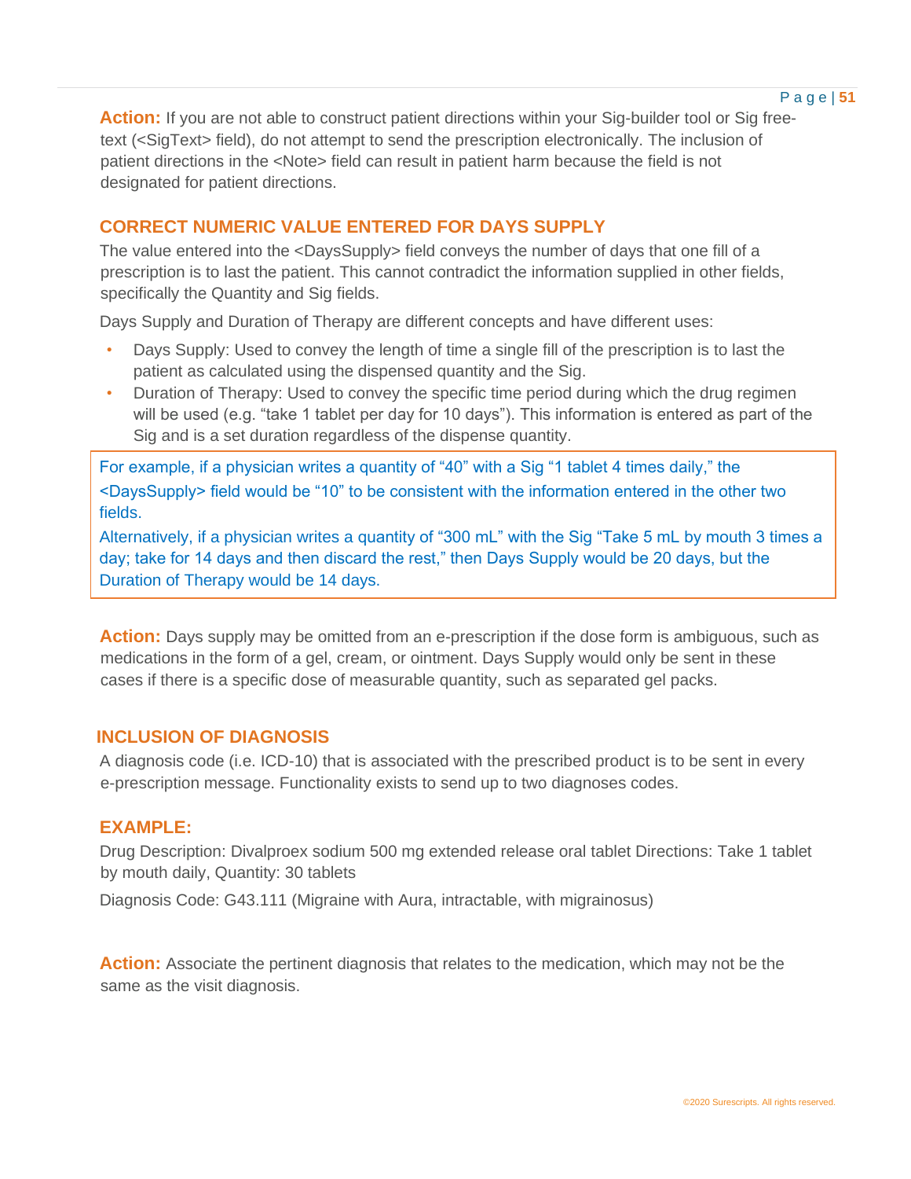**Action:** If you are not able to construct patient directions within your Sig-builder tool or Sig free-text (<SigText> field), do not attempt to send the prescription electronically. The inclusion of patient directions in the <Note> field can result in patient harm because the field is not designated for patient directions.

## CORRECT NUMERIC VALUE ENTERED FOR DAYS SUPPLY

The value entered into the <DaysSupply> field conveys the number of days that one fill of a prescription is to last the patient. This cannot contradict the information supplied in other fields, specifically the Quantity and Sig fields.

Days Supply and Duration of Therapy are different concepts and have different uses:

- Days Supply: Used to convey the length of time a single fill of the prescription is to last the patient as calculated using the dispensed quantity and the Sig.
- Duration of Therapy: Used to convey the specific time period during which the drug regimen will be used (e.g. "take 1 tablet per day for 10 days"). This information is entered as part of the Sig and is a set duration regardless of the dispense quantity.

> For example, if a physician writes a quantity of "40" with a Sig "1 tablet 4 times daily," the <DaysSupply> field would be "10" to be consistent with the information entered in the other two fields.
>
> Alternatively, if a physician writes a quantity of "300 mL" with the Sig "Take 5 mL by mouth 3 times a day; take for 14 days and then discard the rest," then Days Supply would be 20 days, but the Duration of Therapy would be 14 days.

**Action:** Days supply may be omitted from an e-prescription if the dose form is ambiguous, such as medications in the form of a gel, cream, or ointment. Days Supply would only be sent in these cases if there is a specific dose of measurable quantity, such as separated gel packs.

## INCLUSION OF DIAGNOSIS

A diagnosis code (i.e. ICD-10) that is associated with the prescribed product is to be sent in every e-prescription message. Functionality exists to send up to two diagnoses codes.

### EXAMPLE:

Drug Description: Divalproex sodium 500 mg extended release oral tablet Directions: Take 1 tablet by mouth daily, Quantity: 30 tablets

Diagnosis Code: G43.111 (Migraine with Aura, intractable, with migrainosus)

**Action:** Associate the pertinent diagnosis that relates to the medication, which may not be the same as the visit diagnosis.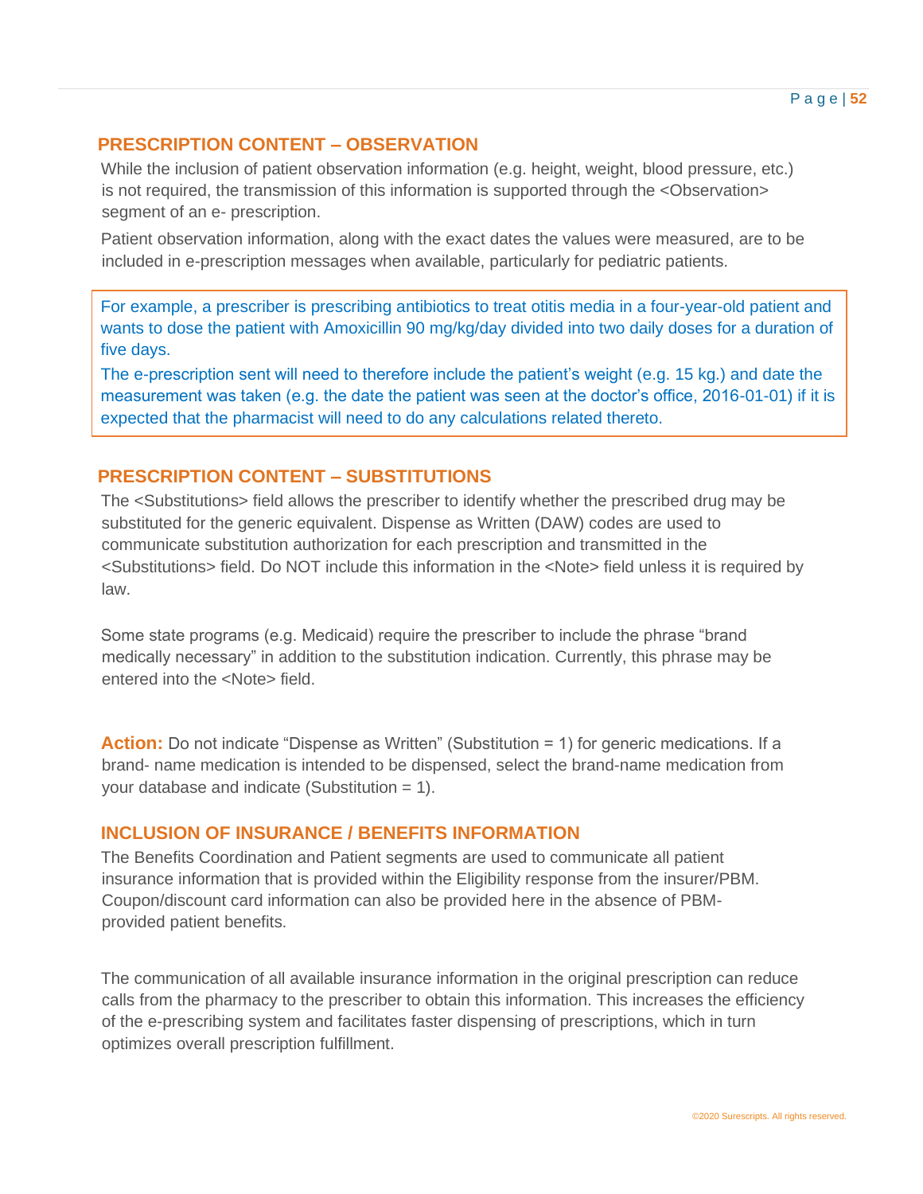## PRESCRIPTION CONTENT – OBSERVATION

While the inclusion of patient observation information (e.g. height, weight, blood pressure, etc.) is not required, the transmission of this information is supported through the <Observation> segment of an e- prescription.

Patient observation information, along with the exact dates the values were measured, are to be included in e-prescription messages when available, particularly for pediatric patients.

> For example, a prescriber is prescribing antibiotics to treat otitis media in a four-year-old patient and wants to dose the patient with Amoxicillin 90 mg/kg/day divided into two daily doses for a duration of five days.
>
> The e-prescription sent will need to therefore include the patient's weight (e.g. 15 kg.) and date the measurement was taken (e.g. the date the patient was seen at the doctor's office, 2016-01-01) if it is expected that the pharmacist will need to do any calculations related thereto.

## PRESCRIPTION CONTENT – SUBSTITUTIONS

The <Substitutions> field allows the prescriber to identify whether the prescribed drug may be substituted for the generic equivalent. Dispense as Written (DAW) codes are used to communicate substitution authorization for each prescription and transmitted in the <Substitutions> field. Do NOT include this information in the <Note> field unless it is required by law.

Some state programs (e.g. Medicaid) require the prescriber to include the phrase "brand medically necessary" in addition to the substitution indication. Currently, this phrase may be entered into the <Note> field.

**Action:** Do not indicate "Dispense as Written" (Substitution = 1) for generic medications. If a brand- name medication is intended to be dispensed, select the brand-name medication from your database and indicate (Substitution = 1).

## INCLUSION OF INSURANCE / BENEFITS INFORMATION

The Benefits Coordination and Patient segments are used to communicate all patient insurance information that is provided within the Eligibility response from the insurer/PBM. Coupon/discount card information can also be provided here in the absence of PBM-provided patient benefits.

The communication of all available insurance information in the original prescription can reduce calls from the pharmacy to the prescriber to obtain this information. This increases the efficiency of the e-prescribing system and facilitates faster dispensing of prescriptions, which in turn optimizes overall prescription fulfillment.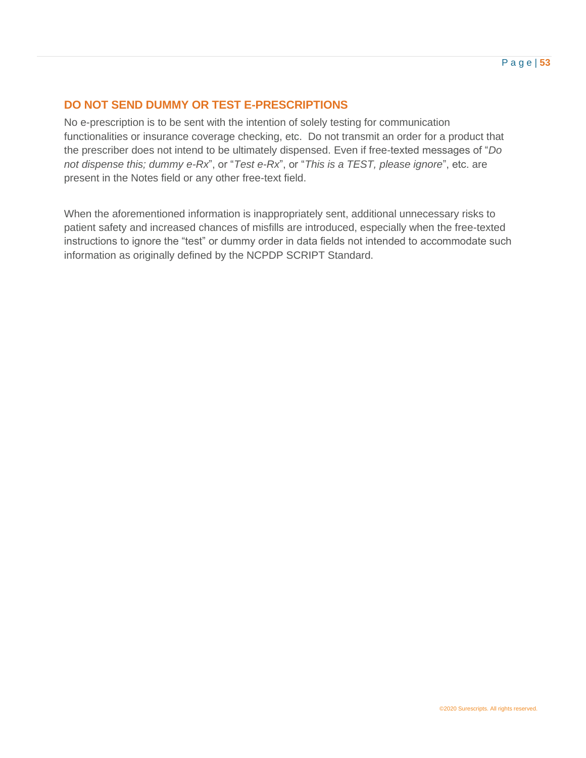## DO NOT SEND DUMMY OR TEST E-PRESCRIPTIONS

No e-prescription is to be sent with the intention of solely testing for communication functionalities or insurance coverage checking, etc. Do not transmit an order for a product that the prescriber does not intend to be ultimately dispensed. Even if free-texted messages of "*Do not dispense this; dummy e-Rx*", or "*Test e-Rx*", or "*This is a TEST, please ignore*", etc. are present in the Notes field or any other free-text field.

When the aforementioned information is inappropriately sent, additional unnecessary risks to patient safety and increased chances of misfills are introduced, especially when the free-texted instructions to ignore the "test" or dummy order in data fields not intended to accommodate such information as originally defined by the NCPDP SCRIPT Standard.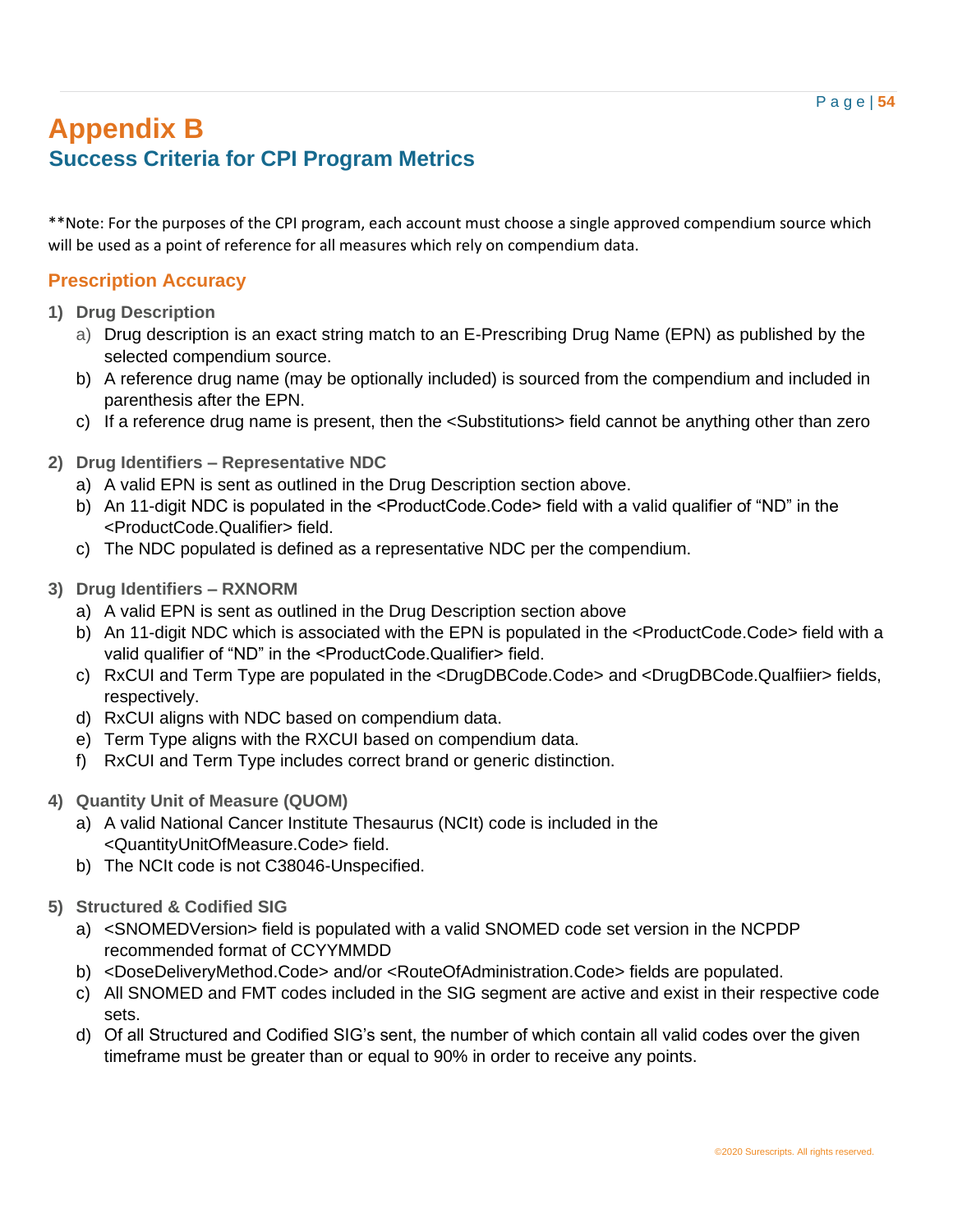# Appendix B

## Success Criteria for CPI Program Metrics

**Note: For the purposes of the CPI program, each account must choose a single approved compendium source which will be used as a point of reference for all measures which rely on compendium data.

### Prescription Accuracy

1) **Drug Description**
   a) Drug description is an exact string match to an E-Prescribing Drug Name (EPN) as published by the selected compendium source.
   b) A reference drug name (may be optionally included) is sourced from the compendium and included in parenthesis after the EPN.
   c) If a reference drug name is present, then the <Substitutions> field cannot be anything other than zero

2) **Drug Identifiers – Representative NDC**
   a) A valid EPN is sent as outlined in the Drug Description section above.
   b) An 11-digit NDC is populated in the <ProductCode.Code> field with a valid qualifier of "ND" in the <ProductCode.Qualifier> field.
   c) The NDC populated is defined as a representative NDC per the compendium.

3) **Drug Identifiers – RXNORM**
   a) A valid EPN is sent as outlined in the Drug Description section above
   b) An 11-digit NDC which is associated with the EPN is populated in the <ProductCode.Code> field with a valid qualifier of "ND" in the <ProductCode.Qualifier> field.
   c) RxCUI and Term Type are populated in the <DrugDBCode.Code> and <DrugDBCode.Qualfiier> fields, respectively.
   d) RxCUI aligns with NDC based on compendium data.
   e) Term Type aligns with the RXCUI based on compendium data.
   f) RxCUI and Term Type includes correct brand or generic distinction.

4) **Quantity Unit of Measure (QUOM)**
   a) A valid National Cancer Institute Thesaurus (NCIt) code is included in the <QuantityUnitOfMeasure.Code> field.
   b) The NCIt code is not C38046-Unspecified.

5) **Structured & Codified SIG**
   a) <SNOMEDVersion> field is populated with a valid SNOMED code set version in the NCPDP recommended format of CCYYMMDD
   b) <DoseDeliveryMethod.Code> and/or <RouteOfAdministration.Code> fields are populated.
   c) All SNOMED and FMT codes included in the SIG segment are active and exist in their respective code sets.
   d) Of all Structured and Codified SIG's sent, the number of which contain all valid codes over the given timeframe must be greater than or equal to 90% in order to receive any points.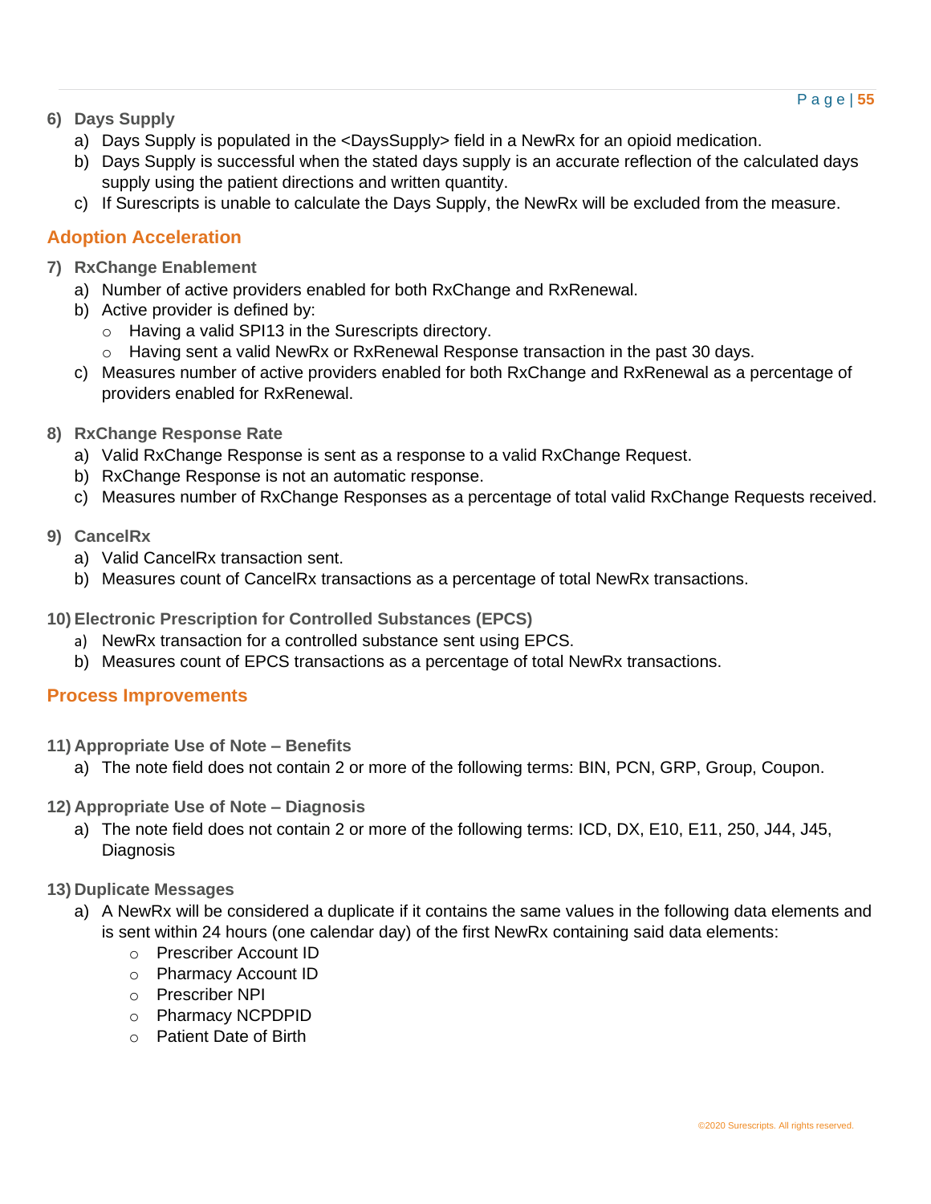6) **Days Supply**
   a) Days Supply is populated in the <DaysSupply> field in a NewRx for an opioid medication.
   b) Days Supply is successful when the stated days supply is an accurate reflection of the calculated days supply using the patient directions and written quantity.
   c) If Surescripts is unable to calculate the Days Supply, the NewRx will be excluded from the measure.

## Adoption Acceleration

7) **RxChange Enablement**
   a) Number of active providers enabled for both RxChange and RxRenewal.
   b) Active provider is defined by:
      - Having a valid SPI13 in the Surescripts directory.
      - Having sent a valid NewRx or RxRenewal Response transaction in the past 30 days.
   c) Measures number of active providers enabled for both RxChange and RxRenewal as a percentage of providers enabled for RxRenewal.

8) **RxChange Response Rate**
   a) Valid RxChange Response is sent as a response to a valid RxChange Request.
   b) RxChange Response is not an automatic response.
   c) Measures number of RxChange Responses as a percentage of total valid RxChange Requests received.

9) **CancelRx**
   a) Valid CancelRx transaction sent.
   b) Measures count of CancelRx transactions as a percentage of total NewRx transactions.

10) **Electronic Prescription for Controlled Substances (EPCS)**
    a) NewRx transaction for a controlled substance sent using EPCS.
    b) Measures count of EPCS transactions as a percentage of total NewRx transactions.

## Process Improvements

11) **Appropriate Use of Note – Benefits**
    a) The note field does not contain 2 or more of the following terms: BIN, PCN, GRP, Group, Coupon.

12) **Appropriate Use of Note – Diagnosis**
    a) The note field does not contain 2 or more of the following terms: ICD, DX, E10, E11, 250, J44, J45, Diagnosis

13) **Duplicate Messages**
    a) A NewRx will be considered a duplicate if it contains the same values in the following data elements and is sent within 24 hours (one calendar day) of the first NewRx containing said data elements:
       - Prescriber Account ID
       - Pharmacy Account ID
       - Prescriber NPI
       - Pharmacy NCPDPID
       - Patient Date of Birth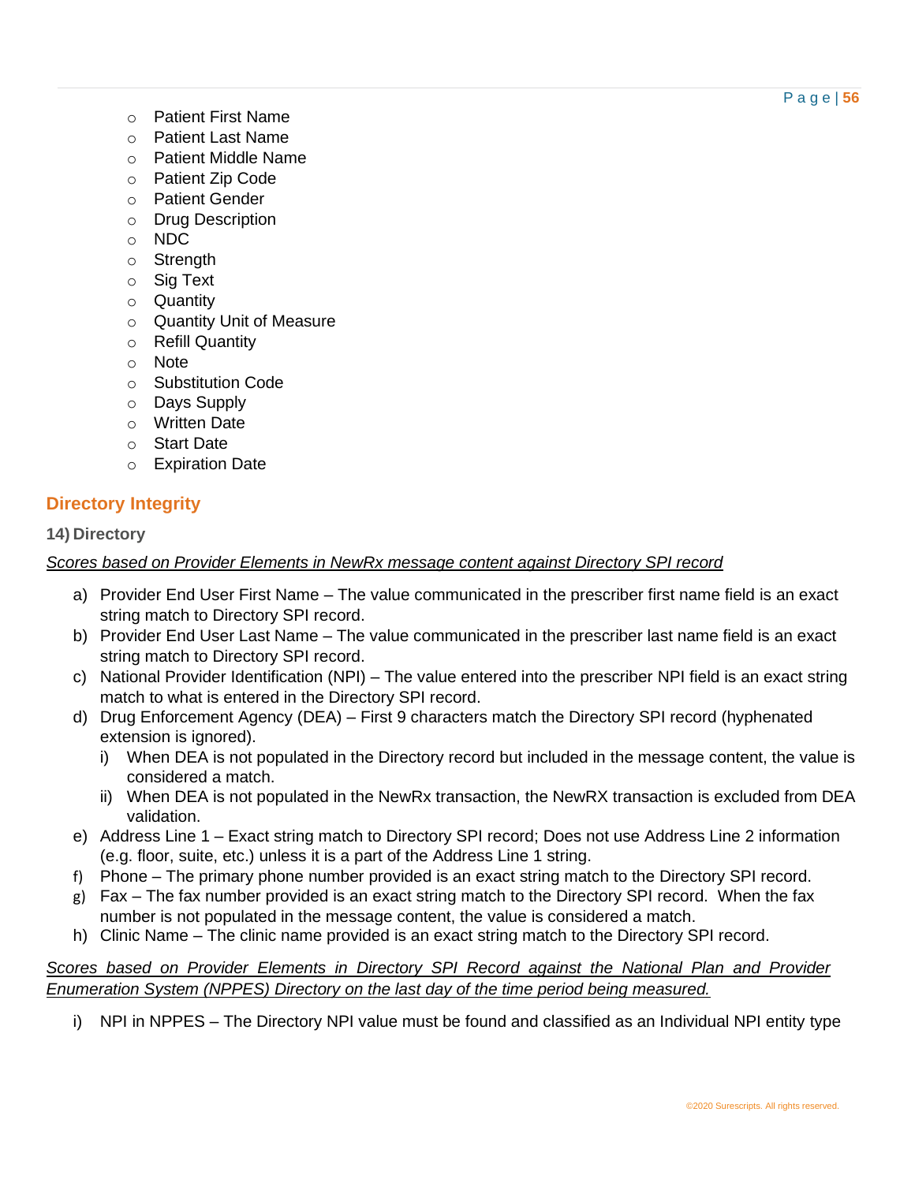- Patient First Name
- Patient Last Name
- Patient Middle Name
- Patient Zip Code
- Patient Gender
- Drug Description
- NDC
- Strength
- Sig Text
- Quantity
- Quantity Unit of Measure
- Refill Quantity
- Note
- Substitution Code
- Days Supply
- Written Date
- Start Date
- Expiration Date

## Directory Integrity

### 14) Directory

*Scores based on Provider Elements in NewRx message content against Directory SPI record*

a) Provider End User First Name – The value communicated in the prescriber first name field is an exact string match to Directory SPI record.
b) Provider End User Last Name – The value communicated in the prescriber last name field is an exact string match to Directory SPI record.
c) National Provider Identification (NPI) – The value entered into the prescriber NPI field is an exact string match to what is entered in the Directory SPI record.
d) Drug Enforcement Agency (DEA) – First 9 characters match the Directory SPI record (hyphenated extension is ignored).
   i) When DEA is not populated in the Directory record but included in the message content, the value is considered a match.
   ii) When DEA is not populated in the NewRx transaction, the NewRX transaction is excluded from DEA validation.
e) Address Line 1 – Exact string match to Directory SPI record; Does not use Address Line 2 information (e.g. floor, suite, etc.) unless it is a part of the Address Line 1 string.
f) Phone – The primary phone number provided is an exact string match to the Directory SPI record.
g) Fax – The fax number provided is an exact string match to the Directory SPI record. When the fax number is not populated in the message content, the value is considered a match.
h) Clinic Name – The clinic name provided is an exact string match to the Directory SPI record.

*Scores based on Provider Elements in Directory SPI Record against the National Plan and Provider Enumeration System (NPPES) Directory on the last day of the time period being measured.*

i) NPI in NPPES – The Directory NPI value must be found and classified as an Individual NPI entity type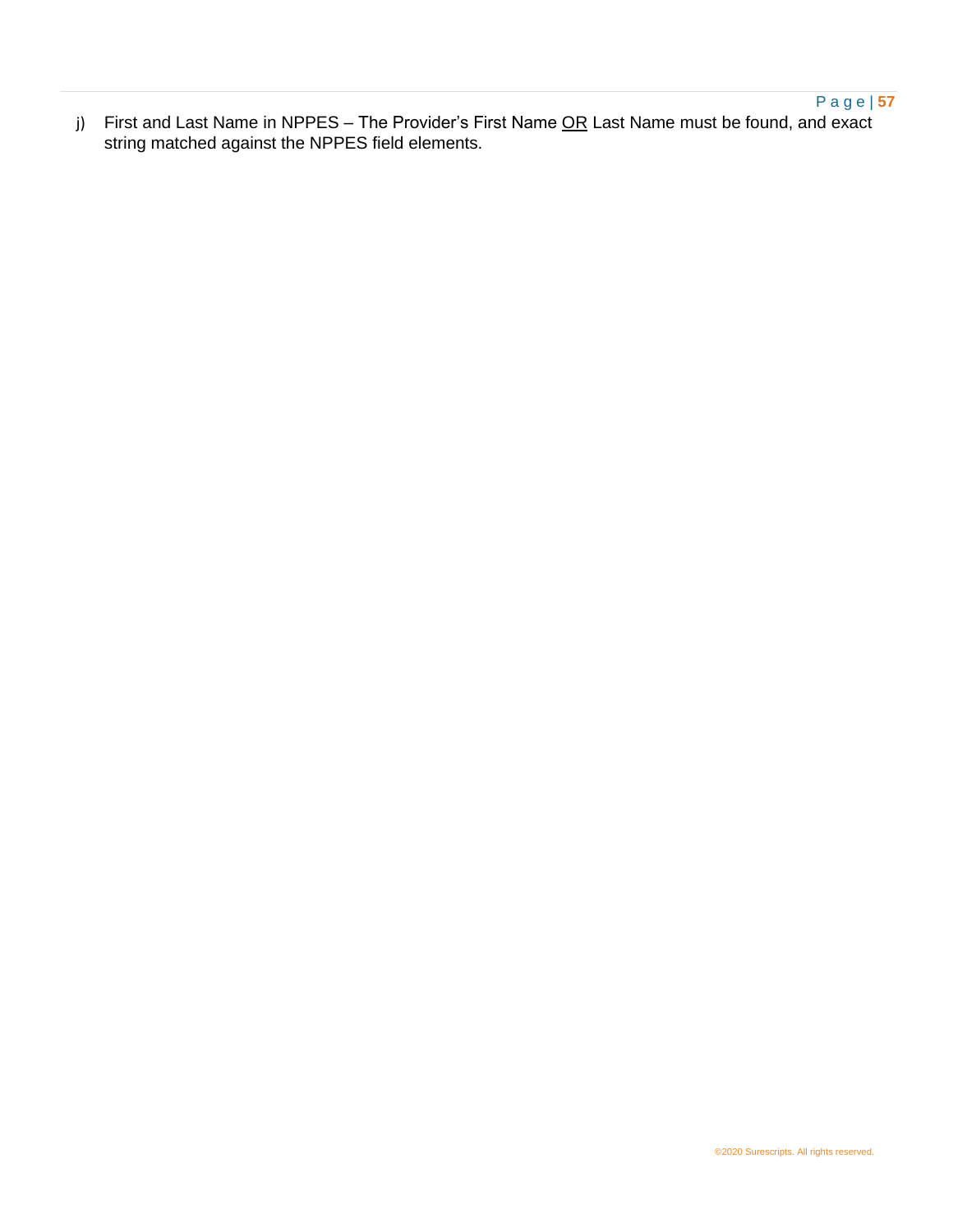j) First and Last Name in NPPES – The Provider's First Name <u>OR</u> Last Name must be found, and exact string matched against the NPPES field elements.